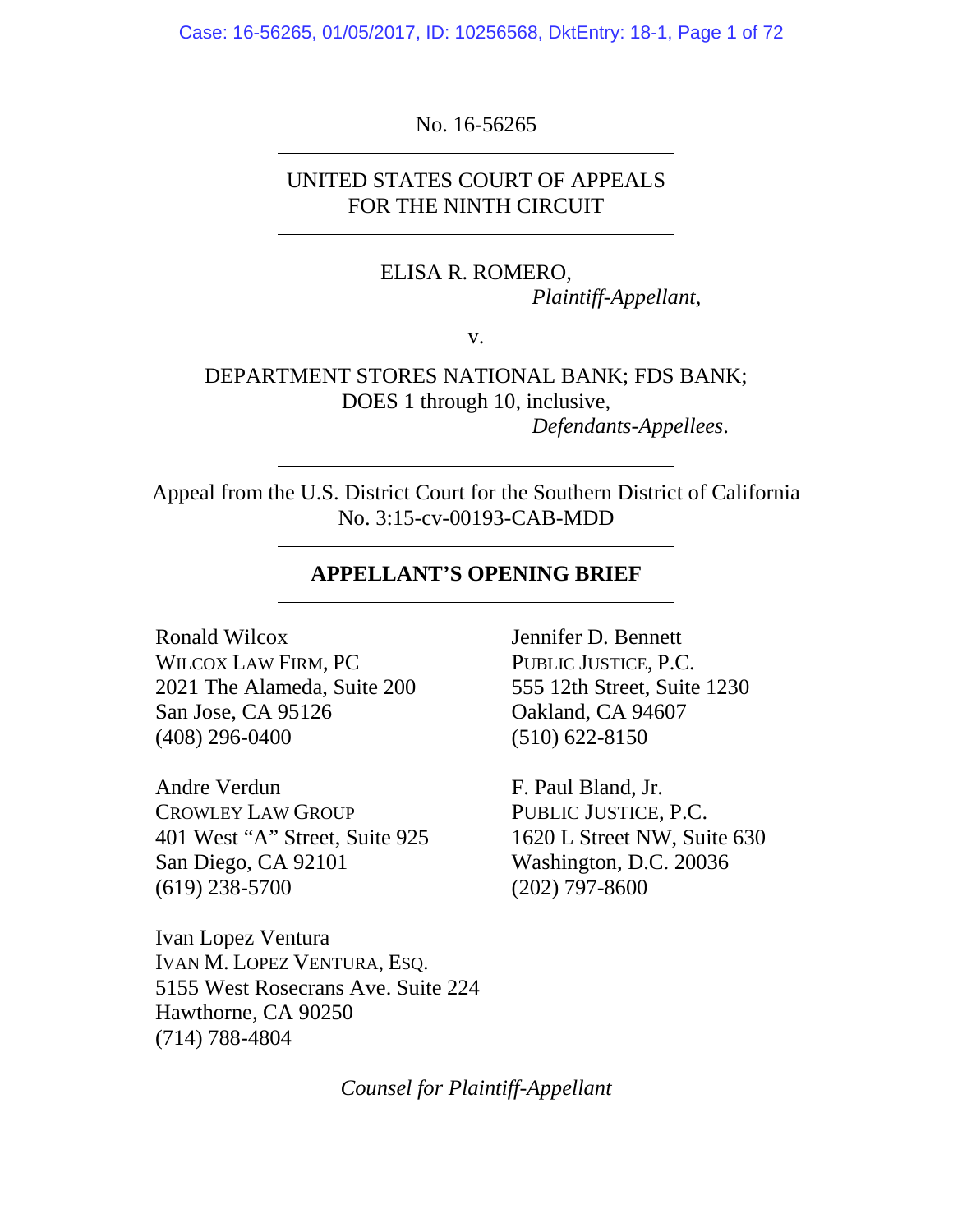No. 16-56265

---

UNITED STATES COURT OF APPEALS
FOR THE NINTH CIRCUIT

---

ELISA R. ROMERO,
*Plaintiff-Appellant*,

v.

DEPARTMENT STORES NATIONAL BANK; FDS BANK;
DOES 1 through 10, inclusive,
*Defendants-Appellees*.

---

Appeal from the U.S. District Court for the Southern District of California
No. 3:15-cv-00193-CAB-MDD

---

**APPELLANT'S OPENING BRIEF**

---

Ronald Wilcox
WILCOX LAW FIRM, PC
2021 The Alameda, Suite 200
San Jose, CA 95126
(408) 296-0400

Andre Verdun
CROWLEY LAW GROUP
401 West "A" Street, Suite 925
San Diego, CA 92101
(619) 238-5700

Ivan Lopez Ventura
IVAN M. LOPEZ VENTURA, ESQ.
5155 West Rosecrans Ave. Suite 224
Hawthorne, CA 90250
(714) 788-4804

Jennifer D. Bennett
PUBLIC JUSTICE, P.C.
555 12th Street, Suite 1230
Oakland, CA 94607
(510) 622-8150

F. Paul Bland, Jr.
PUBLIC JUSTICE, P.C.
1620 L Street NW, Suite 630
Washington, D.C. 20036
(202) 797-8600

*Counsel for Plaintiff-Appellant*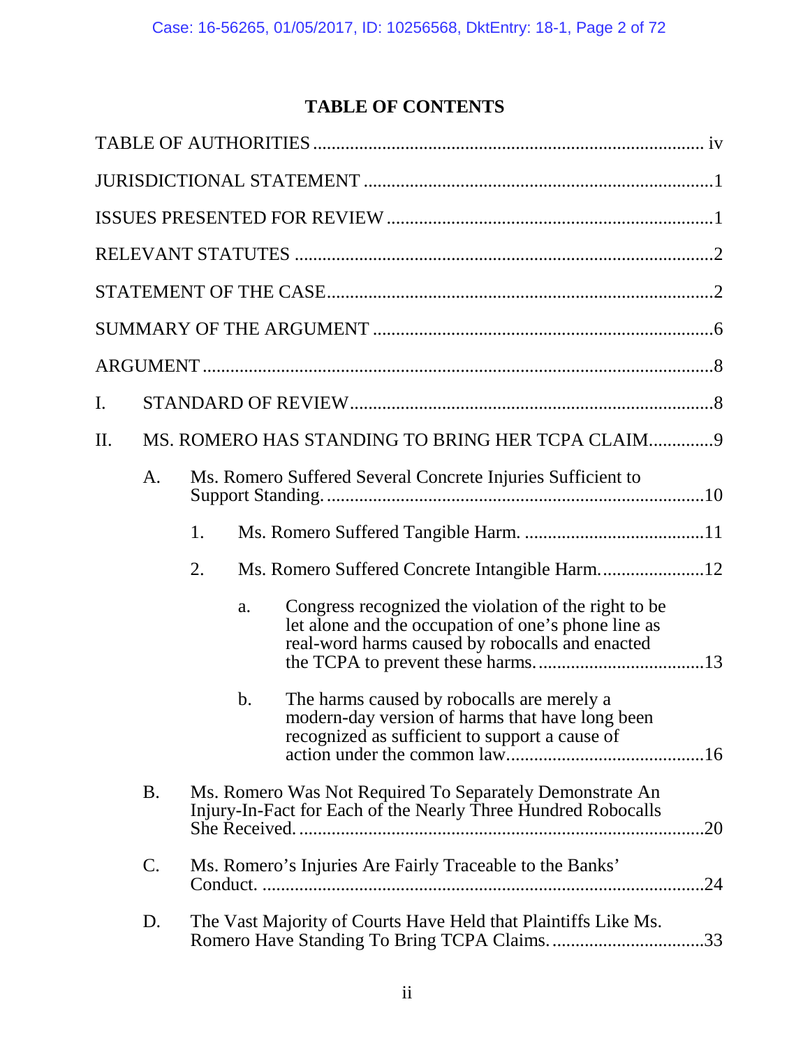# TABLE OF CONTENTS

TABLE OF AUTHORITIES .................................................................................... iv

JURISDICTIONAL STATEMENT ...........................................................................1

ISSUES PRESENTED FOR REVIEW ......................................................................1

RELEVANT STATUTES .........................................................................................2

STATEMENT OF THE CASE..................................................................................2

SUMMARY OF THE ARGUMENT .........................................................................6

ARGUMENT ...............................................................................................................8

I. STANDARD OF REVIEW..............................................................................8

II. MS. ROMERO HAS STANDING TO BRING HER TCPA CLAIM..............9

   A. Ms. Romero Suffered Several Concrete Injuries Sufficient to Support Standing. ..................................................................................10

      1. Ms. Romero Suffered Tangible Harm. .......................................11

      2. Ms. Romero Suffered Concrete Intangible Harm. ......................12

         a. Congress recognized the violation of the right to be let alone and the occupation of one's phone line as real-word harms caused by robocalls and enacted the TCPA to prevent these harms. ...................................13

         b. The harms caused by robocalls are merely a modern-day version of harms that have long been recognized as sufficient to support a cause of action under the common law..........................................16

   B. Ms. Romero Was Not Required To Separately Demonstrate An Injury-In-Fact for Each of the Nearly Three Hundred Robocalls She Received. ......................................................................................20

   C. Ms. Romero's Injuries Are Fairly Traceable to the Banks' Conduct. ...............................................................................................24

   D. The Vast Majority of Courts Have Held that Plaintiffs Like Ms. Romero Have Standing To Bring TCPA Claims. .................................33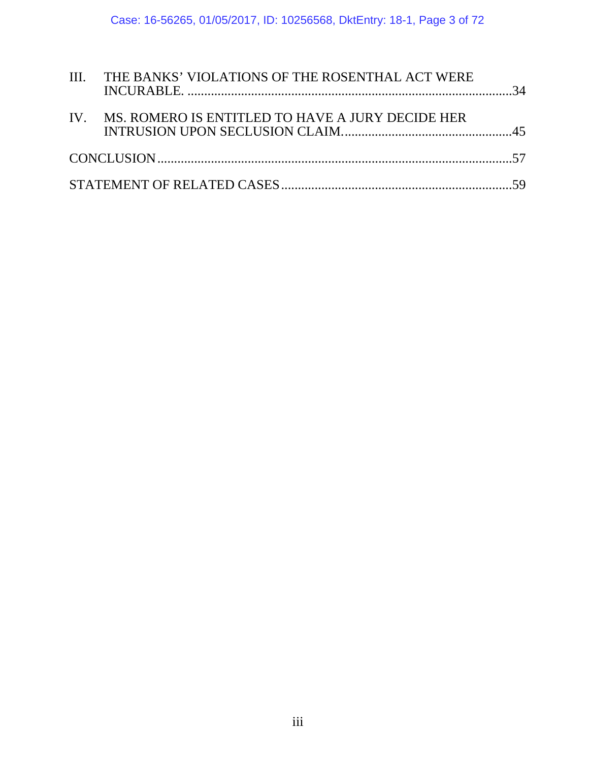III. THE BANKS' VIOLATIONS OF THE ROSENTHAL ACT WERE INCURABLE. ....................................................................................................34

IV. MS. ROMERO IS ENTITLED TO HAVE A JURY DECIDE HER INTRUSION UPON SECLUSION CLAIM. ..................................................45

CONCLUSION ..........................................................................................................57

STATEMENT OF RELATED CASES ....................................................................59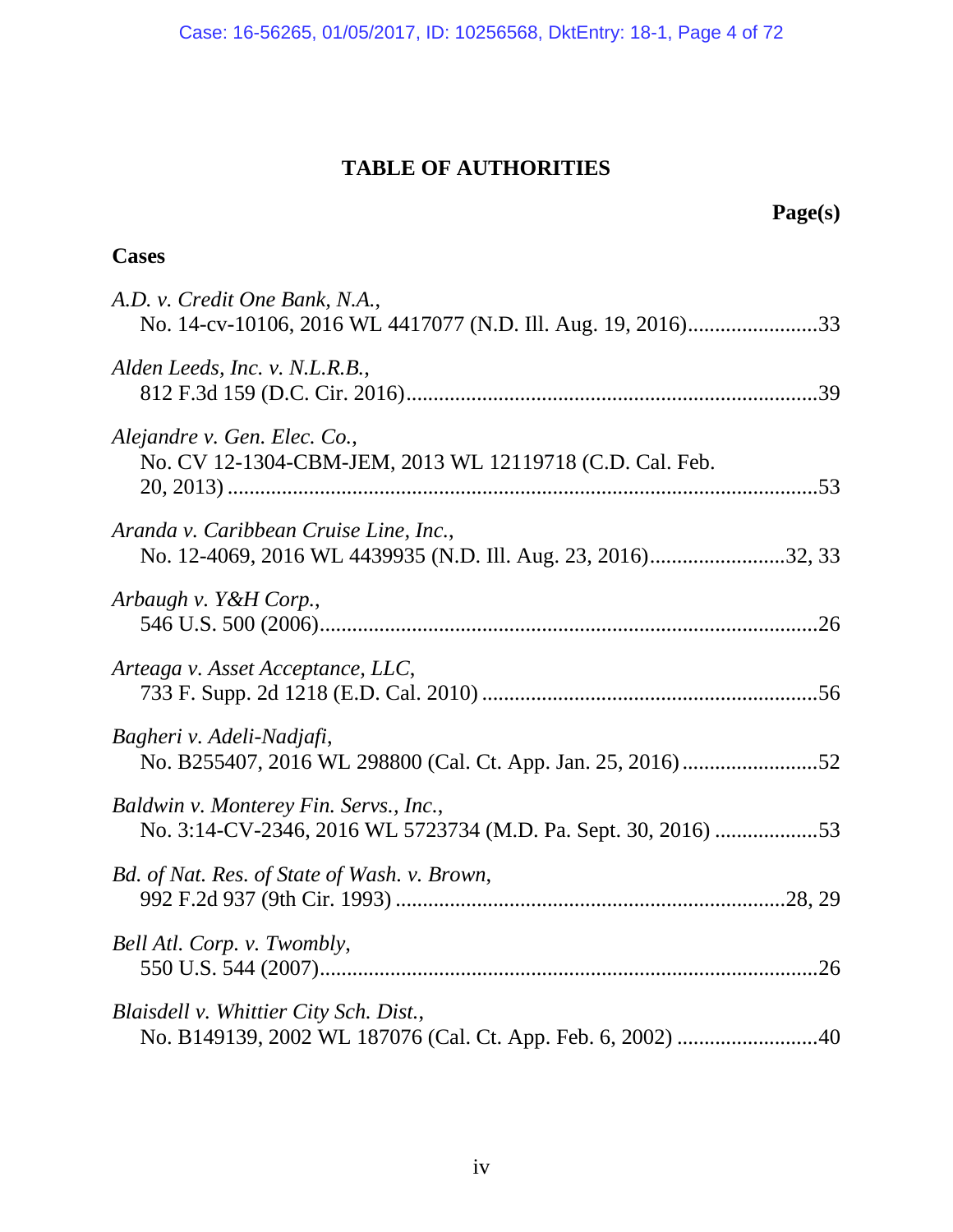# TABLE OF AUTHORITIES

**Page(s)**

## Cases

*A.D. v. Credit One Bank, N.A.*,
No. 14-cv-10106, 2016 WL 4417077 (N.D. Ill. Aug. 19, 2016)........................33

*Alden Leeds, Inc. v. N.L.R.B.*,
812 F.3d 159 (D.C. Cir. 2016)...........................................................................39

*Alejandre v. Gen. Elec. Co.*,
No. CV 12-1304-CBM-JEM, 2013 WL 12119718 (C.D. Cal. Feb. 20, 2013) ............................................................................................................53

*Aranda v. Caribbean Cruise Line, Inc.*,
No. 12-4069, 2016 WL 4439935 (N.D. Ill. Aug. 23, 2016).........................32, 33

*Arbaugh v. Y&H Corp.*,
546 U.S. 500 (2006)...........................................................................................26

*Arteaga v. Asset Acceptance, LLC*,
733 F. Supp. 2d 1218 (E.D. Cal. 2010) .............................................................56

*Bagheri v. Adeli-Nadjafi*,
No. B255407, 2016 WL 298800 (Cal. Ct. App. Jan. 25, 2016).........................52

*Baldwin v. Monterey Fin. Servs., Inc.*,
No. 3:14-CV-2346, 2016 WL 5723734 (M.D. Pa. Sept. 30, 2016) ...................53

*Bd. of Nat. Res. of State of Wash. v. Brown*,
992 F.2d 937 (9th Cir. 1993) .......................................................................28, 29

*Bell Atl. Corp. v. Twombly*,
550 U.S. 544 (2007)...........................................................................................26

*Blaisdell v. Whittier City Sch. Dist.*,
No. B149139, 2002 WL 187076 (Cal. Ct. App. Feb. 6, 2002) ..........................40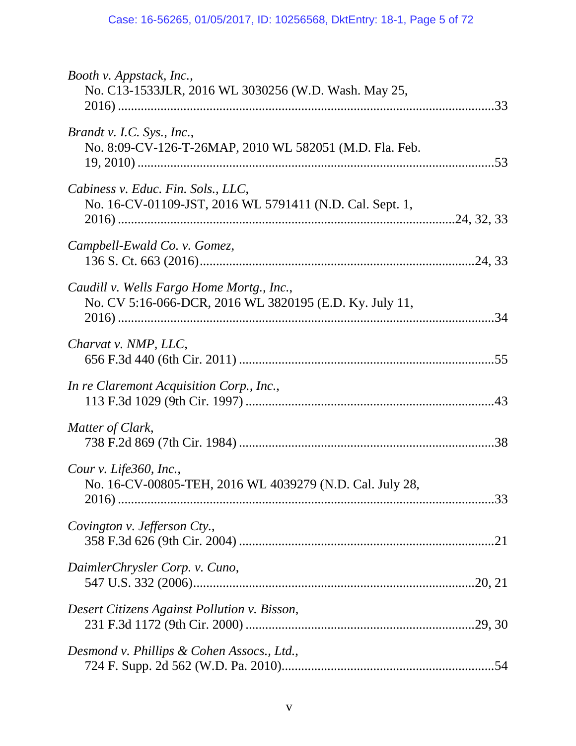*Booth v. Appstack, Inc.*,
No. C13-1533JLR, 2016 WL 3030256 (W.D. Wash. May 25, 2016) ....................................................................................................33

*Brandt v. I.C. Sys., Inc.*,
No. 8:09-CV-126-T-26MAP, 2010 WL 582051 (M.D. Fla. Feb. 19, 2010) ..........................................................................................53

*Cabiness v. Educ. Fin. Sols., LLC*,
No. 16-CV-01109-JST, 2016 WL 5791411 (N.D. Cal. Sept. 1, 2016) ...................................................................................24, 32, 33

*Campbell-Ewald Co. v. Gomez*,
136 S. Ct. 663 (2016)...................................................................................24, 33

*Caudill v. Wells Fargo Home Mortg., Inc.*,
No. CV 5:16-066-DCR, 2016 WL 3820195 (E.D. Ky. July 11, 2016) ....................................................................................................34

*Charvat v. NMP, LLC*,
656 F.3d 440 (6th Cir. 2011) ..............................................................................55

*In re Claremont Acquisition Corp., Inc.*,
113 F.3d 1029 (9th Cir. 1997) ............................................................................43

*Matter of Clark*,
738 F.2d 869 (7th Cir. 1984) ..............................................................................38

*Cour v. Life360, Inc.*,
No. 16-CV-00805-TEH, 2016 WL 4039279 (N.D. Cal. July 28, 2016) ....................................................................................................33

*Covington v. Jefferson Cty.*,
358 F.3d 626 (9th Cir. 2004) ..............................................................................21

*DaimlerChrysler Corp. v. Cuno*,
547 U.S. 332 (2006)...................................................................................20, 21

*Desert Citizens Against Pollution v. Bisson*,
231 F.3d 1172 (9th Cir. 2000) ......................................................................29, 30

*Desmond v. Phillips & Cohen Assocs., Ltd.*,
724 F. Supp. 2d 562 (W.D. Pa. 2010).................................................................54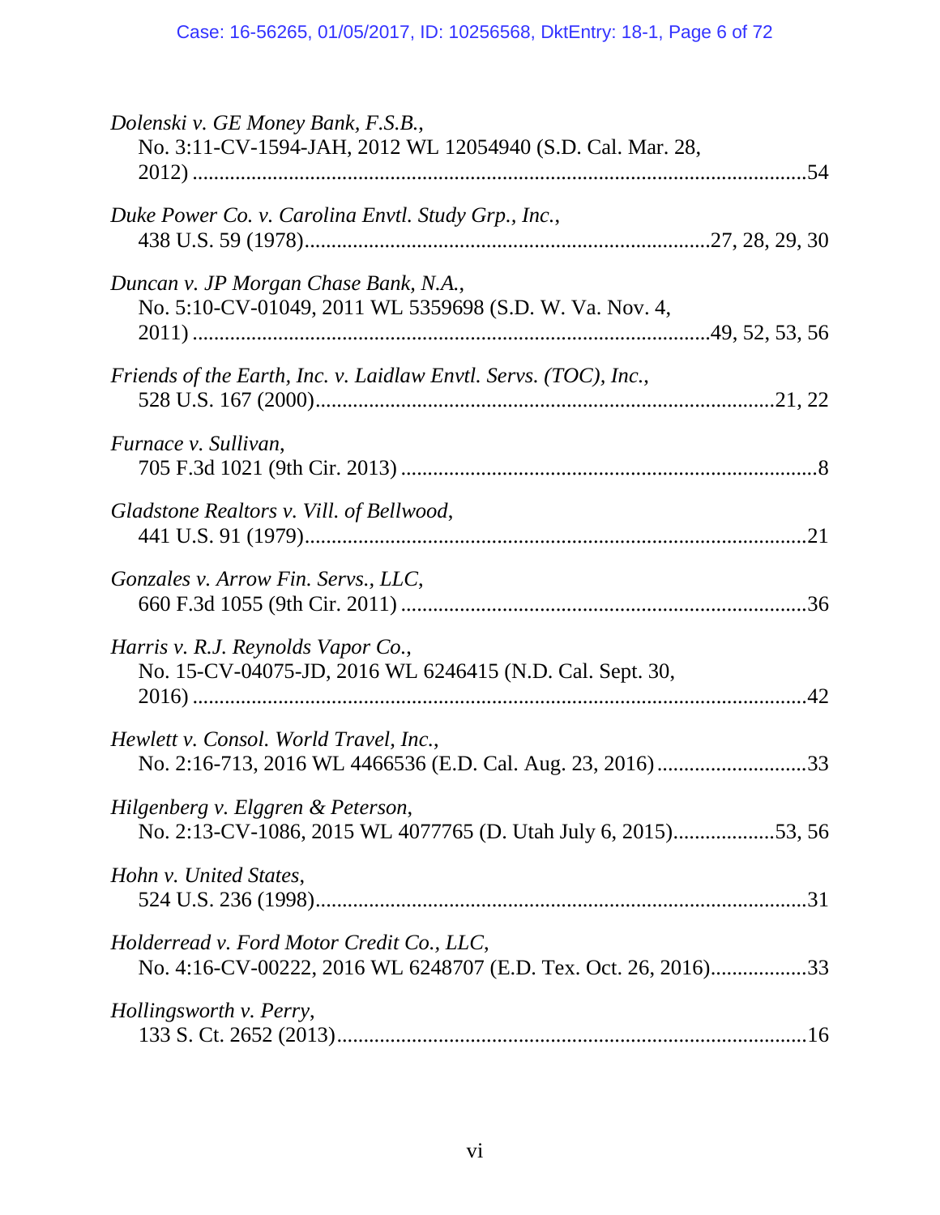*Dolenski v. GE Money Bank, F.S.B.*,
No. 3:11-CV-1594-JAH, 2012 WL 12054940 (S.D. Cal. Mar. 28, 2012) ....................................................................................................54

*Duke Power Co. v. Carolina Envtl. Study Grp., Inc.*,
438 U.S. 59 (1978).............................................................................27, 28, 29, 30

*Duncan v. JP Morgan Chase Bank, N.A.*,
No. 5:10-CV-01049, 2011 WL 5359698 (S.D. W. Va. Nov. 4, 2011) ..................................................................................................49, 52, 53, 56

*Friends of the Earth, Inc. v. Laidlaw Envtl. Servs. (TOC), Inc.*,
528 U.S. 167 (2000).......................................................................................21, 22

*Furnace v. Sullivan*,
705 F.3d 1021 (9th Cir. 2013) ..............................................................................8

*Gladstone Realtors v. Vill. of Bellwood*,
441 U.S. 91 (1979)..............................................................................................21

*Gonzales v. Arrow Fin. Servs., LLC*,
660 F.3d 1055 (9th Cir. 2011) ............................................................................36

*Harris v. R.J. Reynolds Vapor Co.*,
No. 15-CV-04075-JD, 2016 WL 6246415 (N.D. Cal. Sept. 30, 2016) .....................................................................................................................42

*Hewlett v. Consol. World Travel, Inc.*,
No. 2:16-713, 2016 WL 4466536 (E.D. Cal. Aug. 23, 2016) ............................33

*Hilgenberg v. Elggren & Peterson*,
No. 2:13-CV-1086, 2015 WL 4077765 (D. Utah July 6, 2015)...................53, 56

*Hohn v. United States*,
524 U.S. 236 (1998)............................................................................................31

*Holderread v. Ford Motor Credit Co., LLC*,
No. 4:16-CV-00222, 2016 WL 6248707 (E.D. Tex. Oct. 26, 2016)..................33

*Hollingsworth v. Perry*,
133 S. Ct. 2652 (2013)........................................................................................16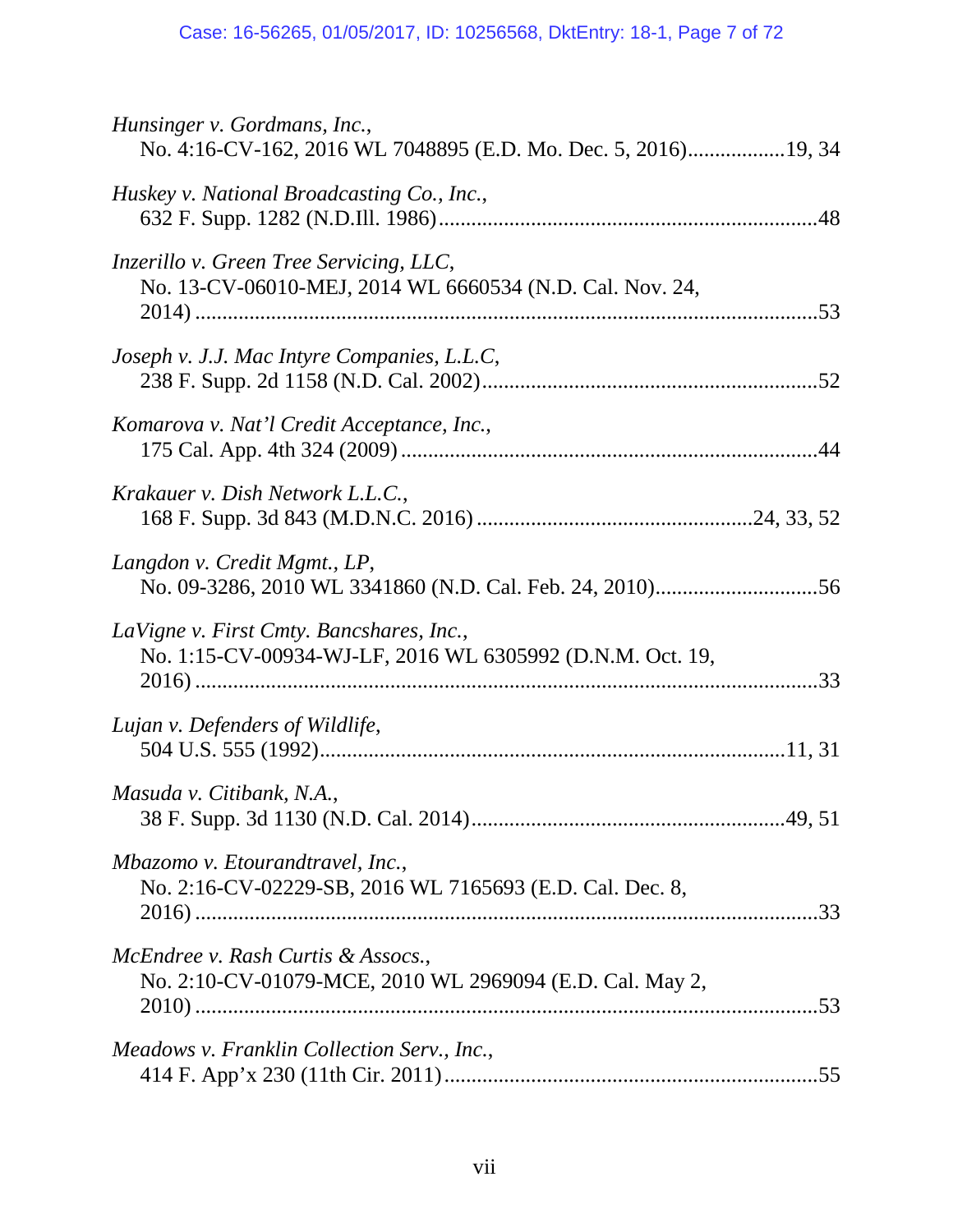*Hunsinger v. Gordmans, Inc.*,
No. 4:16-CV-162, 2016 WL 7048895 (E.D. Mo. Dec. 5, 2016)..................19, 34

*Huskey v. National Broadcasting Co., Inc.*,
632 F. Supp. 1282 (N.D.Ill. 1986).....................................................................48

*Inzerillo v. Green Tree Servicing, LLC*,
No. 13-CV-06010-MEJ, 2014 WL 6660534 (N.D. Cal. Nov. 24, 2014) ..................................................................................................53

*Joseph v. J.J. Mac Intyre Companies, L.L.C*,
238 F. Supp. 2d 1158 (N.D. Cal. 2002).............................................................52

*Komarova v. Nat'l Credit Acceptance, Inc.*,
175 Cal. App. 4th 324 (2009) ............................................................................44

*Krakauer v. Dish Network L.L.C.*,
168 F. Supp. 3d 843 (M.D.N.C. 2016) ..................................................24, 33, 52

*Langdon v. Credit Mgmt., LP*,
No. 09-3286, 2010 WL 3341860 (N.D. Cal. Feb. 24, 2010)..............................56

*LaVigne v. First Cmty. Bancshares, Inc.*,
No. 1:15-CV-00934-WJ-LF, 2016 WL 6305992 (D.N.M. Oct. 19, 2016) ..................................................................................................33

*Lujan v. Defenders of Wildlife*,
504 U.S. 555 (1992).....................................................................................11, 31

*Masuda v. Citibank, N.A.*,
38 F. Supp. 3d 1130 (N.D. Cal. 2014)..........................................................49, 51

*Mbazomo v. Etourandtravel, Inc.*,
No. 2:16-CV-02229-SB, 2016 WL 7165693 (E.D. Cal. Dec. 8, 2016) ..................................................................................................33

*McEndree v. Rash Curtis & Assocs.*,
No. 2:10-CV-01079-MCE, 2010 WL 2969094 (E.D. Cal. May 2, 2010) ..................................................................................................53

*Meadows v. Franklin Collection Serv., Inc.*,
414 F. App'x 230 (11th Cir. 2011)....................................................................55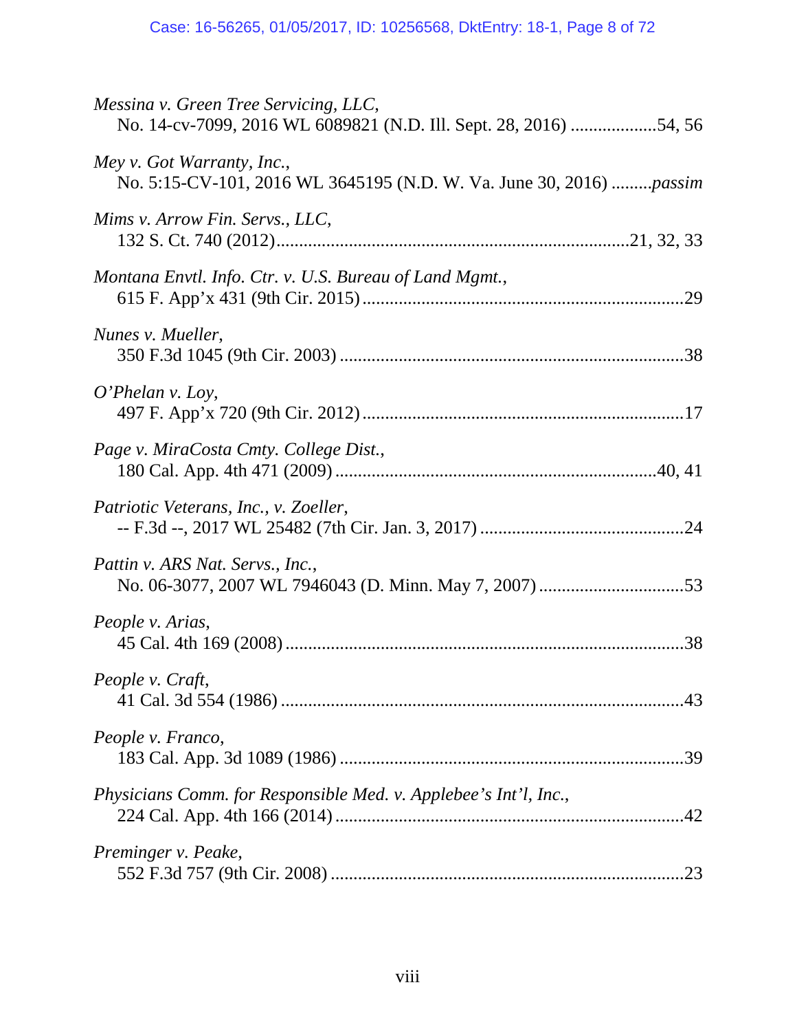*Messina v. Green Tree Servicing, LLC*,
No. 14-cv-7099, 2016 WL 6089821 (N.D. Ill. Sept. 28, 2016) ...................54, 56

*Mey v. Got Warranty, Inc.*,
No. 5:15-CV-101, 2016 WL 3645195 (N.D. W. Va. June 30, 2016) .........*passim*

*Mims v. Arrow Fin. Servs., LLC*,
132 S. Ct. 740 (2012)...........................................................................21, 32, 33

*Montana Envtl. Info. Ctr. v. U.S. Bureau of Land Mgmt.*,
615 F. App'x 431 (9th Cir. 2015) .....................................................................29

*Nunes v. Mueller*,
350 F.3d 1045 (9th Cir. 2003) ..........................................................................38

*O'Phelan v. Loy*,
497 F. App'x 720 (9th Cir. 2012) .....................................................................17

*Page v. MiraCosta Cmty. College Dist.*,
180 Cal. App. 4th 471 (2009) ......................................................................40, 41

*Patriotic Veterans, Inc., v. Zoeller*,
-- F.3d --, 2017 WL 25482 (7th Cir. Jan. 3, 2017) ............................................24

*Pattin v. ARS Nat. Servs., Inc.*,
No. 06-3077, 2007 WL 7946043 (D. Minn. May 7, 2007) ...............................53

*People v. Arias*,
45 Cal. 4th 169 (2008) ......................................................................................38

*People v. Craft*,
41 Cal. 3d 554 (1986) .......................................................................................43

*People v. Franco*,
183 Cal. App. 3d 1089 (1986) ..........................................................................39

*Physicians Comm. for Responsible Med. v. Applebee's Int'l, Inc.*,
224 Cal. App. 4th 166 (2014) ...........................................................................42

*Preminger v. Peake*,
552 F.3d 757 (9th Cir. 2008) .............................................................................23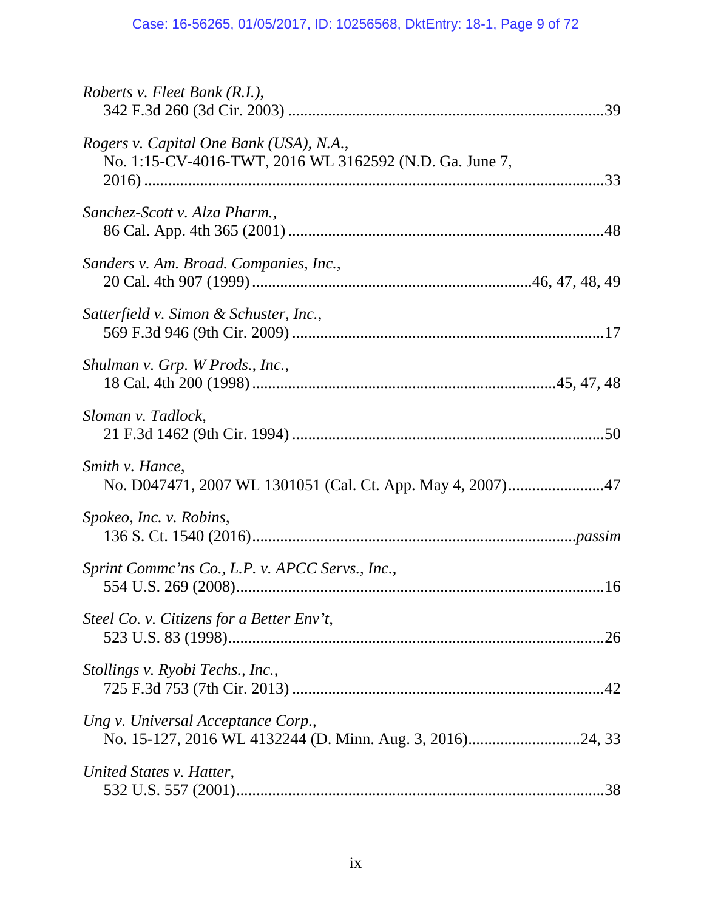*Roberts v. Fleet Bank (R.I.)*,
342 F.3d 260 (3d Cir. 2003) ....................................................................39

*Rogers v. Capital One Bank (USA), N.A.*,
No. 1:15-CV-4016-TWT, 2016 WL 3162592 (N.D. Ga. June 7, 2016) .....................................................................................................33

*Sanchez-Scott v. Alza Pharm.*,
86 Cal. App. 4th 365 (2001) ....................................................................48

*Sanders v. Am. Broad. Companies, Inc.*,
20 Cal. 4th 907 (1999) ..........................................................46, 47, 48, 49

*Satterfield v. Simon & Schuster, Inc.*,
569 F.3d 946 (9th Cir. 2009) ....................................................................17

*Shulman v. Grp. W Prods., Inc.*,
18 Cal. 4th 200 (1998) ...............................................................45, 47, 48

*Sloman v. Tadlock*,
21 F.3d 1462 (9th Cir. 1994) ....................................................................50

*Smith v. Hance*,
No. D047471, 2007 WL 1301051 (Cal. Ct. App. May 4, 2007)........................47

*Spokeo, Inc. v. Robins*,
136 S. Ct. 1540 (2016).........................................................................*passim*

*Sprint Commc'ns Co., L.P. v. APCC Servs., Inc.*,
554 U.S. 269 (2008)...................................................................................16

*Steel Co. v. Citizens for a Better Env't*,
523 U.S. 83 (1998).....................................................................................26

*Stollings v. Ryobi Techs., Inc.*,
725 F.3d 753 (7th Cir. 2013) ....................................................................42

*Ung v. Universal Acceptance Corp.*,
No. 15-127, 2016 WL 4132244 (D. Minn. Aug. 3, 2016)...........................24, 33

*United States v. Hatter*,
532 U.S. 557 (2001)...................................................................................38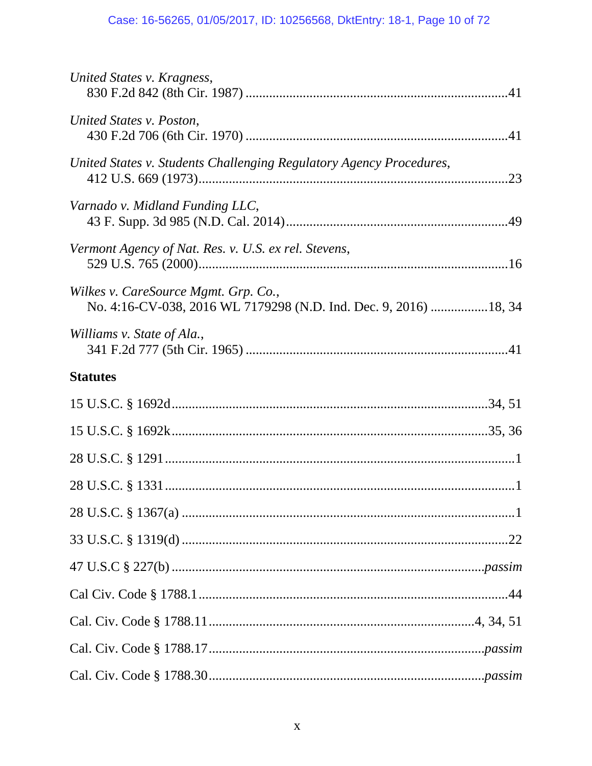*United States v. Kragness*,
830 F.2d 842 (8th Cir. 1987) ............................................................................41

*United States v. Poston*,
430 F.2d 706 (6th Cir. 1970) ............................................................................41

*United States v. Students Challenging Regulatory Agency Procedures*,
412 U.S. 669 (1973).........................................................................................23

*Varnado v. Midland Funding LLC*,
43 F. Supp. 3d 985 (N.D. Cal. 2014)................................................................49

*Vermont Agency of Nat. Res. v. U.S. ex rel. Stevens*,
529 U.S. 765 (2000)..........................................................................................16

*Wilkes v. CareSource Mgmt. Grp. Co.*,
No. 4:16-CV-038, 2016 WL 7179298 (N.D. Ind. Dec. 9, 2016) .................18, 34

*Williams v. State of Ala.*,
341 F.2d 777 (5th Cir. 1965) ............................................................................41

**Statutes**

15 U.S.C. § 1692d.............................................................................................34, 51

15 U.S.C. § 1692k.............................................................................................35, 36

28 U.S.C. § 1291.....................................................................................................1

28 U.S.C. § 1331.....................................................................................................1

28 U.S.C. § 1367(a) .................................................................................................1

33 U.S.C. § 1319(d) ...............................................................................................22

47 U.S.C § 227(b) ............................................................................................*passim*

Cal Civ. Code § 1788.1..........................................................................................44

Cal. Civ. Code § 1788.11...................................................................................4, 34, 51

Cal. Civ. Code § 1788.17...................................................................................*passim*

Cal. Civ. Code § 1788.30...................................................................................*passim*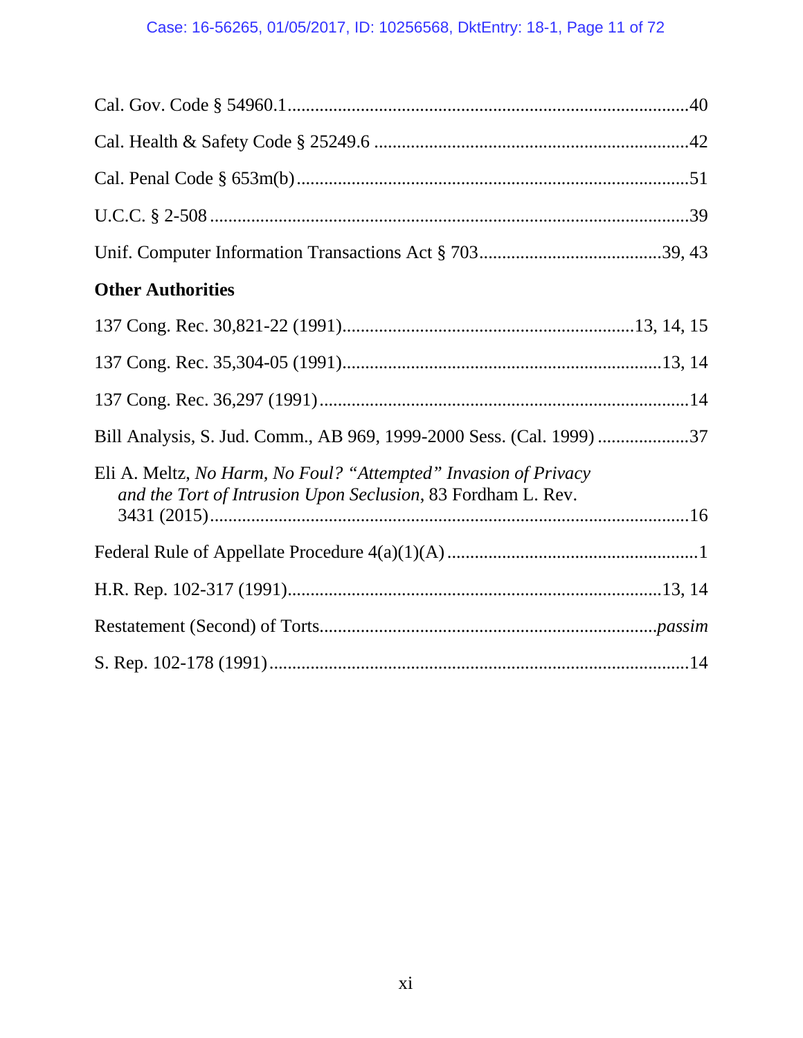Cal. Gov. Code § 54960.1 ........................................................................................40

Cal. Health & Safety Code § 25249.6 .........................................................................42

Cal. Penal Code § 653m(b) ........................................................................................51

U.C.C. § 2-508 ............................................................................................................39

Unif. Computer Information Transactions Act § 703 ...........................................39, 43

**Other Authorities**

137 Cong. Rec. 30,821-22 (1991) .....................................................................13, 14, 15

137 Cong. Rec. 35,304-05 (1991) .........................................................................13, 14

137 Cong. Rec. 36,297 (1991) ...................................................................................14

Bill Analysis, S. Jud. Comm., AB 969, 1999-2000 Sess. (Cal. 1999) .......................37

Eli A. Meltz, *No Harm, No Foul? "Attempted" Invasion of Privacy and the Tort of Intrusion Upon Seclusion*, 83 Fordham L. Rev. 3431 (2015) ......................................................................................................16

Federal Rule of Appellate Procedure 4(a)(1)(A) ..........................................................1

H.R. Rep. 102-317 (1991) .....................................................................................13, 14

Restatement (Second) of Torts ...........................................................................*passim*

S. Rep. 102-178 (1991) ...............................................................................................14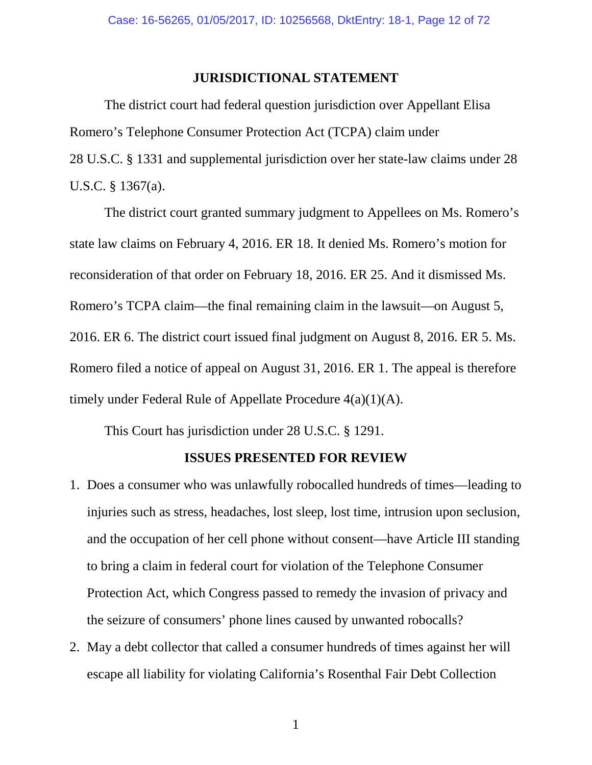## JURISDICTIONAL STATEMENT

The district court had federal question jurisdiction over Appellant Elisa Romero's Telephone Consumer Protection Act (TCPA) claim under 28 U.S.C. § 1331 and supplemental jurisdiction over her state-law claims under 28 U.S.C. § 1367(a).

The district court granted summary judgment to Appellees on Ms. Romero's state law claims on February 4, 2016. ER 18. It denied Ms. Romero's motion for reconsideration of that order on February 18, 2016. ER 25. And it dismissed Ms. Romero's TCPA claim—the final remaining claim in the lawsuit—on August 5, 2016. ER 6. The district court issued final judgment on August 8, 2016. ER 5. Ms. Romero filed a notice of appeal on August 31, 2016. ER 1. The appeal is therefore timely under Federal Rule of Appellate Procedure 4(a)(1)(A).

This Court has jurisdiction under 28 U.S.C. § 1291.

## ISSUES PRESENTED FOR REVIEW

1. Does a consumer who was unlawfully robocalled hundreds of times—leading to injuries such as stress, headaches, lost sleep, lost time, intrusion upon seclusion, and the occupation of her cell phone without consent—have Article III standing to bring a claim in federal court for violation of the Telephone Consumer Protection Act, which Congress passed to remedy the invasion of privacy and the seizure of consumers' phone lines caused by unwanted robocalls?

2. May a debt collector that called a consumer hundreds of times against her will escape all liability for violating California's Rosenthal Fair Debt Collection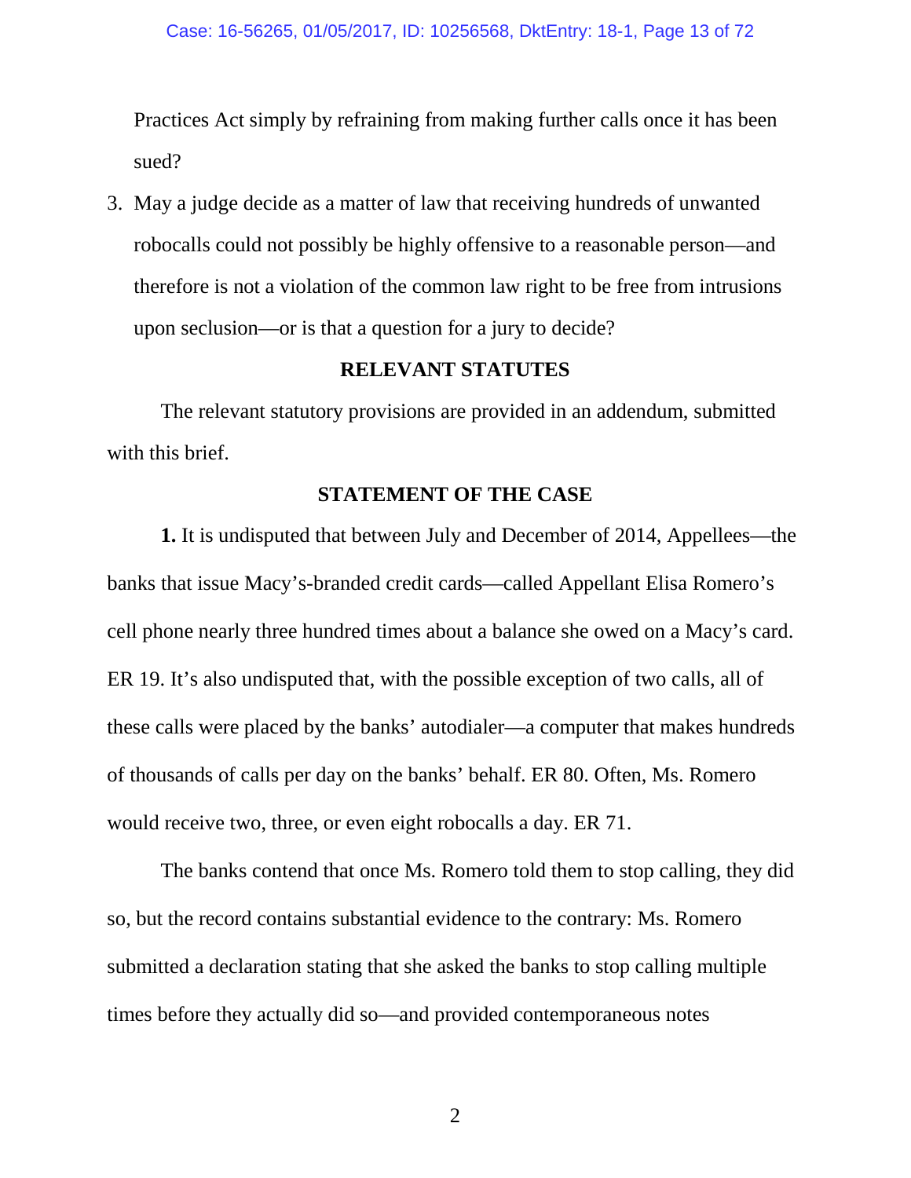Practices Act simply by refraining from making further calls once it has been sued?

3. May a judge decide as a matter of law that receiving hundreds of unwanted robocalls could not possibly be highly offensive to a reasonable person—and therefore is not a violation of the common law right to be free from intrusions upon seclusion—or is that a question for a jury to decide?

## RELEVANT STATUTES

The relevant statutory provisions are provided in an addendum, submitted with this brief.

## STATEMENT OF THE CASE

**1.** It is undisputed that between July and December of 2014, Appellees—the banks that issue Macy's-branded credit cards—called Appellant Elisa Romero's cell phone nearly three hundred times about a balance she owed on a Macy's card. ER 19. It's also undisputed that, with the possible exception of two calls, all of these calls were placed by the banks' autodialer—a computer that makes hundreds of thousands of calls per day on the banks' behalf. ER 80. Often, Ms. Romero would receive two, three, or even eight robocalls a day. ER 71.

The banks contend that once Ms. Romero told them to stop calling, they did so, but the record contains substantial evidence to the contrary: Ms. Romero submitted a declaration stating that she asked the banks to stop calling multiple times before they actually did so—and provided contemporaneous notes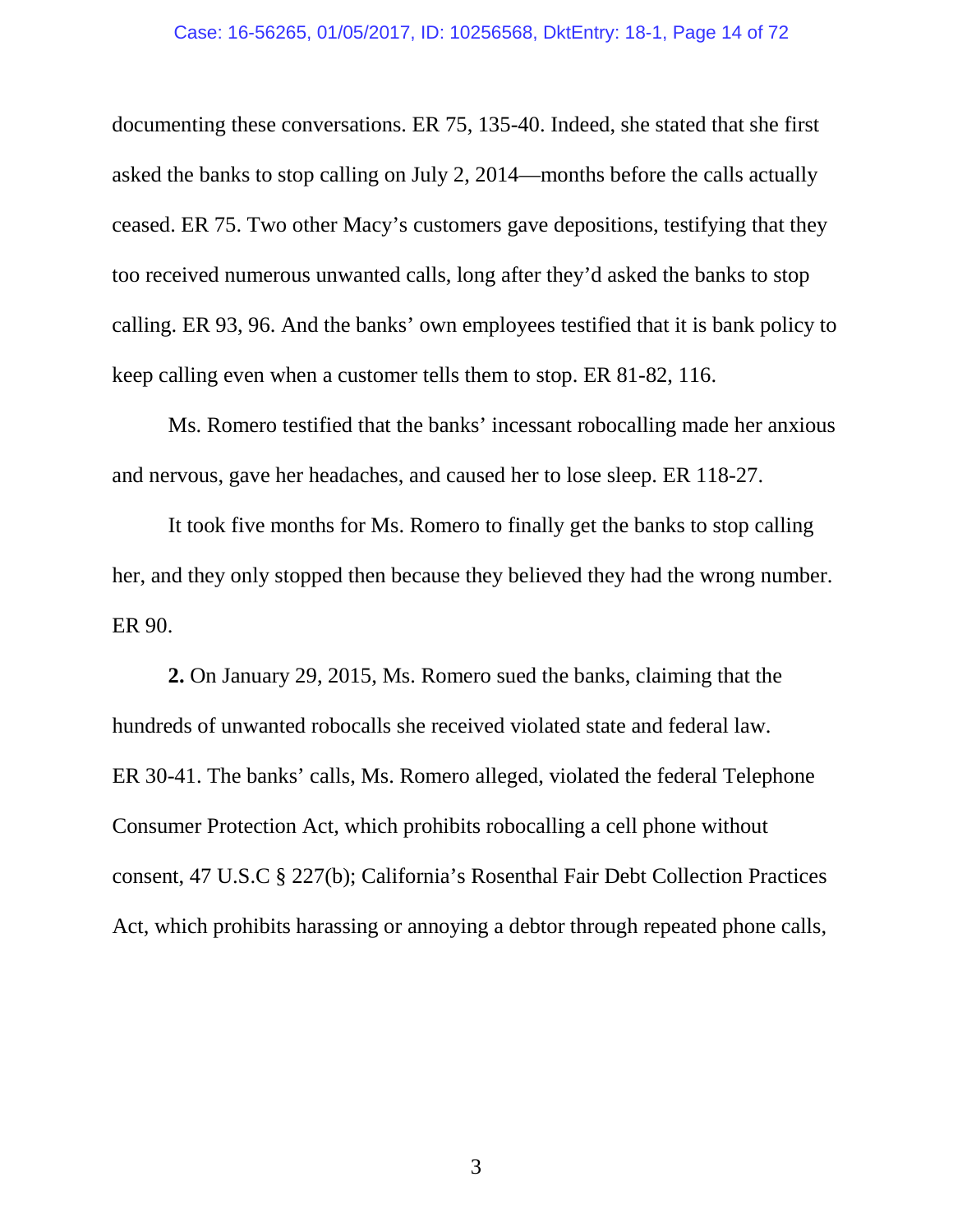documenting these conversations. ER 75, 135-40. Indeed, she stated that she first asked the banks to stop calling on July 2, 2014—months before the calls actually ceased. ER 75. Two other Macy's customers gave depositions, testifying that they too received numerous unwanted calls, long after they'd asked the banks to stop calling. ER 93, 96. And the banks' own employees testified that it is bank policy to keep calling even when a customer tells them to stop. ER 81-82, 116.

Ms. Romero testified that the banks' incessant robocalling made her anxious and nervous, gave her headaches, and caused her to lose sleep. ER 118-27.

It took five months for Ms. Romero to finally get the banks to stop calling her, and they only stopped then because they believed they had the wrong number. ER 90.

**2.** On January 29, 2015, Ms. Romero sued the banks, claiming that the hundreds of unwanted robocalls she received violated state and federal law. ER 30-41. The banks' calls, Ms. Romero alleged, violated the federal Telephone Consumer Protection Act, which prohibits robocalling a cell phone without consent, 47 U.S.C § 227(b); California's Rosenthal Fair Debt Collection Practices Act, which prohibits harassing or annoying a debtor through repeated phone calls,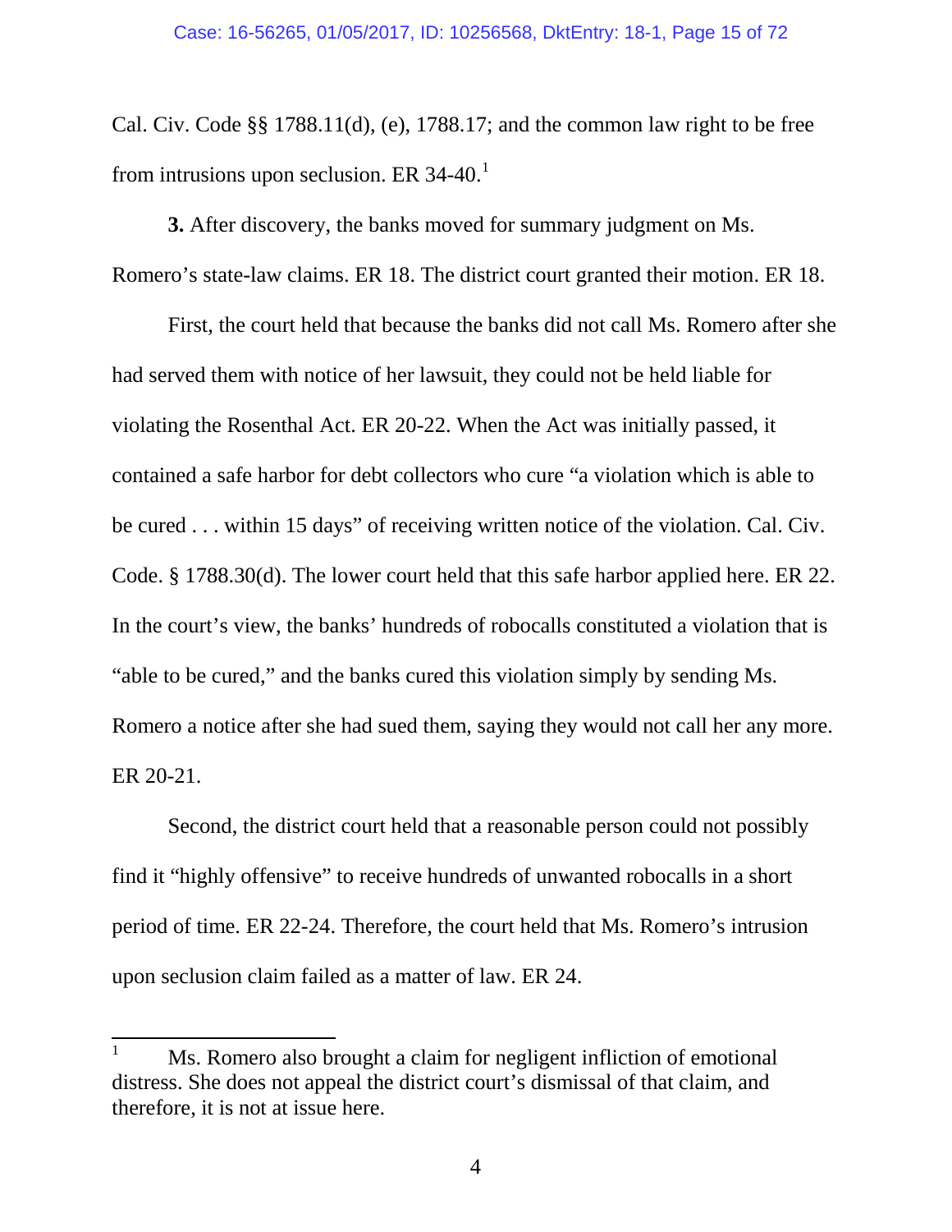Cal. Civ. Code §§ 1788.11(d), (e), 1788.17; and the common law right to be free from intrusions upon seclusion. ER 34-40.[1]

**3.** After discovery, the banks moved for summary judgment on Ms. Romero's state-law claims. ER 18. The district court granted their motion. ER 18.

First, the court held that because the banks did not call Ms. Romero after she had served them with notice of her lawsuit, they could not be held liable for violating the Rosenthal Act. ER 20-22. When the Act was initially passed, it contained a safe harbor for debt collectors who cure "a violation which is able to be cured . . . within 15 days" of receiving written notice of the violation. Cal. Civ. Code. § 1788.30(d). The lower court held that this safe harbor applied here. ER 22. In the court's view, the banks' hundreds of robocalls constituted a violation that is "able to be cured," and the banks cured this violation simply by sending Ms. Romero a notice after she had sued them, saying they would not call her any more. ER 20-21.

Second, the district court held that a reasonable person could not possibly find it "highly offensive" to receive hundreds of unwanted robocalls in a short period of time. ER 22-24. Therefore, the court held that Ms. Romero's intrusion upon seclusion claim failed as a matter of law. ER 24.

---

[1] Ms. Romero also brought a claim for negligent infliction of emotional distress. She does not appeal the district court's dismissal of that claim, and therefore, it is not at issue here.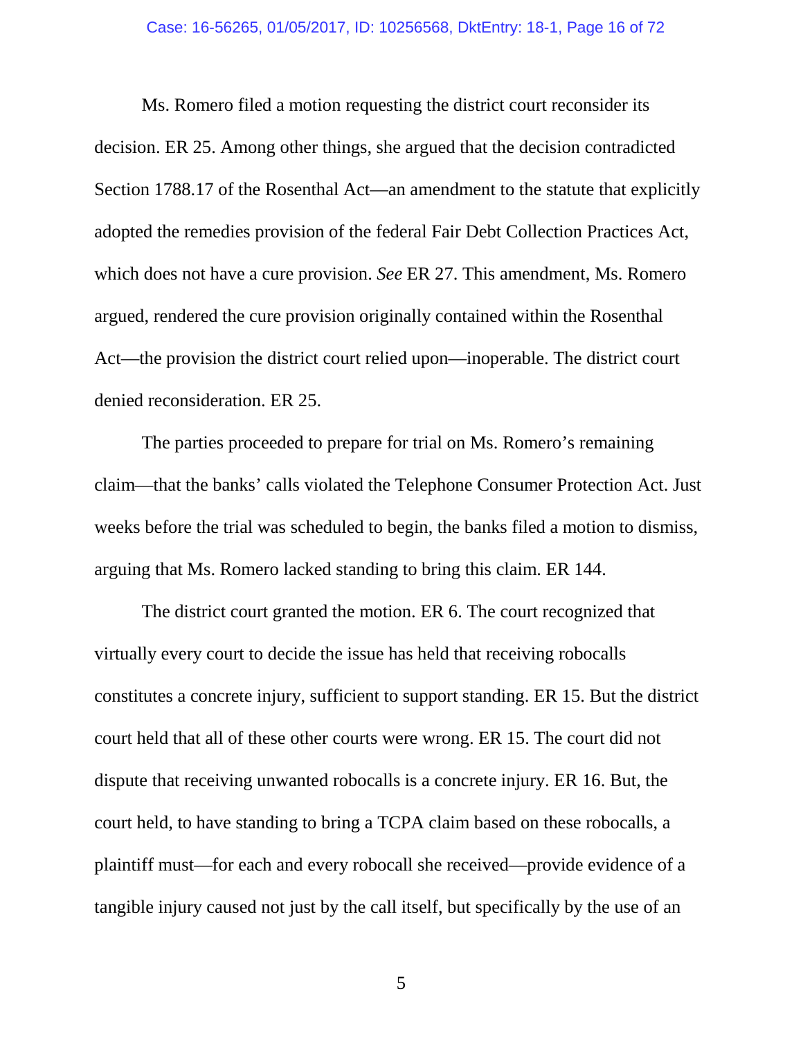Ms. Romero filed a motion requesting the district court reconsider its decision. ER 25. Among other things, she argued that the decision contradicted Section 1788.17 of the Rosenthal Act—an amendment to the statute that explicitly adopted the remedies provision of the federal Fair Debt Collection Practices Act, which does not have a cure provision. *See* ER 27. This amendment, Ms. Romero argued, rendered the cure provision originally contained within the Rosenthal Act—the provision the district court relied upon—inoperable. The district court denied reconsideration. ER 25.

The parties proceeded to prepare for trial on Ms. Romero's remaining claim—that the banks' calls violated the Telephone Consumer Protection Act. Just weeks before the trial was scheduled to begin, the banks filed a motion to dismiss, arguing that Ms. Romero lacked standing to bring this claim. ER 144.

The district court granted the motion. ER 6. The court recognized that virtually every court to decide the issue has held that receiving robocalls constitutes a concrete injury, sufficient to support standing. ER 15. But the district court held that all of these other courts were wrong. ER 15. The court did not dispute that receiving unwanted robocalls is a concrete injury. ER 16. But, the court held, to have standing to bring a TCPA claim based on these robocalls, a plaintiff must—for each and every robocall she received—provide evidence of a tangible injury caused not just by the call itself, but specifically by the use of an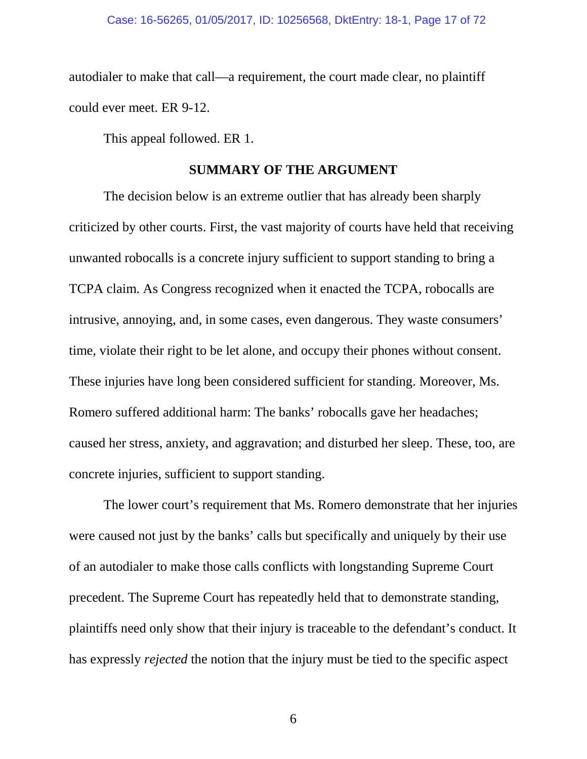autodialer to make that call—a requirement, the court made clear, no plaintiff could ever meet. ER 9-12.

This appeal followed. ER 1.

## SUMMARY OF THE ARGUMENT

The decision below is an extreme outlier that has already been sharply criticized by other courts. First, the vast majority of courts have held that receiving unwanted robocalls is a concrete injury sufficient to support standing to bring a TCPA claim. As Congress recognized when it enacted the TCPA, robocalls are intrusive, annoying, and, in some cases, even dangerous. They waste consumers' time, violate their right to be let alone, and occupy their phones without consent. These injuries have long been considered sufficient for standing. Moreover, Ms. Romero suffered additional harm: The banks' robocalls gave her headaches; caused her stress, anxiety, and aggravation; and disturbed her sleep. These, too, are concrete injuries, sufficient to support standing.

The lower court's requirement that Ms. Romero demonstrate that her injuries were caused not just by the banks' calls but specifically and uniquely by their use of an autodialer to make those calls conflicts with longstanding Supreme Court precedent. The Supreme Court has repeatedly held that to demonstrate standing, plaintiffs need only show that their injury is traceable to the defendant's conduct. It has expressly *rejected* the notion that the injury must be tied to the specific aspect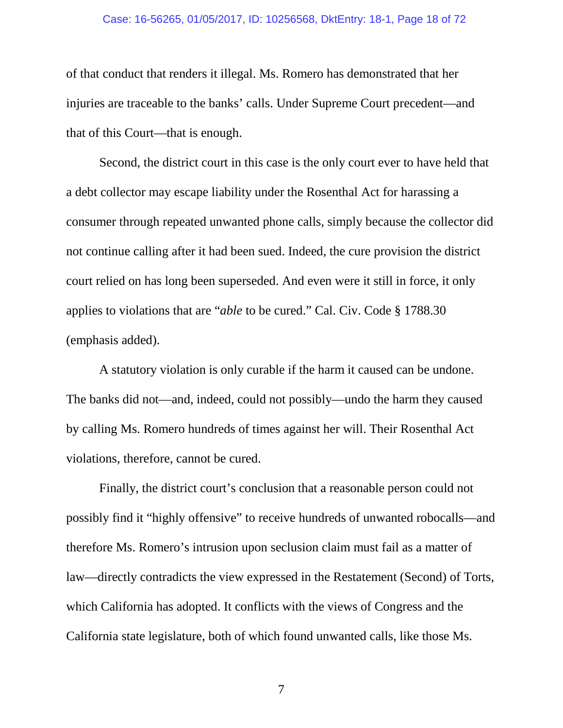of that conduct that renders it illegal. Ms. Romero has demonstrated that her injuries are traceable to the banks' calls. Under Supreme Court precedent—and that of this Court—that is enough.

Second, the district court in this case is the only court ever to have held that a debt collector may escape liability under the Rosenthal Act for harassing a consumer through repeated unwanted phone calls, simply because the collector did not continue calling after it had been sued. Indeed, the cure provision the district court relied on has long been superseded. And even were it still in force, it only applies to violations that are "*able* to be cured." Cal. Civ. Code § 1788.30 (emphasis added).

A statutory violation is only curable if the harm it caused can be undone. The banks did not—and, indeed, could not possibly—undo the harm they caused by calling Ms. Romero hundreds of times against her will. Their Rosenthal Act violations, therefore, cannot be cured.

Finally, the district court's conclusion that a reasonable person could not possibly find it "highly offensive" to receive hundreds of unwanted robocalls—and therefore Ms. Romero's intrusion upon seclusion claim must fail as a matter of law—directly contradicts the view expressed in the Restatement (Second) of Torts, which California has adopted. It conflicts with the views of Congress and the California state legislature, both of which found unwanted calls, like those Ms.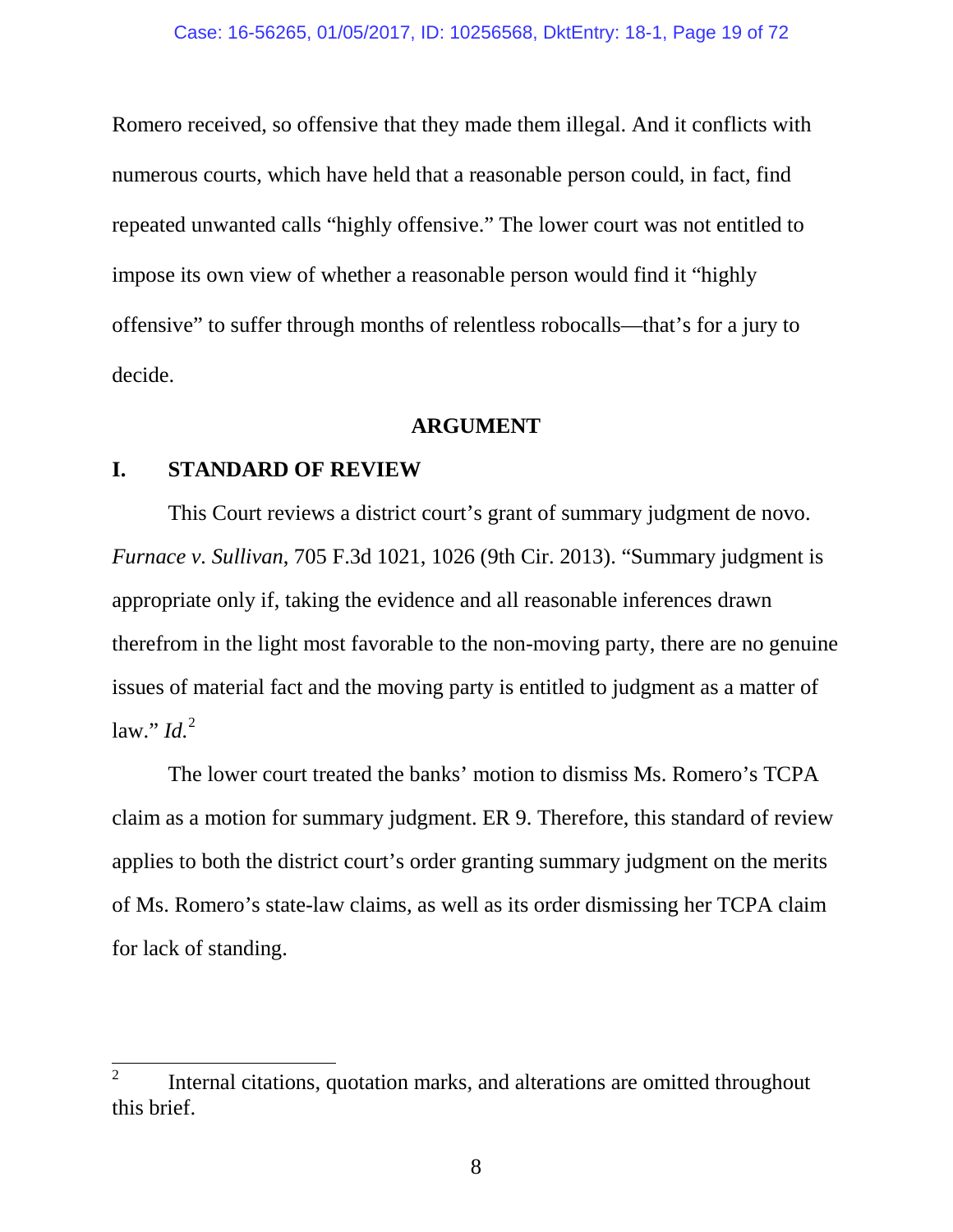Romero received, so offensive that they made them illegal. And it conflicts with numerous courts, which have held that a reasonable person could, in fact, find repeated unwanted calls "highly offensive." The lower court was not entitled to impose its own view of whether a reasonable person would find it "highly offensive" to suffer through months of relentless robocalls—that's for a jury to decide.

## ARGUMENT

### I. STANDARD OF REVIEW

This Court reviews a district court's grant of summary judgment de novo. *Furnace v. Sullivan*, 705 F.3d 1021, 1026 (9th Cir. 2013). "Summary judgment is appropriate only if, taking the evidence and all reasonable inferences drawn therefrom in the light most favorable to the non-moving party, there are no genuine issues of material fact and the moving party is entitled to judgment as a matter of law." *Id.*[2]

The lower court treated the banks' motion to dismiss Ms. Romero's TCPA claim as a motion for summary judgment. ER 9. Therefore, this standard of review applies to both the district court's order granting summary judgment on the merits of Ms. Romero's state-law claims, as well as its order dismissing her TCPA claim for lack of standing.

---

[2] Internal citations, quotation marks, and alterations are omitted throughout this brief.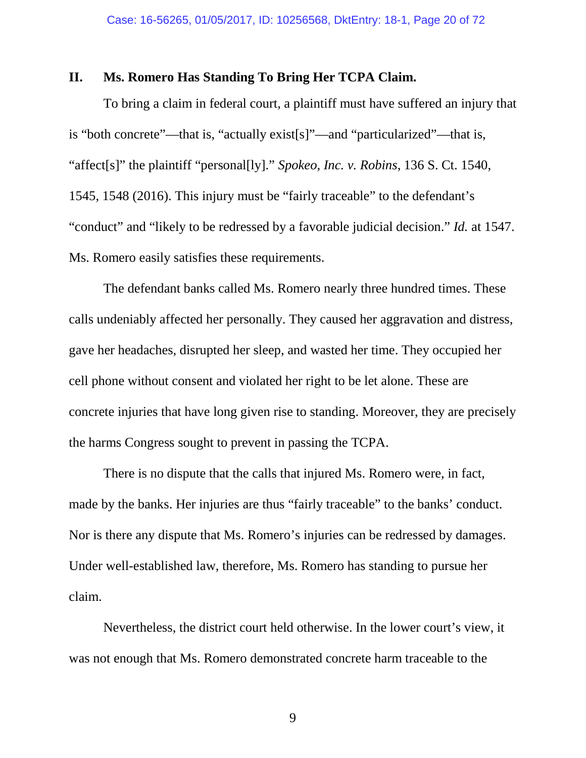## II. Ms. Romero Has Standing To Bring Her TCPA Claim.

To bring a claim in federal court, a plaintiff must have suffered an injury that is "both concrete"—that is, "actually exist[s]"—and "particularized"—that is, "affect[s]" the plaintiff "personal[ly]." *Spokeo, Inc. v. Robins*, 136 S. Ct. 1540, 1545, 1548 (2016). This injury must be "fairly traceable" to the defendant's "conduct" and "likely to be redressed by a favorable judicial decision." *Id.* at 1547. Ms. Romero easily satisfies these requirements.

The defendant banks called Ms. Romero nearly three hundred times. These calls undeniably affected her personally. They caused her aggravation and distress, gave her headaches, disrupted her sleep, and wasted her time. They occupied her cell phone without consent and violated her right to be let alone. These are concrete injuries that have long given rise to standing. Moreover, they are precisely the harms Congress sought to prevent in passing the TCPA.

There is no dispute that the calls that injured Ms. Romero were, in fact, made by the banks. Her injuries are thus "fairly traceable" to the banks' conduct. Nor is there any dispute that Ms. Romero's injuries can be redressed by damages. Under well-established law, therefore, Ms. Romero has standing to pursue her claim.

Nevertheless, the district court held otherwise. In the lower court's view, it was not enough that Ms. Romero demonstrated concrete harm traceable to the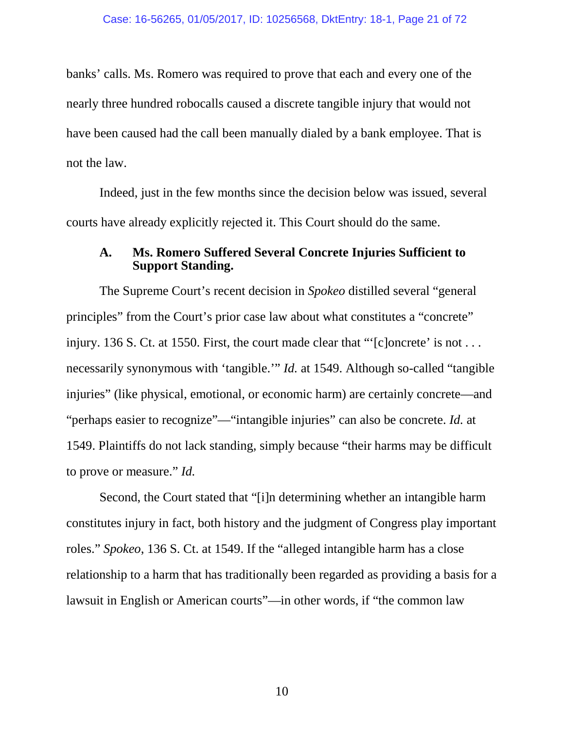banks' calls. Ms. Romero was required to prove that each and every one of the nearly three hundred robocalls caused a discrete tangible injury that would not have been caused had the call been manually dialed by a bank employee. That is not the law.

Indeed, just in the few months since the decision below was issued, several courts have already explicitly rejected it. This Court should do the same.

### A. Ms. Romero Suffered Several Concrete Injuries Sufficient to Support Standing.

The Supreme Court's recent decision in *Spokeo* distilled several "general principles" from the Court's prior case law about what constitutes a "concrete" injury. 136 S. Ct. at 1550. First, the court made clear that "'[c]oncrete' is not . . . necessarily synonymous with 'tangible.'" *Id.* at 1549. Although so-called "tangible injuries" (like physical, emotional, or economic harm) are certainly concrete—and "perhaps easier to recognize"—"intangible injuries" can also be concrete. *Id.* at 1549. Plaintiffs do not lack standing, simply because "their harms may be difficult to prove or measure." *Id.*

Second, the Court stated that "[i]n determining whether an intangible harm constitutes injury in fact, both history and the judgment of Congress play important roles." *Spokeo*, 136 S. Ct. at 1549. If the "alleged intangible harm has a close relationship to a harm that has traditionally been regarded as providing a basis for a lawsuit in English or American courts"—in other words, if "the common law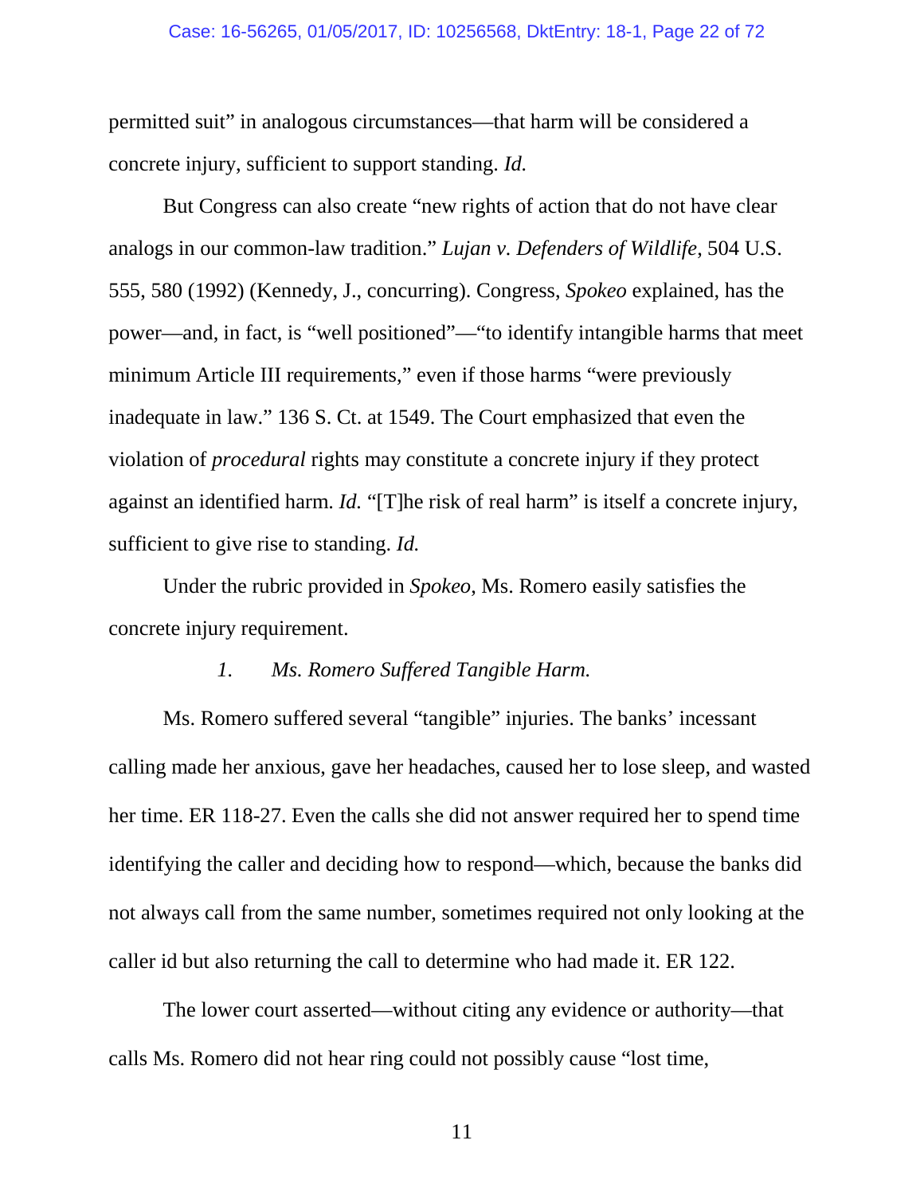permitted suit" in analogous circumstances—that harm will be considered a concrete injury, sufficient to support standing. *Id.*

But Congress can also create "new rights of action that do not have clear analogs in our common-law tradition." *Lujan v. Defenders of Wildlife*, 504 U.S. 555, 580 (1992) (Kennedy, J., concurring). Congress, *Spokeo* explained, has the power—and, in fact, is "well positioned"—"to identify intangible harms that meet minimum Article III requirements," even if those harms "were previously inadequate in law." 136 S. Ct. at 1549. The Court emphasized that even the violation of *procedural* rights may constitute a concrete injury if they protect against an identified harm. *Id.* "[T]he risk of real harm" is itself a concrete injury, sufficient to give rise to standing. *Id.*

Under the rubric provided in *Spokeo*, Ms. Romero easily satisfies the concrete injury requirement.

*1. Ms. Romero Suffered Tangible Harm.*

Ms. Romero suffered several "tangible" injuries. The banks' incessant calling made her anxious, gave her headaches, caused her to lose sleep, and wasted her time. ER 118-27. Even the calls she did not answer required her to spend time identifying the caller and deciding how to respond—which, because the banks did not always call from the same number, sometimes required not only looking at the caller id but also returning the call to determine who had made it. ER 122.

The lower court asserted—without citing any evidence or authority—that calls Ms. Romero did not hear ring could not possibly cause "lost time,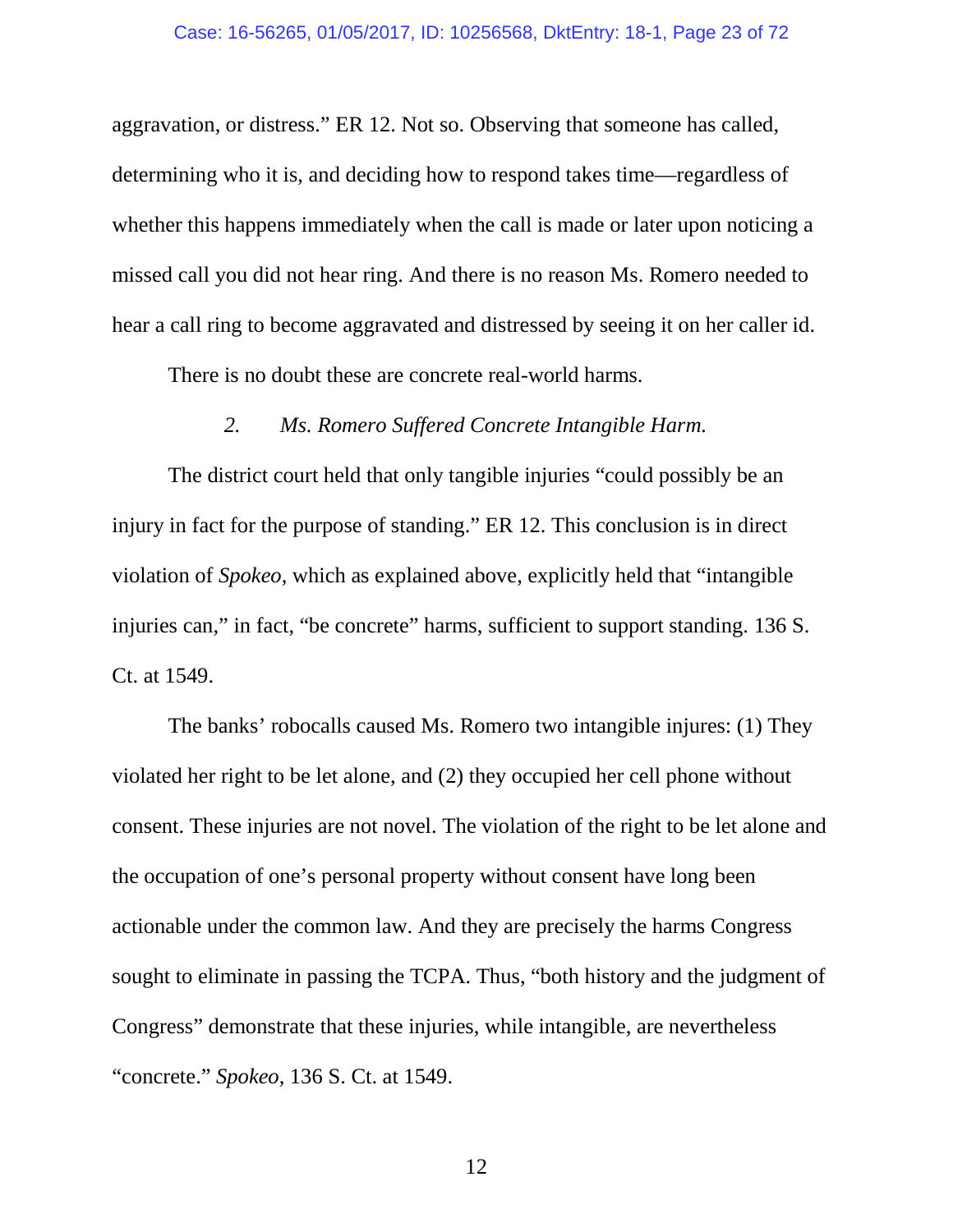aggravation, or distress." ER 12. Not so. Observing that someone has called, determining who it is, and deciding how to respond takes time—regardless of whether this happens immediately when the call is made or later upon noticing a missed call you did not hear ring. And there is no reason Ms. Romero needed to hear a call ring to become aggravated and distressed by seeing it on her caller id.

There is no doubt these are concrete real-world harms.

### 2. *Ms. Romero Suffered Concrete Intangible Harm.*

The district court held that only tangible injuries "could possibly be an injury in fact for the purpose of standing." ER 12. This conclusion is in direct violation of *Spokeo*, which as explained above, explicitly held that "intangible injuries can," in fact, "be concrete" harms, sufficient to support standing. 136 S. Ct. at 1549.

The banks' robocalls caused Ms. Romero two intangible injures: (1) They violated her right to be let alone, and (2) they occupied her cell phone without consent. These injuries are not novel. The violation of the right to be let alone and the occupation of one's personal property without consent have long been actionable under the common law. And they are precisely the harms Congress sought to eliminate in passing the TCPA. Thus, "both history and the judgment of Congress" demonstrate that these injuries, while intangible, are nevertheless "concrete." *Spokeo*, 136 S. Ct. at 1549.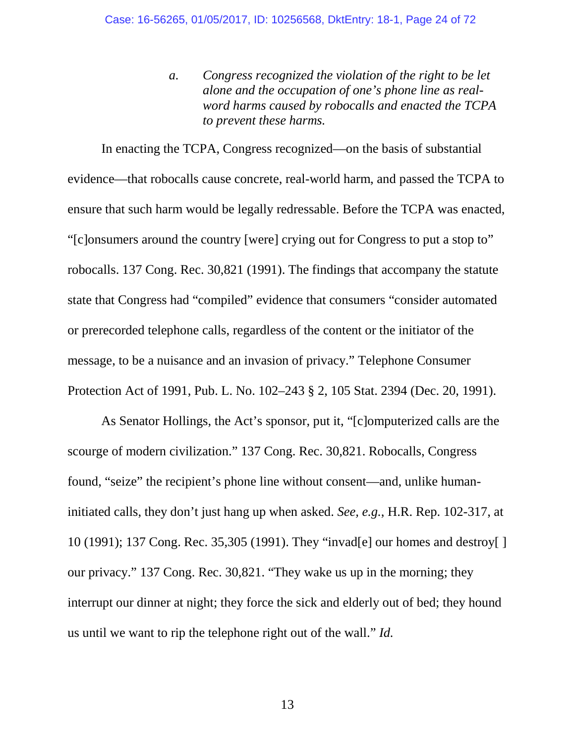*a. Congress recognized the violation of the right to be let alone and the occupation of one's phone line as real-word harms caused by robocalls and enacted the TCPA to prevent these harms.*

In enacting the TCPA, Congress recognized—on the basis of substantial evidence—that robocalls cause concrete, real-world harm, and passed the TCPA to ensure that such harm would be legally redressable. Before the TCPA was enacted, "[c]onsumers around the country [were] crying out for Congress to put a stop to" robocalls. 137 Cong. Rec. 30,821 (1991). The findings that accompany the statute state that Congress had "compiled" evidence that consumers "consider automated or prerecorded telephone calls, regardless of the content or the initiator of the message, to be a nuisance and an invasion of privacy." Telephone Consumer Protection Act of 1991, Pub. L. No. 102–243 § 2, 105 Stat. 2394 (Dec. 20, 1991).

As Senator Hollings, the Act's sponsor, put it, "[c]omputerized calls are the scourge of modern civilization." 137 Cong. Rec. 30,821. Robocalls, Congress found, "seize" the recipient's phone line without consent—and, unlike human-initiated calls, they don't just hang up when asked. *See, e.g.*, H.R. Rep. 102-317, at 10 (1991); 137 Cong. Rec. 35,305 (1991). They "invad[e] our homes and destroy[ ] our privacy." 137 Cong. Rec. 30,821. "They wake us up in the morning; they interrupt our dinner at night; they force the sick and elderly out of bed; they hound us until we want to rip the telephone right out of the wall." *Id.*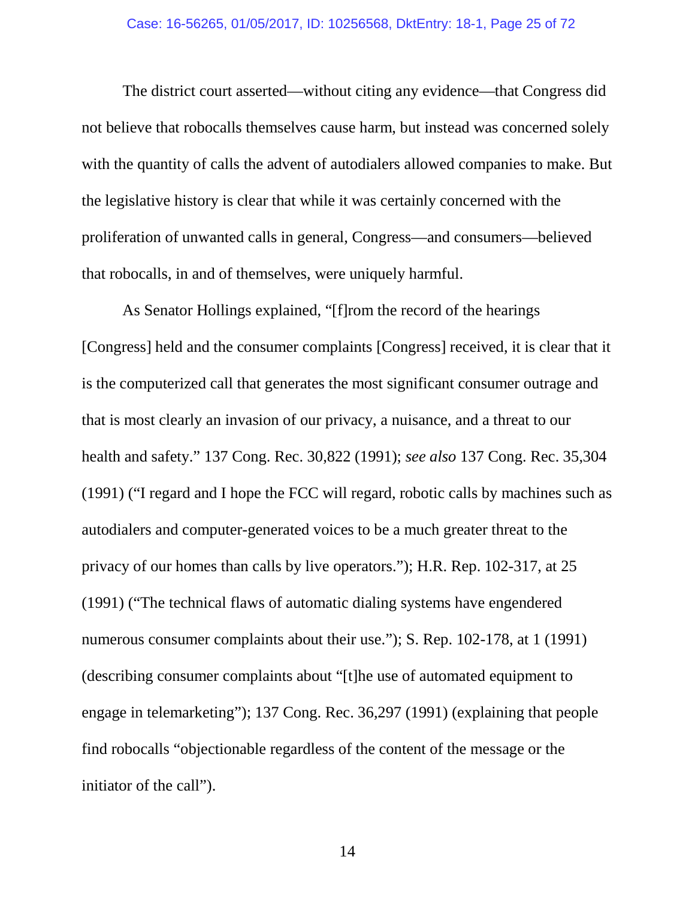The district court asserted—without citing any evidence—that Congress did not believe that robocalls themselves cause harm, but instead was concerned solely with the quantity of calls the advent of autodialers allowed companies to make. But the legislative history is clear that while it was certainly concerned with the proliferation of unwanted calls in general, Congress—and consumers—believed that robocalls, in and of themselves, were uniquely harmful.

As Senator Hollings explained, "[f]rom the record of the hearings [Congress] held and the consumer complaints [Congress] received, it is clear that it is the computerized call that generates the most significant consumer outrage and that is most clearly an invasion of our privacy, a nuisance, and a threat to our health and safety." 137 Cong. Rec. 30,822 (1991); *see also* 137 Cong. Rec. 35,304 (1991) ("I regard and I hope the FCC will regard, robotic calls by machines such as autodialers and computer-generated voices to be a much greater threat to the privacy of our homes than calls by live operators."); H.R. Rep. 102-317, at 25 (1991) ("The technical flaws of automatic dialing systems have engendered numerous consumer complaints about their use."); S. Rep. 102-178, at 1 (1991) (describing consumer complaints about "[t]he use of automated equipment to engage in telemarketing"); 137 Cong. Rec. 36,297 (1991) (explaining that people find robocalls "objectionable regardless of the content of the message or the initiator of the call").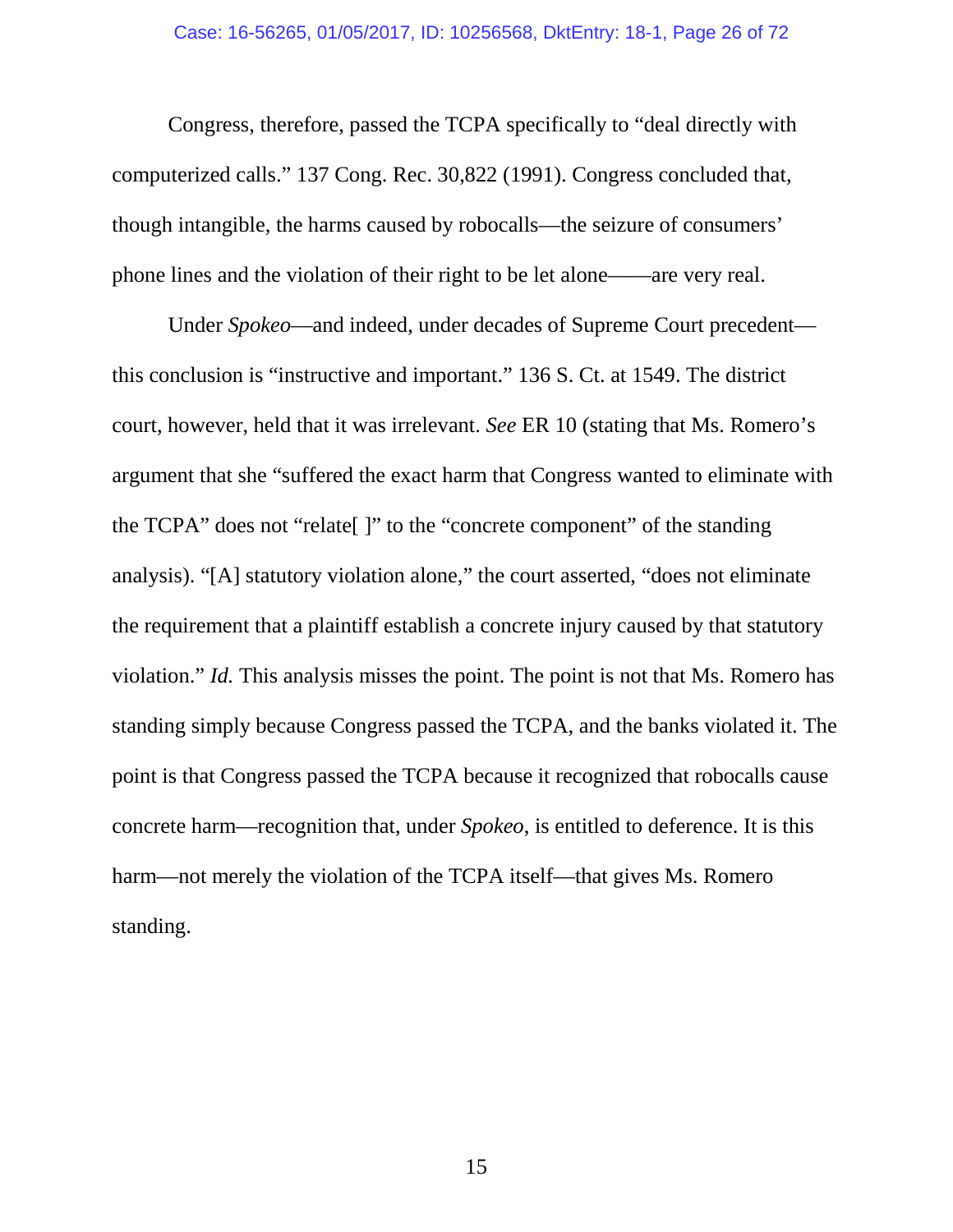Congress, therefore, passed the TCPA specifically to "deal directly with computerized calls." 137 Cong. Rec. 30,822 (1991). Congress concluded that, though intangible, the harms caused by robocalls—the seizure of consumers' phone lines and the violation of their right to be let alone——are very real.

Under *Spokeo*—and indeed, under decades of Supreme Court precedent—this conclusion is "instructive and important." 136 S. Ct. at 1549. The district court, however, held that it was irrelevant. *See* ER 10 (stating that Ms. Romero's argument that she "suffered the exact harm that Congress wanted to eliminate with the TCPA" does not "relate[ ]" to the "concrete component" of the standing analysis). "[A] statutory violation alone," the court asserted, "does not eliminate the requirement that a plaintiff establish a concrete injury caused by that statutory violation." *Id.* This analysis misses the point. The point is not that Ms. Romero has standing simply because Congress passed the TCPA, and the banks violated it. The point is that Congress passed the TCPA because it recognized that robocalls cause concrete harm—recognition that, under *Spokeo*, is entitled to deference. It is this harm—not merely the violation of the TCPA itself—that gives Ms. Romero standing.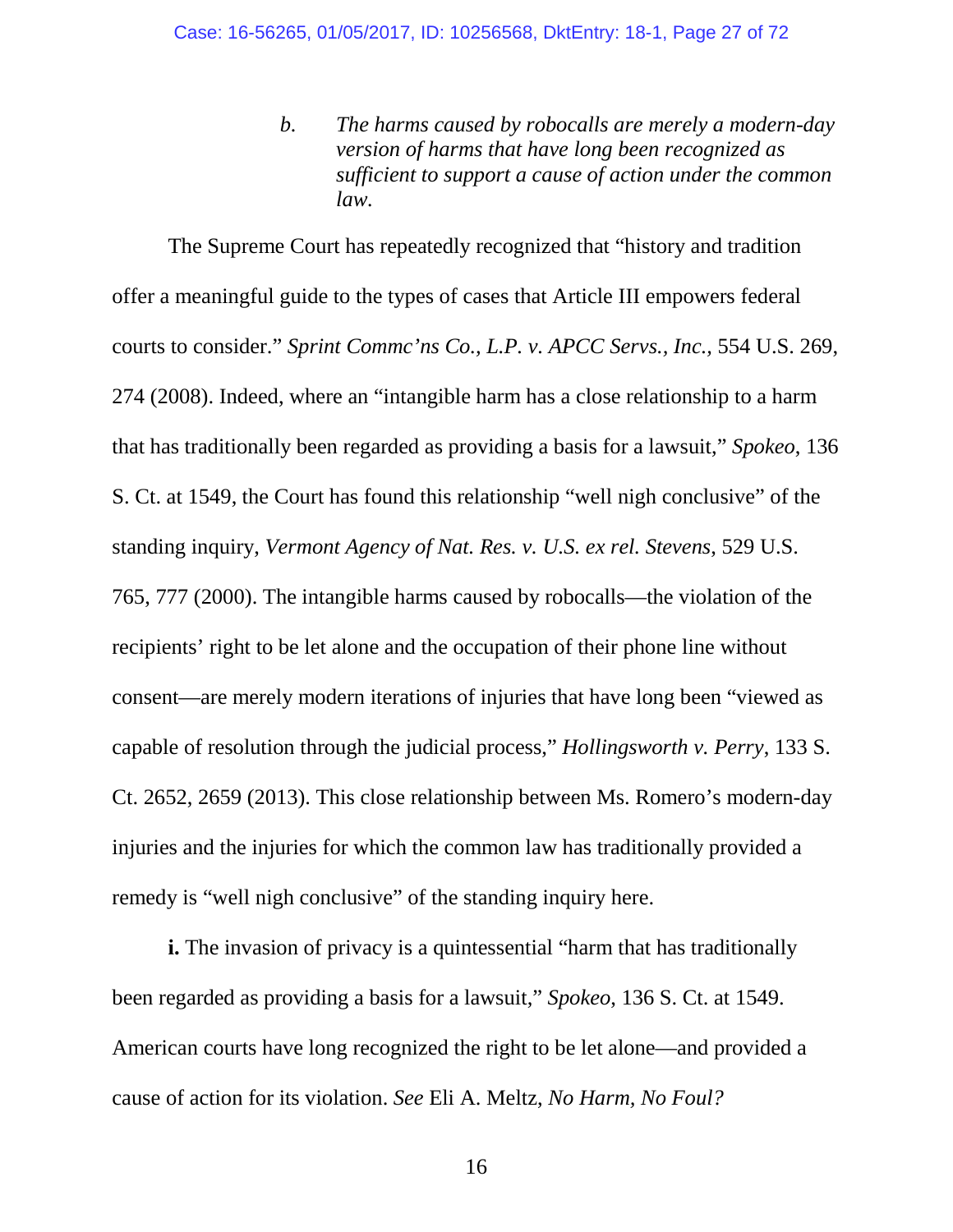*b. The harms caused by robocalls are merely a modern-day version of harms that have long been recognized as sufficient to support a cause of action under the common law.*

The Supreme Court has repeatedly recognized that "history and tradition offer a meaningful guide to the types of cases that Article III empowers federal courts to consider." *Sprint Commc'ns Co., L.P. v. APCC Servs., Inc.*, 554 U.S. 269, 274 (2008). Indeed, where an "intangible harm has a close relationship to a harm that has traditionally been regarded as providing a basis for a lawsuit," *Spokeo*, 136 S. Ct. at 1549, the Court has found this relationship "well nigh conclusive" of the standing inquiry, *Vermont Agency of Nat. Res. v. U.S. ex rel. Stevens*, 529 U.S. 765, 777 (2000). The intangible harms caused by robocalls—the violation of the recipients' right to be let alone and the occupation of their phone line without consent—are merely modern iterations of injuries that have long been "viewed as capable of resolution through the judicial process," *Hollingsworth v. Perry*, 133 S. Ct. 2652, 2659 (2013). This close relationship between Ms. Romero's modern-day injuries and the injuries for which the common law has traditionally provided a remedy is "well nigh conclusive" of the standing inquiry here.

**i.** The invasion of privacy is a quintessential "harm that has traditionally been regarded as providing a basis for a lawsuit," *Spokeo*, 136 S. Ct. at 1549. American courts have long recognized the right to be let alone—and provided a cause of action for its violation. *See* Eli A. Meltz, *No Harm, No Foul?*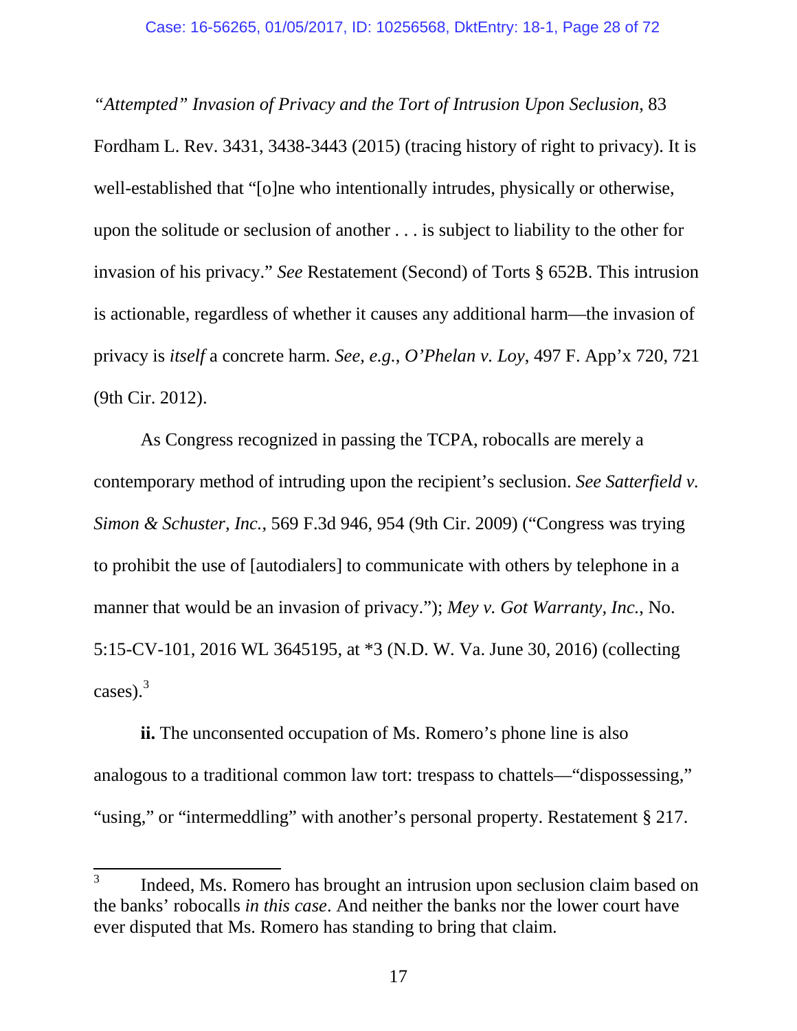*"Attempted" Invasion of Privacy and the Tort of Intrusion Upon Seclusion*, 83 Fordham L. Rev. 3431, 3438-3443 (2015) (tracing history of right to privacy). It is well-established that "[o]ne who intentionally intrudes, physically or otherwise, upon the solitude or seclusion of another . . . is subject to liability to the other for invasion of his privacy." *See* Restatement (Second) of Torts § 652B. This intrusion is actionable, regardless of whether it causes any additional harm—the invasion of privacy is *itself* a concrete harm. *See, e.g.*, *O'Phelan v. Loy*, 497 F. App'x 720, 721 (9th Cir. 2012).

As Congress recognized in passing the TCPA, robocalls are merely a contemporary method of intruding upon the recipient's seclusion. *See Satterfield v. Simon & Schuster, Inc.*, 569 F.3d 946, 954 (9th Cir. 2009) ("Congress was trying to prohibit the use of [autodialers] to communicate with others by telephone in a manner that would be an invasion of privacy."); *Mey v. Got Warranty, Inc.*, No. 5:15-CV-101, 2016 WL 3645195, at *3 (N.D. W. Va. June 30, 2016) (collecting cases).[3]

**ii.** The unconsented occupation of Ms. Romero's phone line is also analogous to a traditional common law tort: trespass to chattels—"dispossessing," "using," or "intermeddling" with another's personal property. Restatement § 217.

---

[3] Indeed, Ms. Romero has brought an intrusion upon seclusion claim based on the banks' robocalls *in this case*. And neither the banks nor the lower court have ever disputed that Ms. Romero has standing to bring that claim.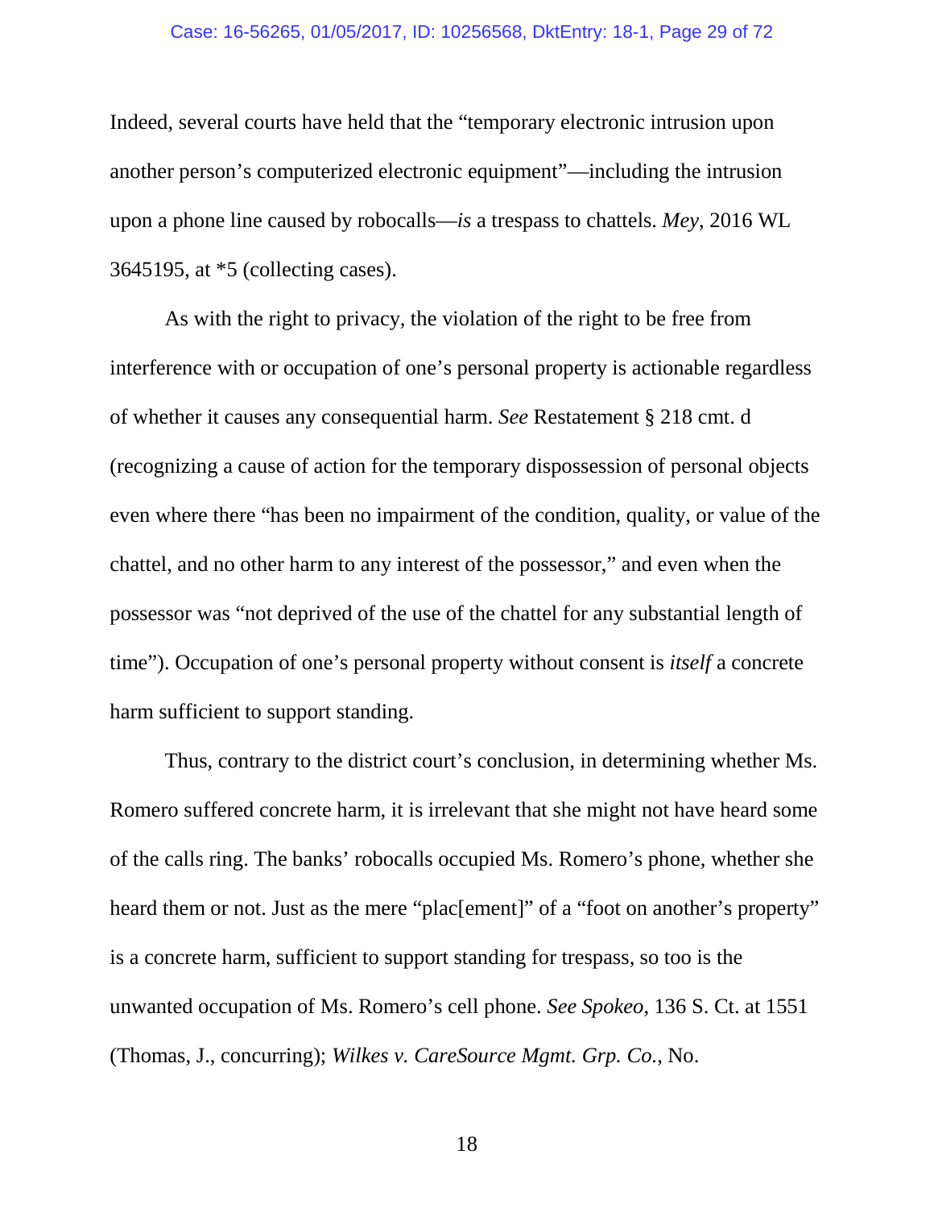Indeed, several courts have held that the "temporary electronic intrusion upon another person's computerized electronic equipment"—including the intrusion upon a phone line caused by robocalls—*is* a trespass to chattels. *Mey*, 2016 WL 3645195, at *5 (collecting cases).

As with the right to privacy, the violation of the right to be free from interference with or occupation of one's personal property is actionable regardless of whether it causes any consequential harm. *See* Restatement § 218 cmt. d (recognizing a cause of action for the temporary dispossession of personal objects even where there "has been no impairment of the condition, quality, or value of the chattel, and no other harm to any interest of the possessor," and even when the possessor was "not deprived of the use of the chattel for any substantial length of time"). Occupation of one's personal property without consent is *itself* a concrete harm sufficient to support standing.

Thus, contrary to the district court's conclusion, in determining whether Ms. Romero suffered concrete harm, it is irrelevant that she might not have heard some of the calls ring. The banks' robocalls occupied Ms. Romero's phone, whether she heard them or not. Just as the mere "plac[ement]" of a "foot on another's property" is a concrete harm, sufficient to support standing for trespass, so too is the unwanted occupation of Ms. Romero's cell phone. *See Spokeo*, 136 S. Ct. at 1551 (Thomas, J., concurring); *Wilkes v. CareSource Mgmt. Grp. Co.*, No.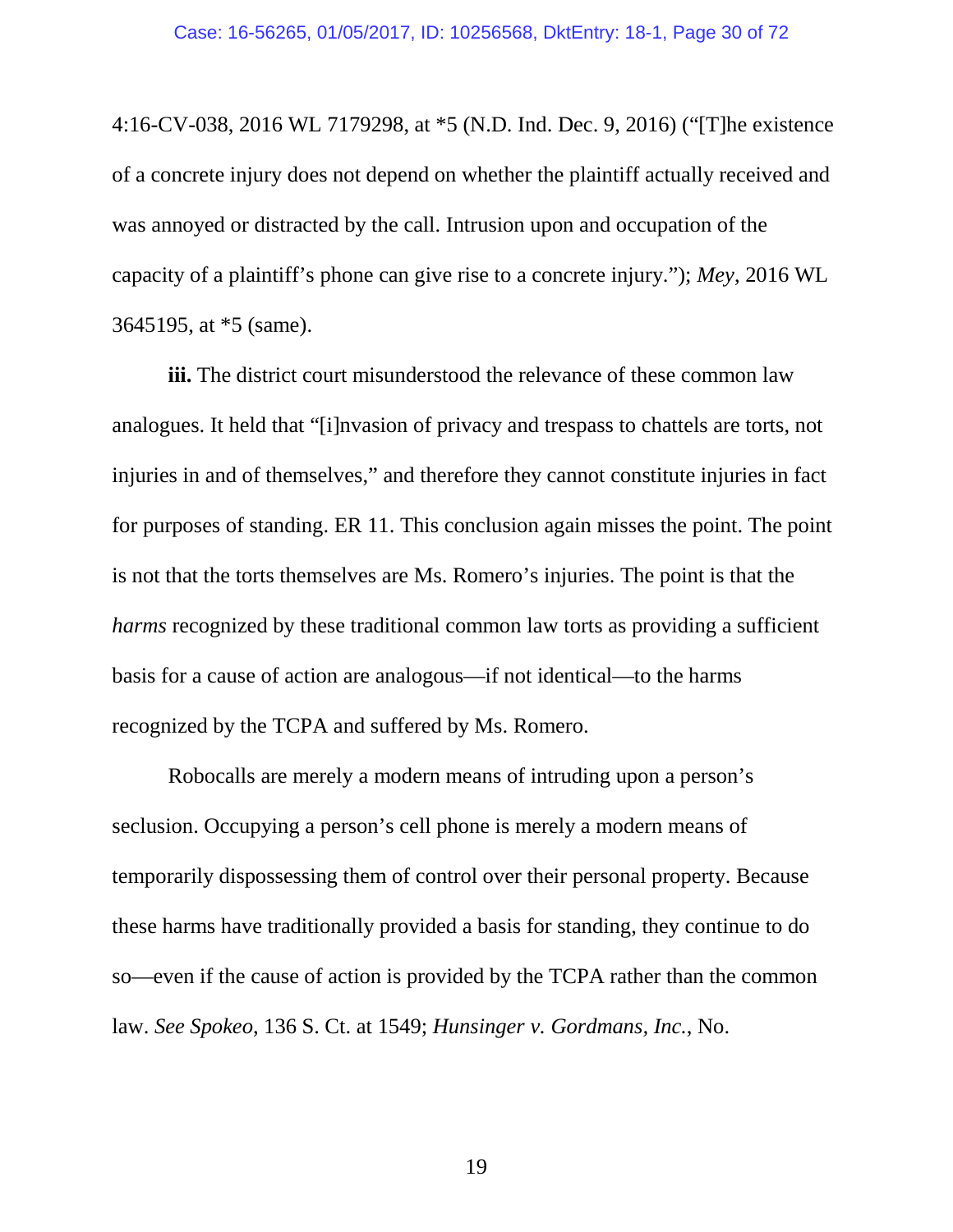4:16-CV-038, 2016 WL 7179298, at *5 (N.D. Ind. Dec. 9, 2016) ("[T]he existence of a concrete injury does not depend on whether the plaintiff actually received and was annoyed or distracted by the call. Intrusion upon and occupation of the capacity of a plaintiff's phone can give rise to a concrete injury."); *Mey*, 2016 WL 3645195, at *5 (same).

**iii.** The district court misunderstood the relevance of these common law analogues. It held that "[i]nvasion of privacy and trespass to chattels are torts, not injuries in and of themselves," and therefore they cannot constitute injuries in fact for purposes of standing. ER 11. This conclusion again misses the point. The point is not that the torts themselves are Ms. Romero's injuries. The point is that the *harms* recognized by these traditional common law torts as providing a sufficient basis for a cause of action are analogous—if not identical—to the harms recognized by the TCPA and suffered by Ms. Romero.

Robocalls are merely a modern means of intruding upon a person's seclusion. Occupying a person's cell phone is merely a modern means of temporarily dispossessing them of control over their personal property. Because these harms have traditionally provided a basis for standing, they continue to do so—even if the cause of action is provided by the TCPA rather than the common law. *See Spokeo*, 136 S. Ct. at 1549; *Hunsinger v. Gordmans, Inc.*, No.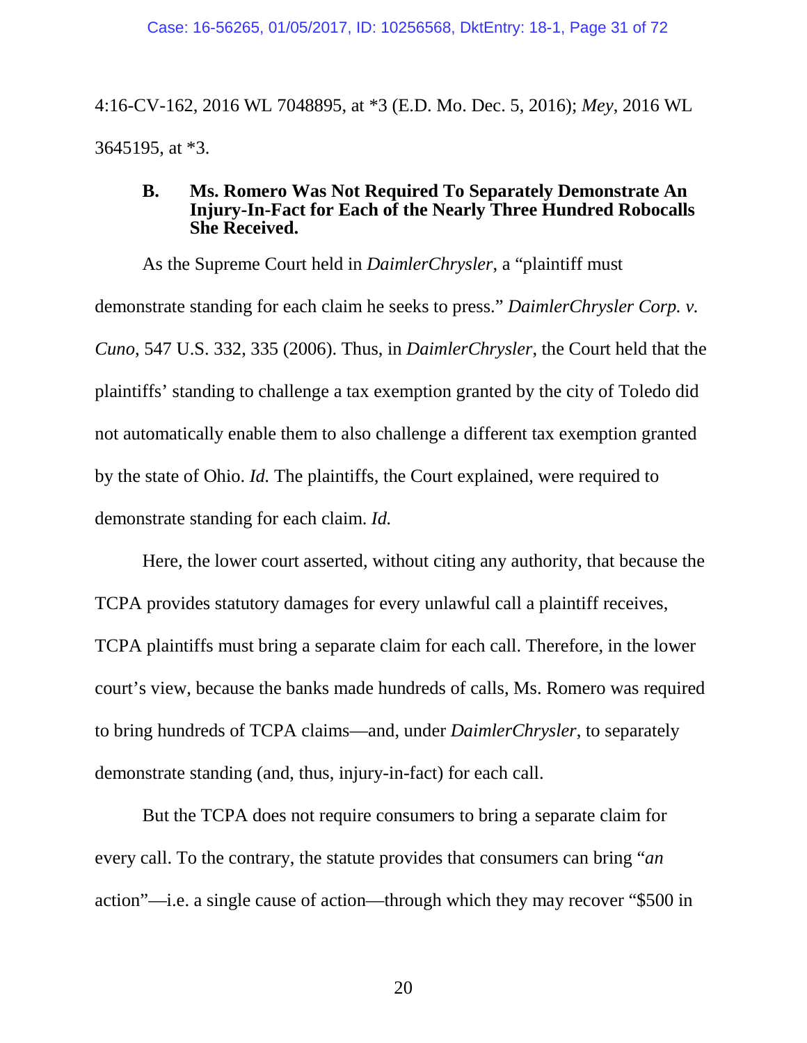4:16-CV-162, 2016 WL 7048895, at *3 (E.D. Mo. Dec. 5, 2016); *Mey*, 2016 WL 3645195, at *3.

### B. Ms. Romero Was Not Required To Separately Demonstrate An Injury-In-Fact for Each of the Nearly Three Hundred Robocalls She Received.

As the Supreme Court held in *DaimlerChrysler*, a "plaintiff must demonstrate standing for each claim he seeks to press." *DaimlerChrysler Corp. v. Cuno*, 547 U.S. 332, 335 (2006). Thus, in *DaimlerChrysler*, the Court held that the plaintiffs' standing to challenge a tax exemption granted by the city of Toledo did not automatically enable them to also challenge a different tax exemption granted by the state of Ohio. *Id.* The plaintiffs, the Court explained, were required to demonstrate standing for each claim. *Id.*

Here, the lower court asserted, without citing any authority, that because the TCPA provides statutory damages for every unlawful call a plaintiff receives, TCPA plaintiffs must bring a separate claim for each call. Therefore, in the lower court's view, because the banks made hundreds of calls, Ms. Romero was required to bring hundreds of TCPA claims—and, under *DaimlerChrysler*, to separately demonstrate standing (and, thus, injury-in-fact) for each call.

But the TCPA does not require consumers to bring a separate claim for every call. To the contrary, the statute provides that consumers can bring "*an* action"—i.e. a single cause of action—through which they may recover "$500 in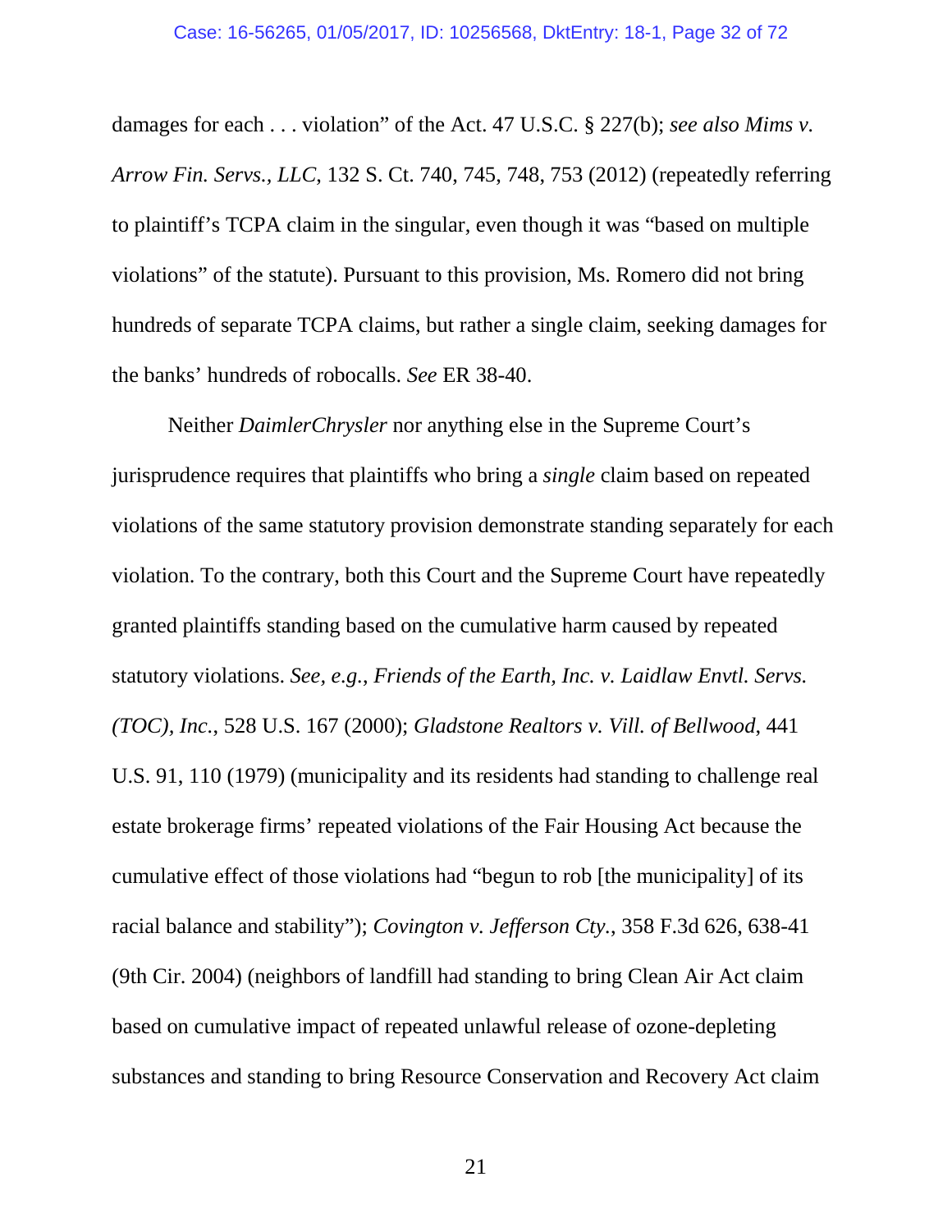damages for each . . . violation" of the Act. 47 U.S.C. § 227(b); *see also Mims v. Arrow Fin. Servs., LLC*, 132 S. Ct. 740, 745, 748, 753 (2012) (repeatedly referring to plaintiff's TCPA claim in the singular, even though it was "based on multiple violations" of the statute). Pursuant to this provision, Ms. Romero did not bring hundreds of separate TCPA claims, but rather a single claim, seeking damages for the banks' hundreds of robocalls. *See* ER 38-40.

Neither *DaimlerChrysler* nor anything else in the Supreme Court's jurisprudence requires that plaintiffs who bring a *single* claim based on repeated violations of the same statutory provision demonstrate standing separately for each violation. To the contrary, both this Court and the Supreme Court have repeatedly granted plaintiffs standing based on the cumulative harm caused by repeated statutory violations. *See, e.g.*, *Friends of the Earth, Inc. v. Laidlaw Envtl. Servs. (TOC), Inc.*, 528 U.S. 167 (2000); *Gladstone Realtors v. Vill. of Bellwood*, 441 U.S. 91, 110 (1979) (municipality and its residents had standing to challenge real estate brokerage firms' repeated violations of the Fair Housing Act because the cumulative effect of those violations had "begun to rob [the municipality] of its racial balance and stability"); *Covington v. Jefferson Cty.*, 358 F.3d 626, 638-41 (9th Cir. 2004) (neighbors of landfill had standing to bring Clean Air Act claim based on cumulative impact of repeated unlawful release of ozone-depleting substances and standing to bring Resource Conservation and Recovery Act claim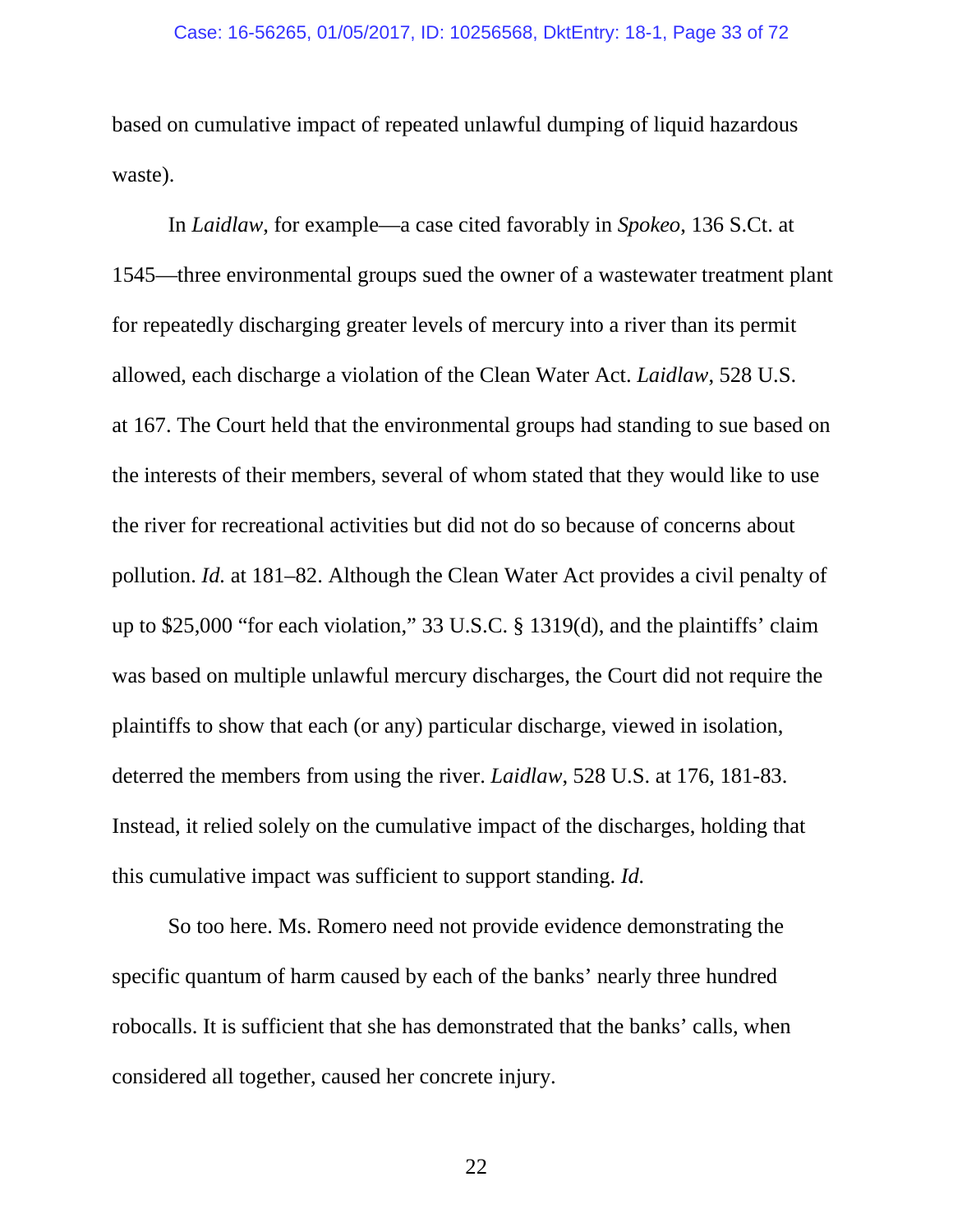based on cumulative impact of repeated unlawful dumping of liquid hazardous waste).

In *Laidlaw*, for example—a case cited favorably in *Spokeo*, 136 S.Ct. at 1545—three environmental groups sued the owner of a wastewater treatment plant for repeatedly discharging greater levels of mercury into a river than its permit allowed, each discharge a violation of the Clean Water Act. *Laidlaw*, 528 U.S. at 167. The Court held that the environmental groups had standing to sue based on the interests of their members, several of whom stated that they would like to use the river for recreational activities but did not do so because of concerns about pollution. *Id.* at 181–82. Although the Clean Water Act provides a civil penalty of up to $25,000 "for each violation," 33 U.S.C. § 1319(d), and the plaintiffs' claim was based on multiple unlawful mercury discharges, the Court did not require the plaintiffs to show that each (or any) particular discharge, viewed in isolation, deterred the members from using the river. *Laidlaw*, 528 U.S. at 176, 181-83. Instead, it relied solely on the cumulative impact of the discharges, holding that this cumulative impact was sufficient to support standing. *Id.*

So too here. Ms. Romero need not provide evidence demonstrating the specific quantum of harm caused by each of the banks' nearly three hundred robocalls. It is sufficient that she has demonstrated that the banks' calls, when considered all together, caused her concrete injury.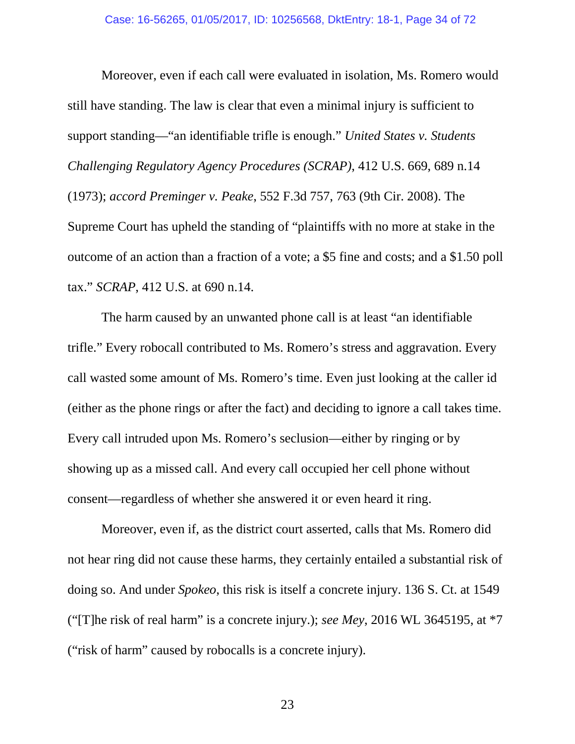Moreover, even if each call were evaluated in isolation, Ms. Romero would still have standing. The law is clear that even a minimal injury is sufficient to support standing—"an identifiable trifle is enough." *United States v. Students Challenging Regulatory Agency Procedures (SCRAP)*, 412 U.S. 669, 689 n.14 (1973); *accord Preminger v. Peake*, 552 F.3d 757, 763 (9th Cir. 2008). The Supreme Court has upheld the standing of "plaintiffs with no more at stake in the outcome of an action than a fraction of a vote; a $5 fine and costs; and a $1.50 poll tax." *SCRAP*, 412 U.S. at 690 n.14.

The harm caused by an unwanted phone call is at least "an identifiable trifle." Every robocall contributed to Ms. Romero's stress and aggravation. Every call wasted some amount of Ms. Romero's time. Even just looking at the caller id (either as the phone rings or after the fact) and deciding to ignore a call takes time. Every call intruded upon Ms. Romero's seclusion—either by ringing or by showing up as a missed call. And every call occupied her cell phone without consent—regardless of whether she answered it or even heard it ring.

Moreover, even if, as the district court asserted, calls that Ms. Romero did not hear ring did not cause these harms, they certainly entailed a substantial risk of doing so. And under *Spokeo*, this risk is itself a concrete injury. 136 S. Ct. at 1549 ("[T]he risk of real harm" is a concrete injury.); *see Mey*, 2016 WL 3645195, at *7 ("risk of harm" caused by robocalls is a concrete injury).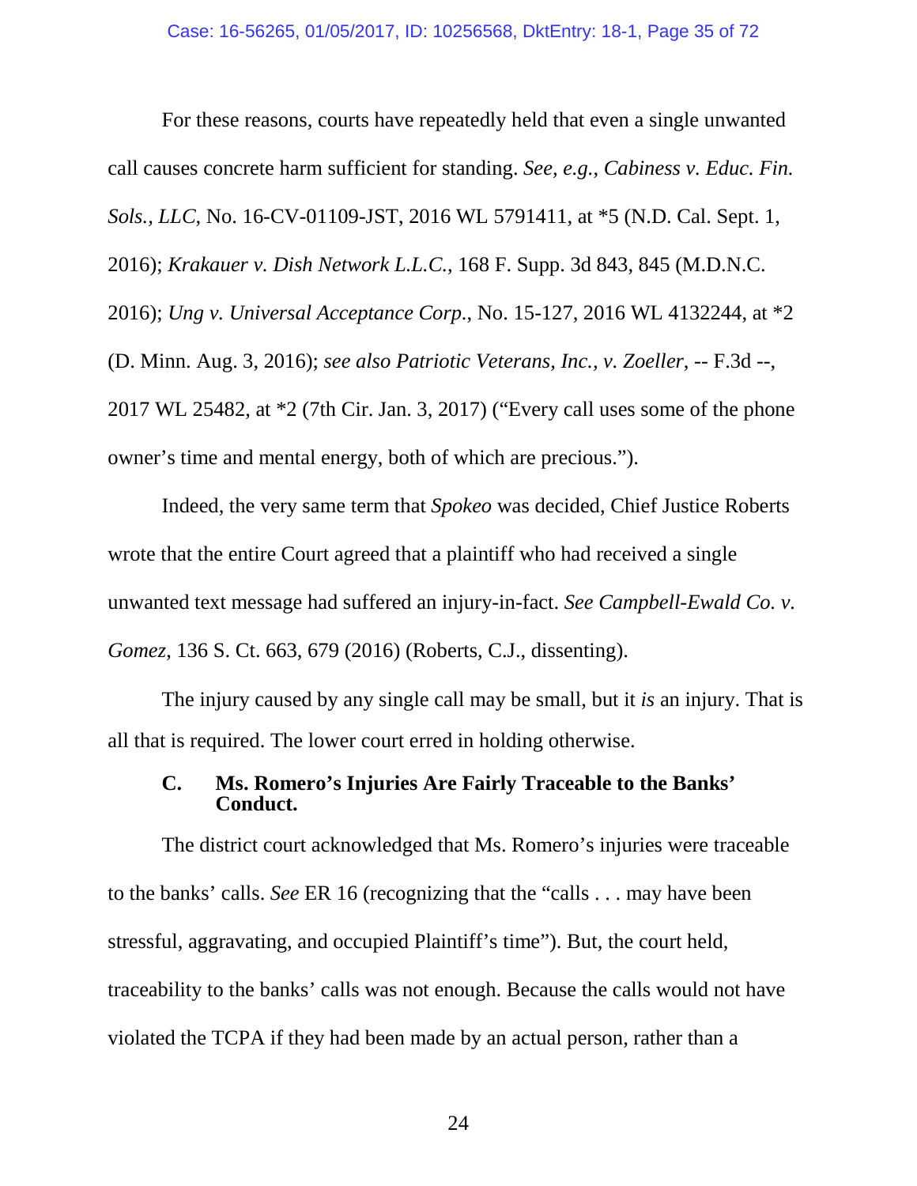For these reasons, courts have repeatedly held that even a single unwanted call causes concrete harm sufficient for standing. *See, e.g.*, *Cabiness v. Educ. Fin. Sols., LLC*, No. 16-CV-01109-JST, 2016 WL 5791411, at *5 (N.D. Cal. Sept. 1, 2016); *Krakauer v. Dish Network L.L.C.*, 168 F. Supp. 3d 843, 845 (M.D.N.C. 2016); *Ung v. Universal Acceptance Corp.*, No. 15-127, 2016 WL 4132244, at *2 (D. Minn. Aug. 3, 2016); *see also Patriotic Veterans, Inc., v. Zoeller*, -- F.3d --, 2017 WL 25482, at *2 (7th Cir. Jan. 3, 2017) ("Every call uses some of the phone owner's time and mental energy, both of which are precious.").

Indeed, the very same term that *Spokeo* was decided, Chief Justice Roberts wrote that the entire Court agreed that a plaintiff who had received a single unwanted text message had suffered an injury-in-fact. *See Campbell-Ewald Co. v. Gomez*, 136 S. Ct. 663, 679 (2016) (Roberts, C.J., dissenting).

The injury caused by any single call may be small, but it *is* an injury. That is all that is required. The lower court erred in holding otherwise.

### C. Ms. Romero's Injuries Are Fairly Traceable to the Banks' Conduct.

The district court acknowledged that Ms. Romero's injuries were traceable to the banks' calls. *See* ER 16 (recognizing that the "calls . . . may have been stressful, aggravating, and occupied Plaintiff's time"). But, the court held, traceability to the banks' calls was not enough. Because the calls would not have violated the TCPA if they had been made by an actual person, rather than a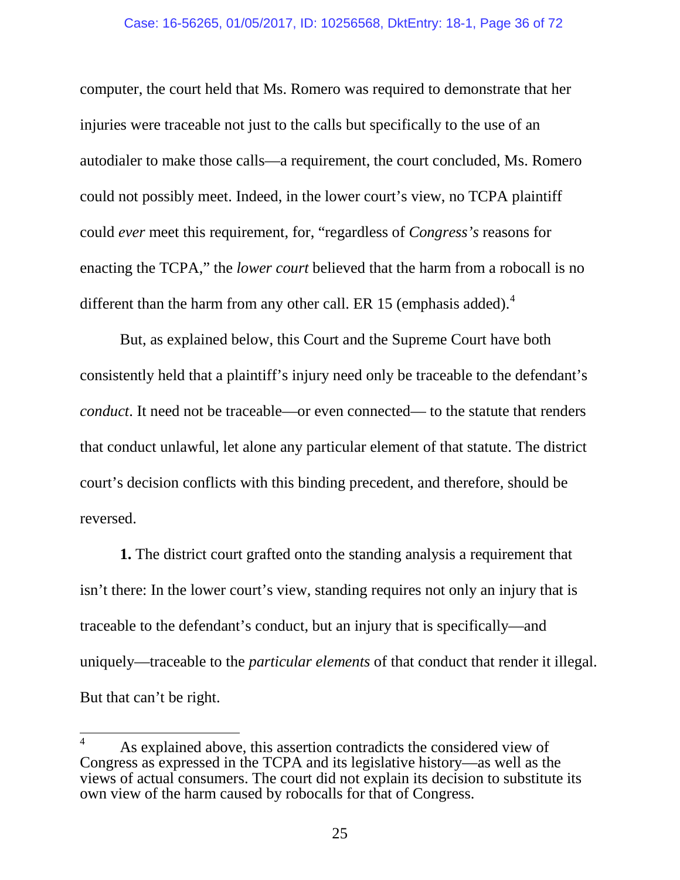computer, the court held that Ms. Romero was required to demonstrate that her injuries were traceable not just to the calls but specifically to the use of an autodialer to make those calls—a requirement, the court concluded, Ms. Romero could not possibly meet. Indeed, in the lower court's view, no TCPA plaintiff could *ever* meet this requirement, for, "regardless of *Congress's* reasons for enacting the TCPA," the *lower court* believed that the harm from a robocall is no different than the harm from any other call. ER 15 (emphasis added).[4]

But, as explained below, this Court and the Supreme Court have both consistently held that a plaintiff's injury need only be traceable to the defendant's *conduct*. It need not be traceable—or even connected— to the statute that renders that conduct unlawful, let alone any particular element of that statute. The district court's decision conflicts with this binding precedent, and therefore, should be reversed.

**1.** The district court grafted onto the standing analysis a requirement that isn't there: In the lower court's view, standing requires not only an injury that is traceable to the defendant's conduct, but an injury that is specifically—and uniquely—traceable to the *particular elements* of that conduct that render it illegal. But that can't be right.

---

[4] As explained above, this assertion contradicts the considered view of Congress as expressed in the TCPA and its legislative history—as well as the views of actual consumers. The court did not explain its decision to substitute its own view of the harm caused by robocalls for that of Congress.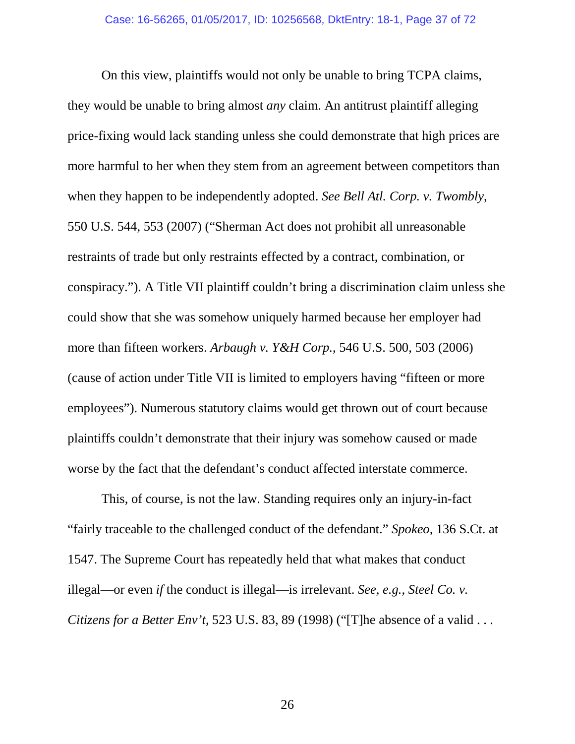On this view, plaintiffs would not only be unable to bring TCPA claims, they would be unable to bring almost *any* claim. An antitrust plaintiff alleging price-fixing would lack standing unless she could demonstrate that high prices are more harmful to her when they stem from an agreement between competitors than when they happen to be independently adopted. *See Bell Atl. Corp. v. Twombly*, 550 U.S. 544, 553 (2007) ("Sherman Act does not prohibit all unreasonable restraints of trade but only restraints effected by a contract, combination, or conspiracy."). A Title VII plaintiff couldn't bring a discrimination claim unless she could show that she was somehow uniquely harmed because her employer had more than fifteen workers. *Arbaugh v. Y&H Corp.*, 546 U.S. 500, 503 (2006) (cause of action under Title VII is limited to employers having "fifteen or more employees"). Numerous statutory claims would get thrown out of court because plaintiffs couldn't demonstrate that their injury was somehow caused or made worse by the fact that the defendant's conduct affected interstate commerce.

This, of course, is not the law. Standing requires only an injury-in-fact "fairly traceable to the challenged conduct of the defendant." *Spokeo*, 136 S.Ct. at 1547. The Supreme Court has repeatedly held that what makes that conduct illegal—or even *if* the conduct is illegal—is irrelevant. *See, e.g.*, *Steel Co. v. Citizens for a Better Env't*, 523 U.S. 83, 89 (1998) ("[T]he absence of a valid . . .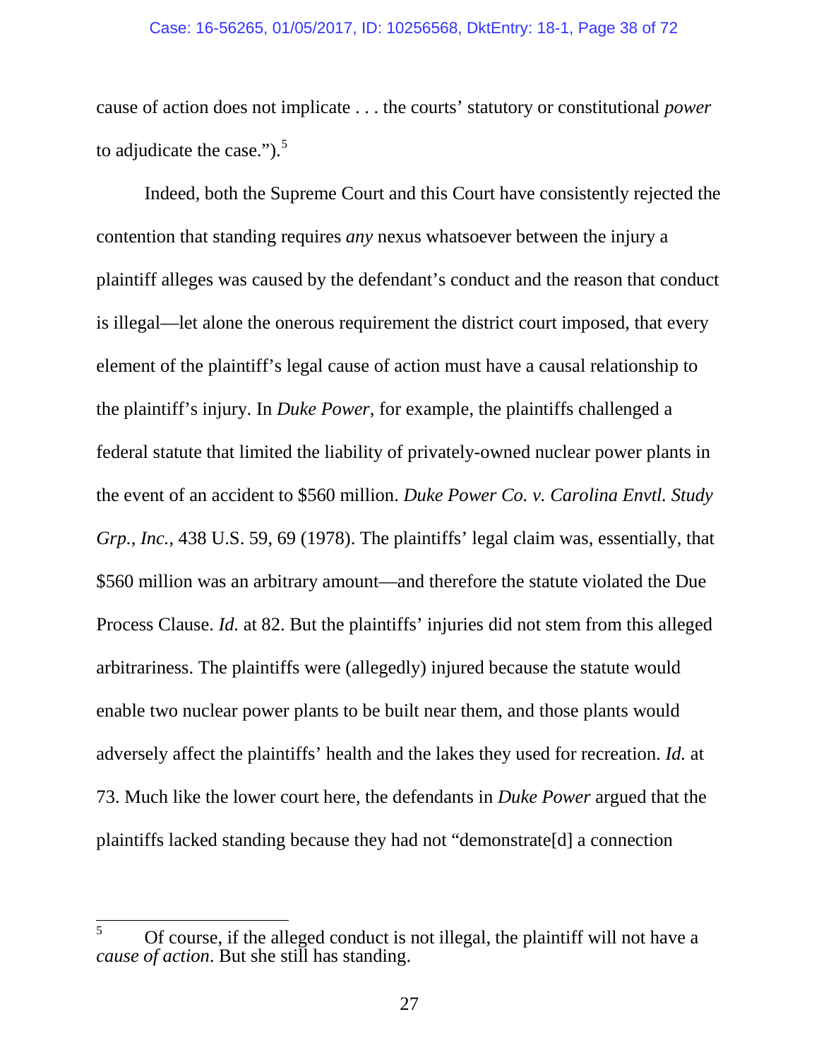cause of action does not implicate . . . the courts' statutory or constitutional *power* to adjudicate the case.").[5]

Indeed, both the Supreme Court and this Court have consistently rejected the contention that standing requires *any* nexus whatsoever between the injury a plaintiff alleges was caused by the defendant's conduct and the reason that conduct is illegal—let alone the onerous requirement the district court imposed, that every element of the plaintiff's legal cause of action must have a causal relationship to the plaintiff's injury. In *Duke Power*, for example, the plaintiffs challenged a federal statute that limited the liability of privately-owned nuclear power plants in the event of an accident to $560 million. *Duke Power Co. v. Carolina Envtl. Study Grp., Inc.*, 438 U.S. 59, 69 (1978). The plaintiffs' legal claim was, essentially, that $560 million was an arbitrary amount—and therefore the statute violated the Due Process Clause. *Id.* at 82. But the plaintiffs' injuries did not stem from this alleged arbitrariness. The plaintiffs were (allegedly) injured because the statute would enable two nuclear power plants to be built near them, and those plants would adversely affect the plaintiffs' health and the lakes they used for recreation. *Id.* at 73. Much like the lower court here, the defendants in *Duke Power* argued that the plaintiffs lacked standing because they had not "demonstrate[d] a connection

---

[5] Of course, if the alleged conduct is not illegal, the plaintiff will not have a *cause of action*. But she still has standing.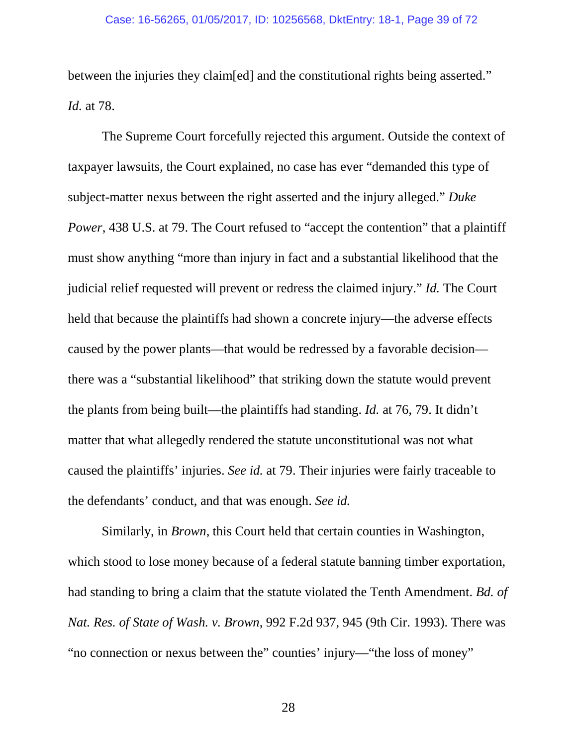between the injuries they claim[ed] and the constitutional rights being asserted." *Id.* at 78.

The Supreme Court forcefully rejected this argument. Outside the context of taxpayer lawsuits, the Court explained, no case has ever "demanded this type of subject-matter nexus between the right asserted and the injury alleged." *Duke Power*, 438 U.S. at 79. The Court refused to "accept the contention" that a plaintiff must show anything "more than injury in fact and a substantial likelihood that the judicial relief requested will prevent or redress the claimed injury." *Id.* The Court held that because the plaintiffs had shown a concrete injury—the adverse effects caused by the power plants—that would be redressed by a favorable decision—there was a "substantial likelihood" that striking down the statute would prevent the plants from being built—the plaintiffs had standing. *Id.* at 76, 79. It didn't matter that what allegedly rendered the statute unconstitutional was not what caused the plaintiffs' injuries. *See id.* at 79. Their injuries were fairly traceable to the defendants' conduct, and that was enough. *See id.*

Similarly, in *Brown*, this Court held that certain counties in Washington, which stood to lose money because of a federal statute banning timber exportation, had standing to bring a claim that the statute violated the Tenth Amendment. *Bd. of Nat. Res. of State of Wash. v. Brown*, 992 F.2d 937, 945 (9th Cir. 1993). There was "no connection or nexus between the" counties' injury—"the loss of money"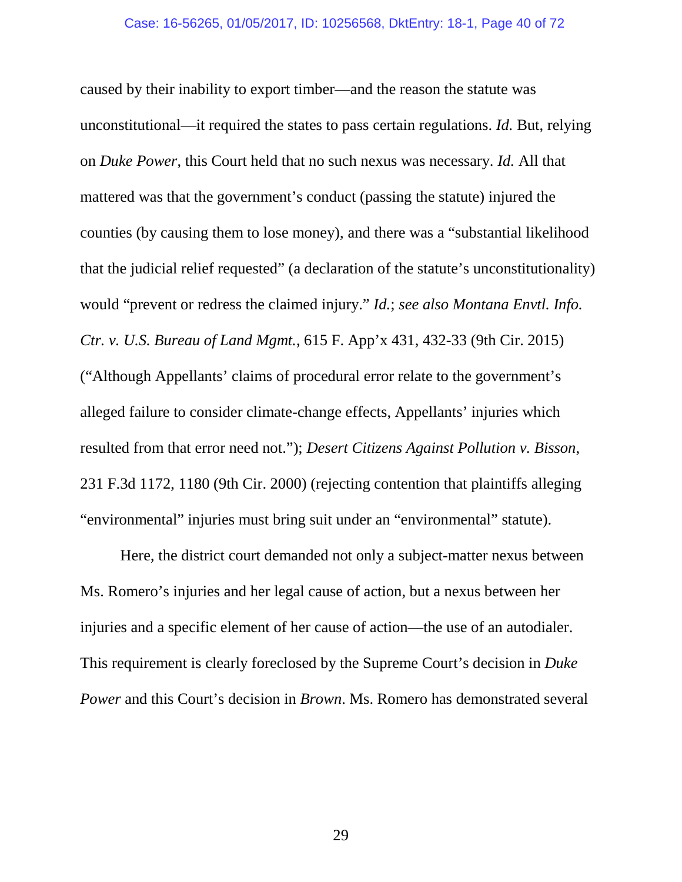caused by their inability to export timber—and the reason the statute was unconstitutional—it required the states to pass certain regulations. *Id.* But, relying on *Duke Power*, this Court held that no such nexus was necessary. *Id.* All that mattered was that the government's conduct (passing the statute) injured the counties (by causing them to lose money), and there was a "substantial likelihood that the judicial relief requested" (a declaration of the statute's unconstitutionality) would "prevent or redress the claimed injury." *Id.*; *see also Montana Envtl. Info. Ctr. v. U.S. Bureau of Land Mgmt.*, 615 F. App'x 431, 432-33 (9th Cir. 2015) ("Although Appellants' claims of procedural error relate to the government's alleged failure to consider climate-change effects, Appellants' injuries which resulted from that error need not."); *Desert Citizens Against Pollution v. Bisson*, 231 F.3d 1172, 1180 (9th Cir. 2000) (rejecting contention that plaintiffs alleging "environmental" injuries must bring suit under an "environmental" statute).

Here, the district court demanded not only a subject-matter nexus between Ms. Romero's injuries and her legal cause of action, but a nexus between her injuries and a specific element of her cause of action—the use of an autodialer. This requirement is clearly foreclosed by the Supreme Court's decision in *Duke Power* and this Court's decision in *Brown*. Ms. Romero has demonstrated several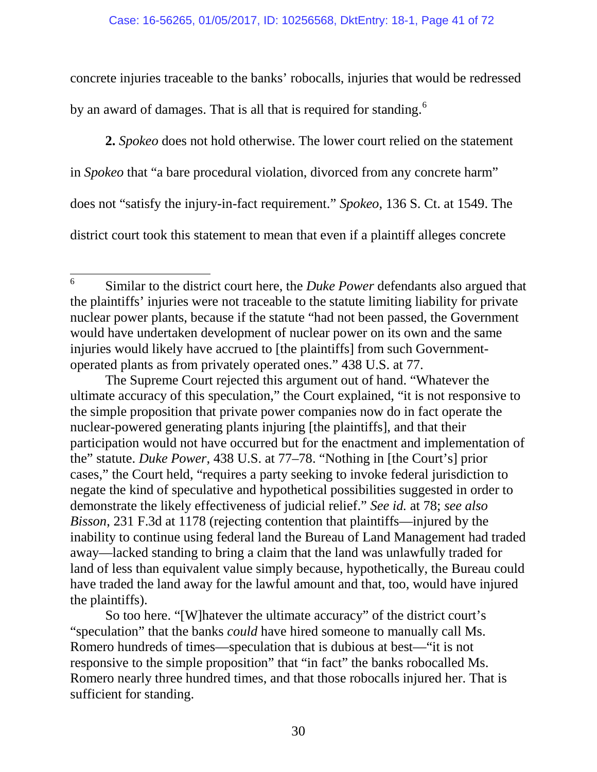concrete injuries traceable to the banks' robocalls, injuries that would be redressed by an award of damages. That is all that is required for standing.[6]

**2.** *Spokeo* does not hold otherwise. The lower court relied on the statement in *Spokeo* that "a bare procedural violation, divorced from any concrete harm" does not "satisfy the injury-in-fact requirement." *Spokeo*, 136 S. Ct. at 1549. The district court took this statement to mean that even if a plaintiff alleges concrete

---

[6] Similar to the district court here, the *Duke Power* defendants also argued that the plaintiffs' injuries were not traceable to the statute limiting liability for private nuclear power plants, because if the statute "had not been passed, the Government would have undertaken development of nuclear power on its own and the same injuries would likely have accrued to [the plaintiffs] from such Government-operated plants as from privately operated ones." 438 U.S. at 77.

The Supreme Court rejected this argument out of hand. "Whatever the ultimate accuracy of this speculation," the Court explained, "it is not responsive to the simple proposition that private power companies now do in fact operate the nuclear-powered generating plants injuring [the plaintiffs], and that their participation would not have occurred but for the enactment and implementation of the" statute. *Duke Power*, 438 U.S. at 77–78. "Nothing in [the Court's] prior cases," the Court held, "requires a party seeking to invoke federal jurisdiction to negate the kind of speculative and hypothetical possibilities suggested in order to demonstrate the likely effectiveness of judicial relief." *See id.* at 78; *see also Bisson*, 231 F.3d at 1178 (rejecting contention that plaintiffs—injured by the inability to continue using federal land the Bureau of Land Management had traded away—lacked standing to bring a claim that the land was unlawfully traded for land of less than equivalent value simply because, hypothetically, the Bureau could have traded the land away for the lawful amount and that, too, would have injured the plaintiffs).

So too here. "[W]hatever the ultimate accuracy" of the district court's "speculation" that the banks *could* have hired someone to manually call Ms. Romero hundreds of times—speculation that is dubious at best—"it is not responsive to the simple proposition" that "in fact" the banks robocalled Ms. Romero nearly three hundred times, and that those robocalls injured her. That is sufficient for standing.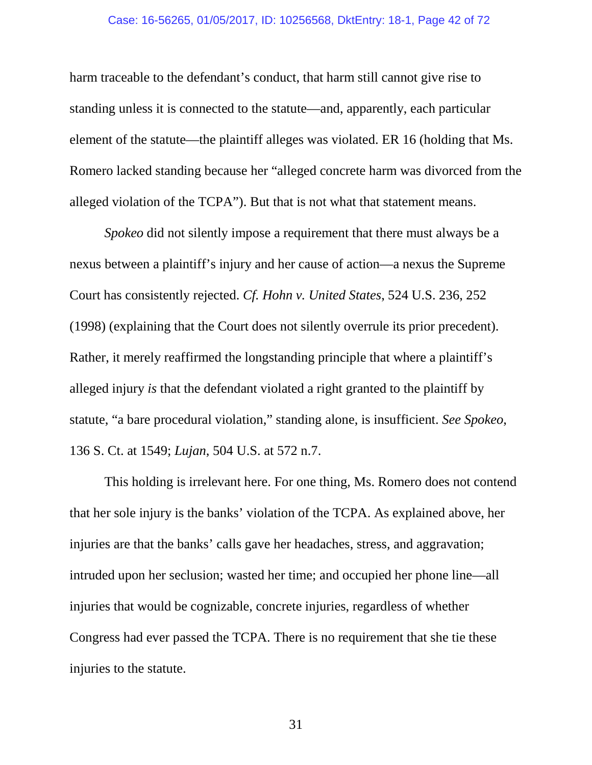harm traceable to the defendant's conduct, that harm still cannot give rise to standing unless it is connected to the statute—and, apparently, each particular element of the statute—the plaintiff alleges was violated. ER 16 (holding that Ms. Romero lacked standing because her "alleged concrete harm was divorced from the alleged violation of the TCPA"). But that is not what that statement means.

*Spokeo* did not silently impose a requirement that there must always be a nexus between a plaintiff's injury and her cause of action—a nexus the Supreme Court has consistently rejected. *Cf. Hohn v. United States*, 524 U.S. 236, 252 (1998) (explaining that the Court does not silently overrule its prior precedent). Rather, it merely reaffirmed the longstanding principle that where a plaintiff's alleged injury *is* that the defendant violated a right granted to the plaintiff by statute, "a bare procedural violation," standing alone, is insufficient. *See Spokeo*, 136 S. Ct. at 1549; *Lujan*, 504 U.S. at 572 n.7.

This holding is irrelevant here. For one thing, Ms. Romero does not contend that her sole injury is the banks' violation of the TCPA. As explained above, her injuries are that the banks' calls gave her headaches, stress, and aggravation; intruded upon her seclusion; wasted her time; and occupied her phone line—all injuries that would be cognizable, concrete injuries, regardless of whether Congress had ever passed the TCPA. There is no requirement that she tie these injuries to the statute.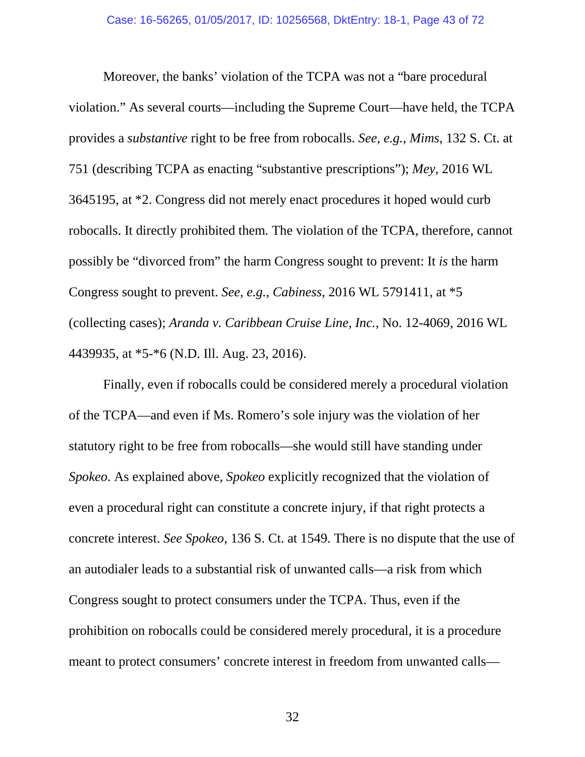Moreover, the banks' violation of the TCPA was not a "bare procedural violation." As several courts—including the Supreme Court—have held, the TCPA provides a *substantive* right to be free from robocalls. *See, e.g.*, *Mims*, 132 S. Ct. at 751 (describing TCPA as enacting "substantive prescriptions"); *Mey*, 2016 WL 3645195, at *2. Congress did not merely enact procedures it hoped would curb robocalls. It directly prohibited them. The violation of the TCPA, therefore, cannot possibly be "divorced from" the harm Congress sought to prevent: It *is* the harm Congress sought to prevent. *See, e.g., Cabiness*, 2016 WL 5791411, at *5 (collecting cases); *Aranda v. Caribbean Cruise Line, Inc.*, No. 12-4069, 2016 WL 4439935, at *5-*6 (N.D. Ill. Aug. 23, 2016).

Finally, even if robocalls could be considered merely a procedural violation of the TCPA—and even if Ms. Romero's sole injury was the violation of her statutory right to be free from robocalls—she would still have standing under *Spokeo*. As explained above, *Spokeo* explicitly recognized that the violation of even a procedural right can constitute a concrete injury, if that right protects a concrete interest. *See Spokeo*, 136 S. Ct. at 1549. There is no dispute that the use of an autodialer leads to a substantial risk of unwanted calls—a risk from which Congress sought to protect consumers under the TCPA. Thus, even if the prohibition on robocalls could be considered merely procedural, it is a procedure meant to protect consumers' concrete interest in freedom from unwanted calls—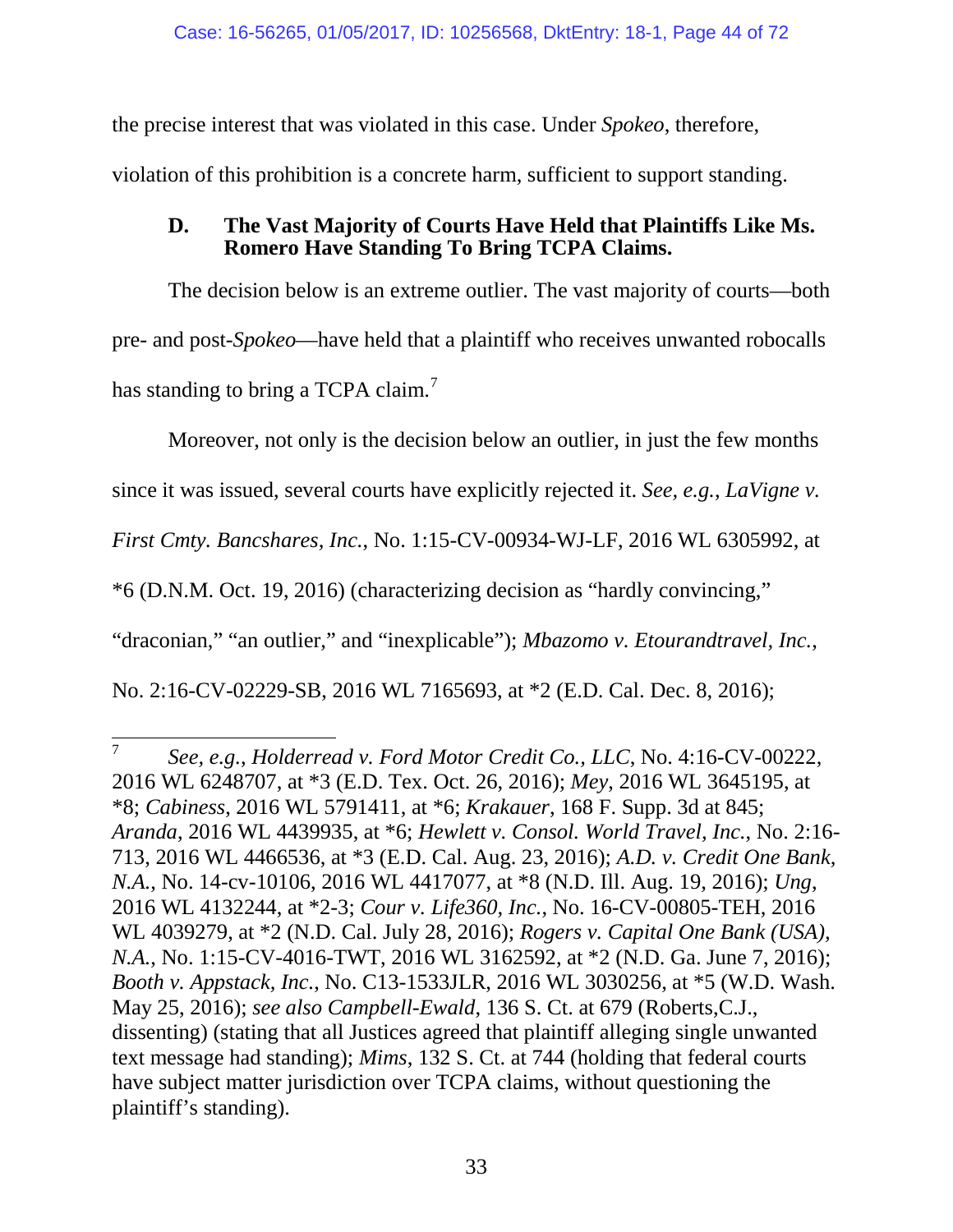the precise interest that was violated in this case. Under *Spokeo*, therefore, violation of this prohibition is a concrete harm, sufficient to support standing.

### D. The Vast Majority of Courts Have Held that Plaintiffs Like Ms. Romero Have Standing To Bring TCPA Claims.

The decision below is an extreme outlier. The vast majority of courts—both pre- and post-*Spokeo*—have held that a plaintiff who receives unwanted robocalls has standing to bring a TCPA claim.[7]

Moreover, not only is the decision below an outlier, in just the few months since it was issued, several courts have explicitly rejected it. *See, e.g.*, *LaVigne v. First Cmty. Bancshares, Inc.*, No. 1:15-CV-00934-WJ-LF, 2016 WL 6305992, at *6 (D.N.M. Oct. 19, 2016) (characterizing decision as "hardly convincing," "draconian," "an outlier," and "inexplicable"); *Mbazomo v. Etourandtravel, Inc.*, No. 2:16-CV-02229-SB, 2016 WL 7165693, at *2 (E.D. Cal. Dec. 8, 2016);

---

[7] *See, e.g.*, *Holderread v. Ford Motor Credit Co., LLC*, No. 4:16-CV-00222, 2016 WL 6248707, at *3 (E.D. Tex. Oct. 26, 2016); *Mey*, 2016 WL 3645195, at *8; *Cabiness*, 2016 WL 5791411, at *6; *Krakauer*, 168 F. Supp. 3d at 845; *Aranda*, 2016 WL 4439935, at *6; *Hewlett v. Consol. World Travel, Inc.*, No. 2:16-713, 2016 WL 4466536, at *3 (E.D. Cal. Aug. 23, 2016); *A.D. v. Credit One Bank, N.A.*, No. 14-cv-10106, 2016 WL 4417077, at *8 (N.D. Ill. Aug. 19, 2016); *Ung*, 2016 WL 4132244, at *2-3; *Cour v. Life360, Inc.*, No. 16-CV-00805-TEH, 2016 WL 4039279, at *2 (N.D. Cal. July 28, 2016); *Rogers v. Capital One Bank (USA), N.A.*, No. 1:15-CV-4016-TWT, 2016 WL 3162592, at *2 (N.D. Ga. June 7, 2016); *Booth v. Appstack, Inc.*, No. C13-1533JLR, 2016 WL 3030256, at *5 (W.D. Wash. May 25, 2016); *see also Campbell-Ewald*, 136 S. Ct. at 679 (Roberts,C.J., dissenting) (stating that all Justices agreed that plaintiff alleging single unwanted text message had standing); *Mims*, 132 S. Ct. at 744 (holding that federal courts have subject matter jurisdiction over TCPA claims, without questioning the plaintiff's standing).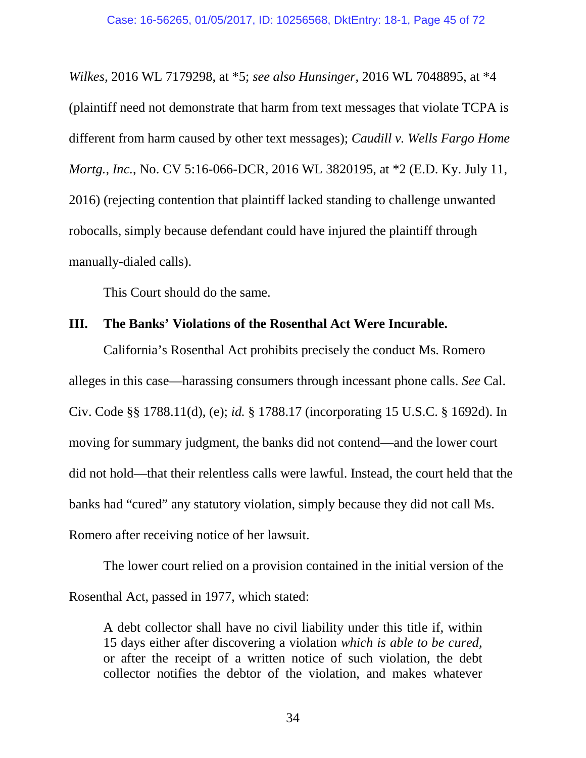*Wilkes*, 2016 WL 7179298, at *5; *see also Hunsinger*, 2016 WL 7048895, at *4 (plaintiff need not demonstrate that harm from text messages that violate TCPA is different from harm caused by other text messages); *Caudill v. Wells Fargo Home Mortg., Inc.*, No. CV 5:16-066-DCR, 2016 WL 3820195, at *2 (E.D. Ky. July 11, 2016) (rejecting contention that plaintiff lacked standing to challenge unwanted robocalls, simply because defendant could have injured the plaintiff through manually-dialed calls).

This Court should do the same.

## III. The Banks' Violations of the Rosenthal Act Were Incurable.

California's Rosenthal Act prohibits precisely the conduct Ms. Romero alleges in this case—harassing consumers through incessant phone calls. *See* Cal. Civ. Code §§ 1788.11(d), (e); *id.* § 1788.17 (incorporating 15 U.S.C. § 1692d). In moving for summary judgment, the banks did not contend—and the lower court did not hold—that their relentless calls were lawful. Instead, the court held that the banks had "cured" any statutory violation, simply because they did not call Ms. Romero after receiving notice of her lawsuit.

The lower court relied on a provision contained in the initial version of the Rosenthal Act, passed in 1977, which stated:

> A debt collector shall have no civil liability under this title if, within 15 days either after discovering a violation *which is able to be cured*, or after the receipt of a written notice of such violation, the debt collector notifies the debtor of the violation, and makes whatever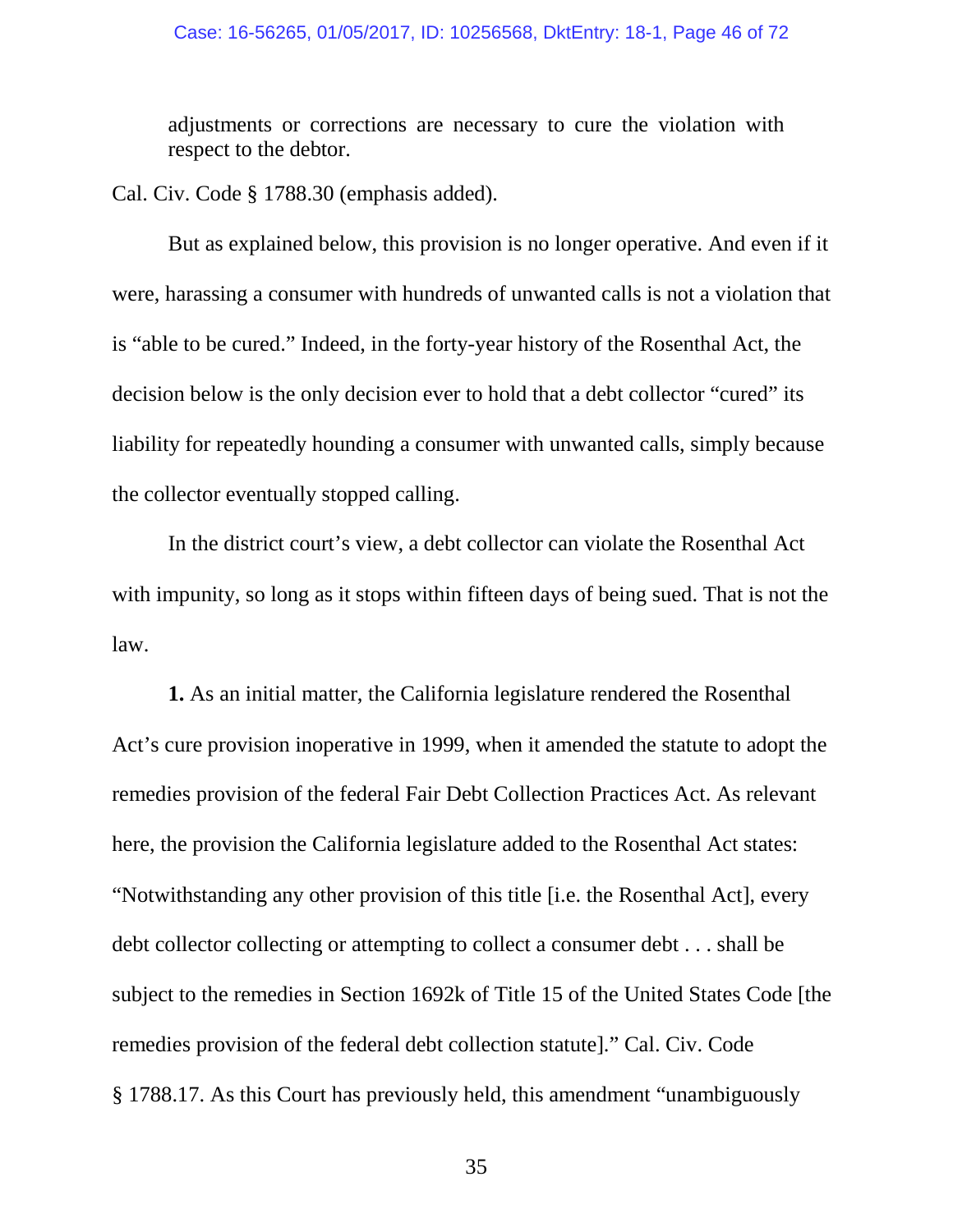> adjustments or corrections are necessary to cure the violation with respect to the debtor.

Cal. Civ. Code § 1788.30 (emphasis added).

But as explained below, this provision is no longer operative. And even if it were, harassing a consumer with hundreds of unwanted calls is not a violation that is "able to be cured." Indeed, in the forty-year history of the Rosenthal Act, the decision below is the only decision ever to hold that a debt collector "cured" its liability for repeatedly hounding a consumer with unwanted calls, simply because the collector eventually stopped calling.

In the district court's view, a debt collector can violate the Rosenthal Act with impunity, so long as it stops within fifteen days of being sued. That is not the law.

**1.** As an initial matter, the California legislature rendered the Rosenthal Act's cure provision inoperative in 1999, when it amended the statute to adopt the remedies provision of the federal Fair Debt Collection Practices Act. As relevant here, the provision the California legislature added to the Rosenthal Act states: "Notwithstanding any other provision of this title [i.e. the Rosenthal Act], every debt collector collecting or attempting to collect a consumer debt . . . shall be subject to the remedies in Section 1692k of Title 15 of the United States Code [the remedies provision of the federal debt collection statute]." Cal. Civ. Code § 1788.17. As this Court has previously held, this amendment "unambiguously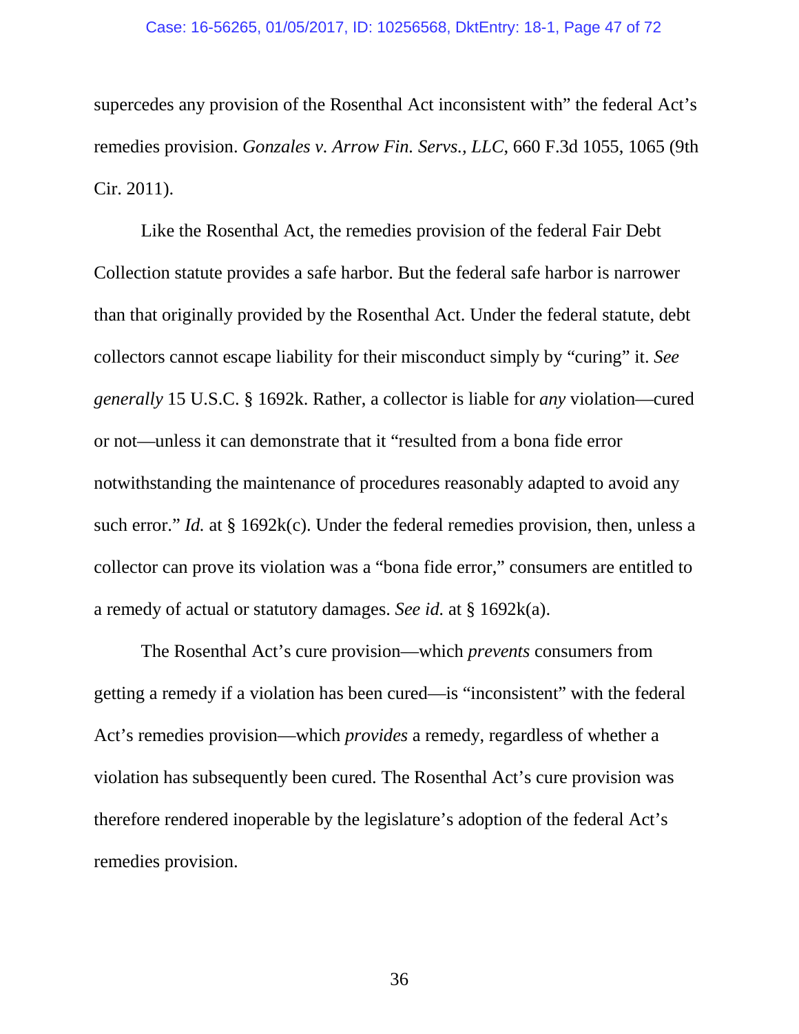supercedes any provision of the Rosenthal Act inconsistent with" the federal Act's remedies provision. *Gonzales v. Arrow Fin. Servs., LLC*, 660 F.3d 1055, 1065 (9th Cir. 2011).

Like the Rosenthal Act, the remedies provision of the federal Fair Debt Collection statute provides a safe harbor. But the federal safe harbor is narrower than that originally provided by the Rosenthal Act. Under the federal statute, debt collectors cannot escape liability for their misconduct simply by "curing" it. *See generally* 15 U.S.C. § 1692k. Rather, a collector is liable for *any* violation—cured or not—unless it can demonstrate that it "resulted from a bona fide error notwithstanding the maintenance of procedures reasonably adapted to avoid any such error." *Id.* at § 1692k(c). Under the federal remedies provision, then, unless a collector can prove its violation was a "bona fide error," consumers are entitled to a remedy of actual or statutory damages. *See id.* at § 1692k(a).

The Rosenthal Act's cure provision—which *prevents* consumers from getting a remedy if a violation has been cured—is "inconsistent" with the federal Act's remedies provision—which *provides* a remedy, regardless of whether a violation has subsequently been cured. The Rosenthal Act's cure provision was therefore rendered inoperable by the legislature's adoption of the federal Act's remedies provision.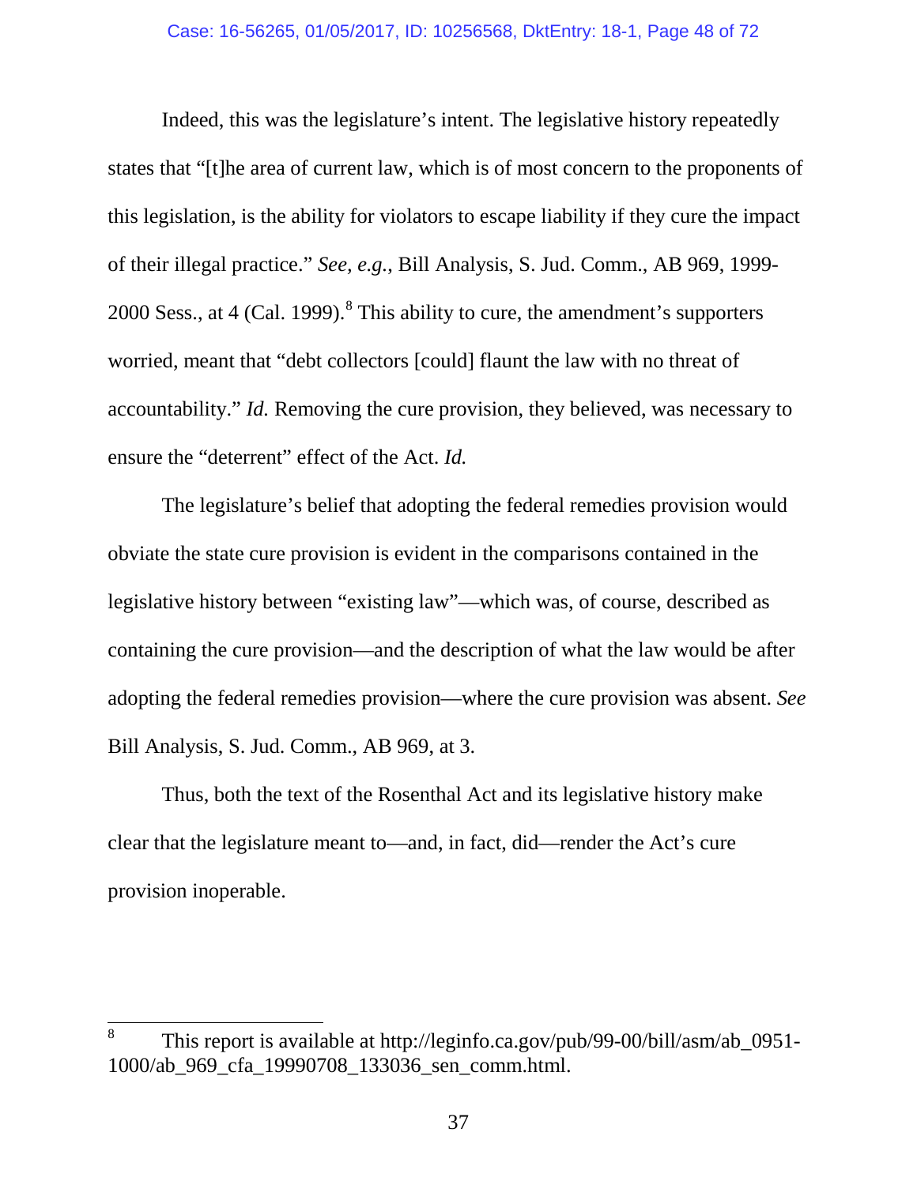Indeed, this was the legislature's intent. The legislative history repeatedly states that "[t]he area of current law, which is of most concern to the proponents of this legislation, is the ability for violators to escape liability if they cure the impact of their illegal practice." *See, e.g.*, Bill Analysis, S. Jud. Comm., AB 969, 1999-2000 Sess., at 4 (Cal. 1999).[8] This ability to cure, the amendment's supporters worried, meant that "debt collectors [could] flaunt the law with no threat of accountability." *Id.* Removing the cure provision, they believed, was necessary to ensure the "deterrent" effect of the Act. *Id.*

The legislature's belief that adopting the federal remedies provision would obviate the state cure provision is evident in the comparisons contained in the legislative history between "existing law"—which was, of course, described as containing the cure provision—and the description of what the law would be after adopting the federal remedies provision—where the cure provision was absent. *See* Bill Analysis, S. Jud. Comm., AB 969, at 3.

Thus, both the text of the Rosenthal Act and its legislative history make clear that the legislature meant to—and, in fact, did—render the Act's cure provision inoperable.

---

[8] This report is available at http://leginfo.ca.gov/pub/99-00/bill/asm/ab_0951-1000/ab_969_cfa_19990708_133036_sen_comm.html.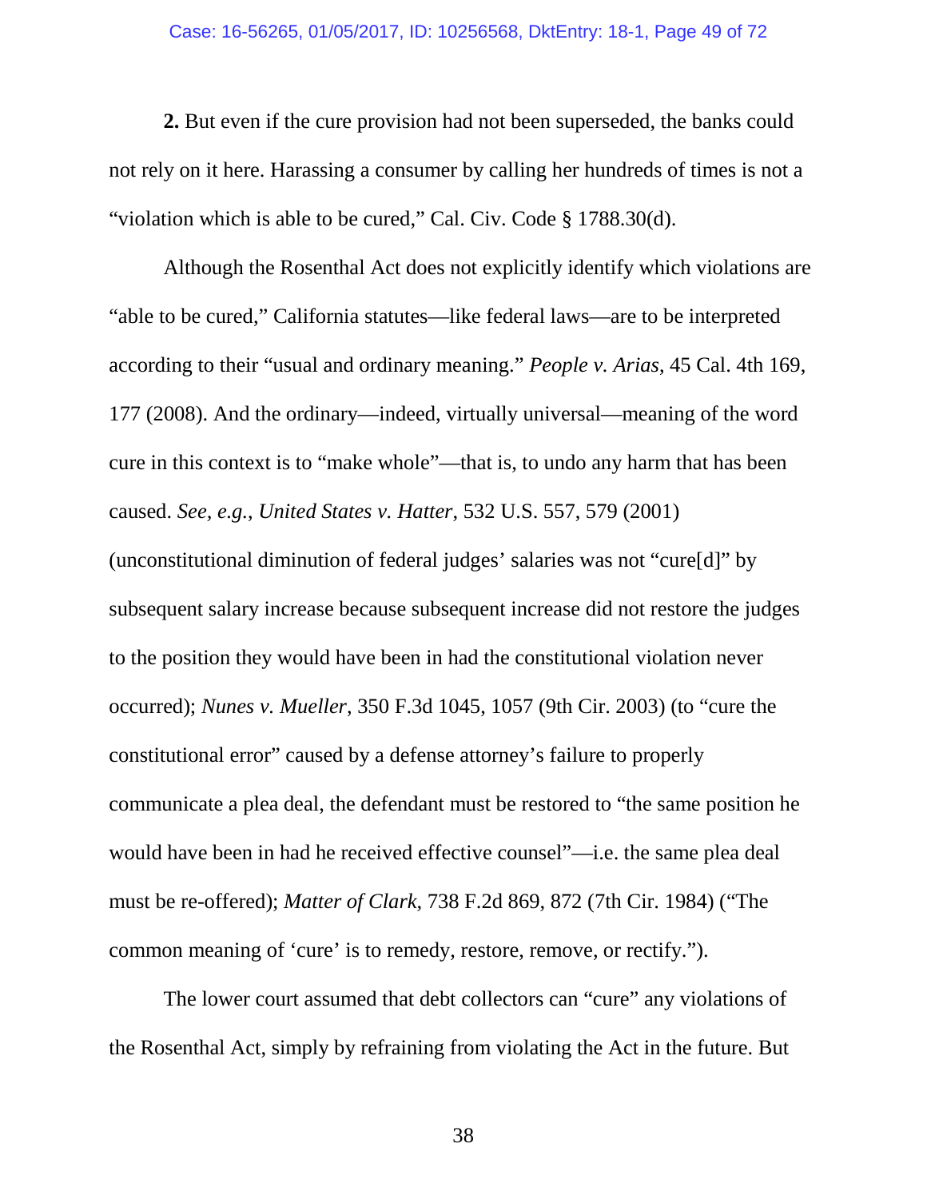**2.** But even if the cure provision had not been superseded, the banks could not rely on it here. Harassing a consumer by calling her hundreds of times is not a "violation which is able to be cured," Cal. Civ. Code § 1788.30(d).

Although the Rosenthal Act does not explicitly identify which violations are "able to be cured," California statutes—like federal laws—are to be interpreted according to their "usual and ordinary meaning." *People v. Arias*, 45 Cal. 4th 169, 177 (2008). And the ordinary—indeed, virtually universal—meaning of the word cure in this context is to "make whole"—that is, to undo any harm that has been caused. *See, e.g.*, *United States v. Hatter*, 532 U.S. 557, 579 (2001) (unconstitutional diminution of federal judges' salaries was not "cure[d]" by subsequent salary increase because subsequent increase did not restore the judges to the position they would have been in had the constitutional violation never occurred); *Nunes v. Mueller*, 350 F.3d 1045, 1057 (9th Cir. 2003) (to "cure the constitutional error" caused by a defense attorney's failure to properly communicate a plea deal, the defendant must be restored to "the same position he would have been in had he received effective counsel"—i.e. the same plea deal must be re-offered); *Matter of Clark*, 738 F.2d 869, 872 (7th Cir. 1984) ("The common meaning of 'cure' is to remedy, restore, remove, or rectify.").

The lower court assumed that debt collectors can "cure" any violations of the Rosenthal Act, simply by refraining from violating the Act in the future. But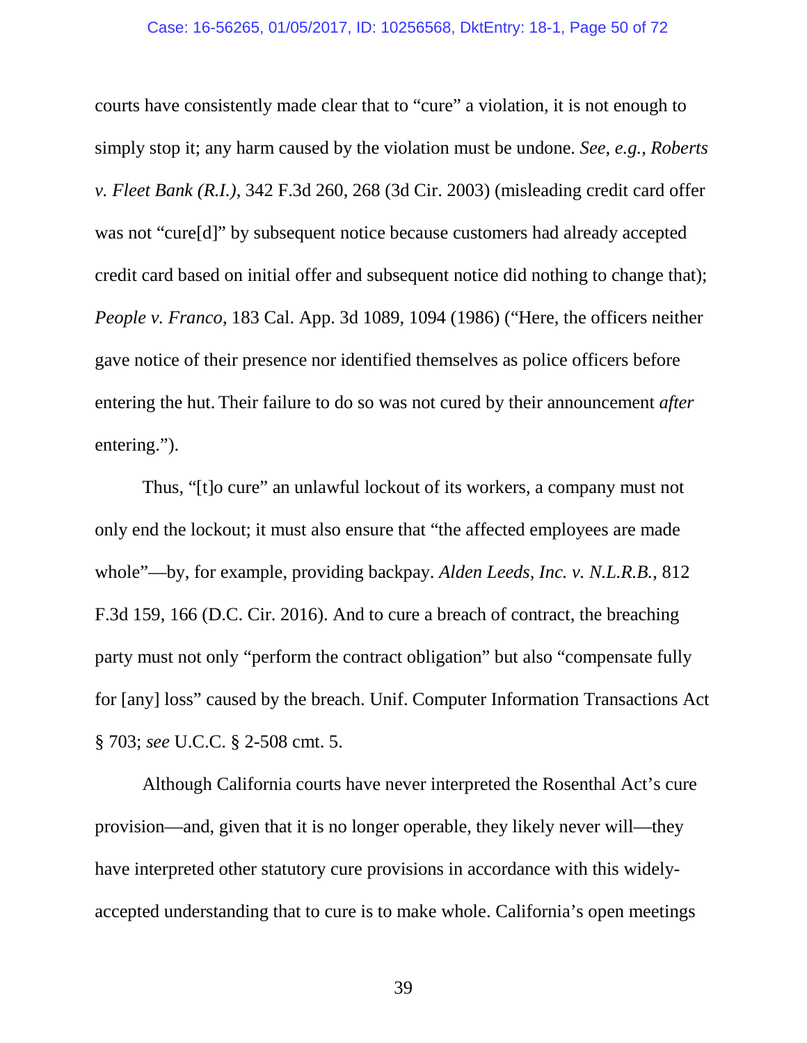courts have consistently made clear that to "cure" a violation, it is not enough to simply stop it; any harm caused by the violation must be undone. *See, e.g.*, *Roberts v. Fleet Bank (R.I.)*, 342 F.3d 260, 268 (3d Cir. 2003) (misleading credit card offer was not "cure[d]" by subsequent notice because customers had already accepted credit card based on initial offer and subsequent notice did nothing to change that); *People v. Franco*, 183 Cal. App. 3d 1089, 1094 (1986) ("Here, the officers neither gave notice of their presence nor identified themselves as police officers before entering the hut. Their failure to do so was not cured by their announcement *after* entering.").

Thus, "[t]o cure" an unlawful lockout of its workers, a company must not only end the lockout; it must also ensure that "the affected employees are made whole"—by, for example, providing backpay. *Alden Leeds, Inc. v. N.L.R.B.*, 812 F.3d 159, 166 (D.C. Cir. 2016). And to cure a breach of contract, the breaching party must not only "perform the contract obligation" but also "compensate fully for [any] loss" caused by the breach. Unif. Computer Information Transactions Act § 703; *see* U.C.C. § 2-508 cmt. 5.

Although California courts have never interpreted the Rosenthal Act's cure provision—and, given that it is no longer operable, they likely never will—they have interpreted other statutory cure provisions in accordance with this widely-accepted understanding that to cure is to make whole. California's open meetings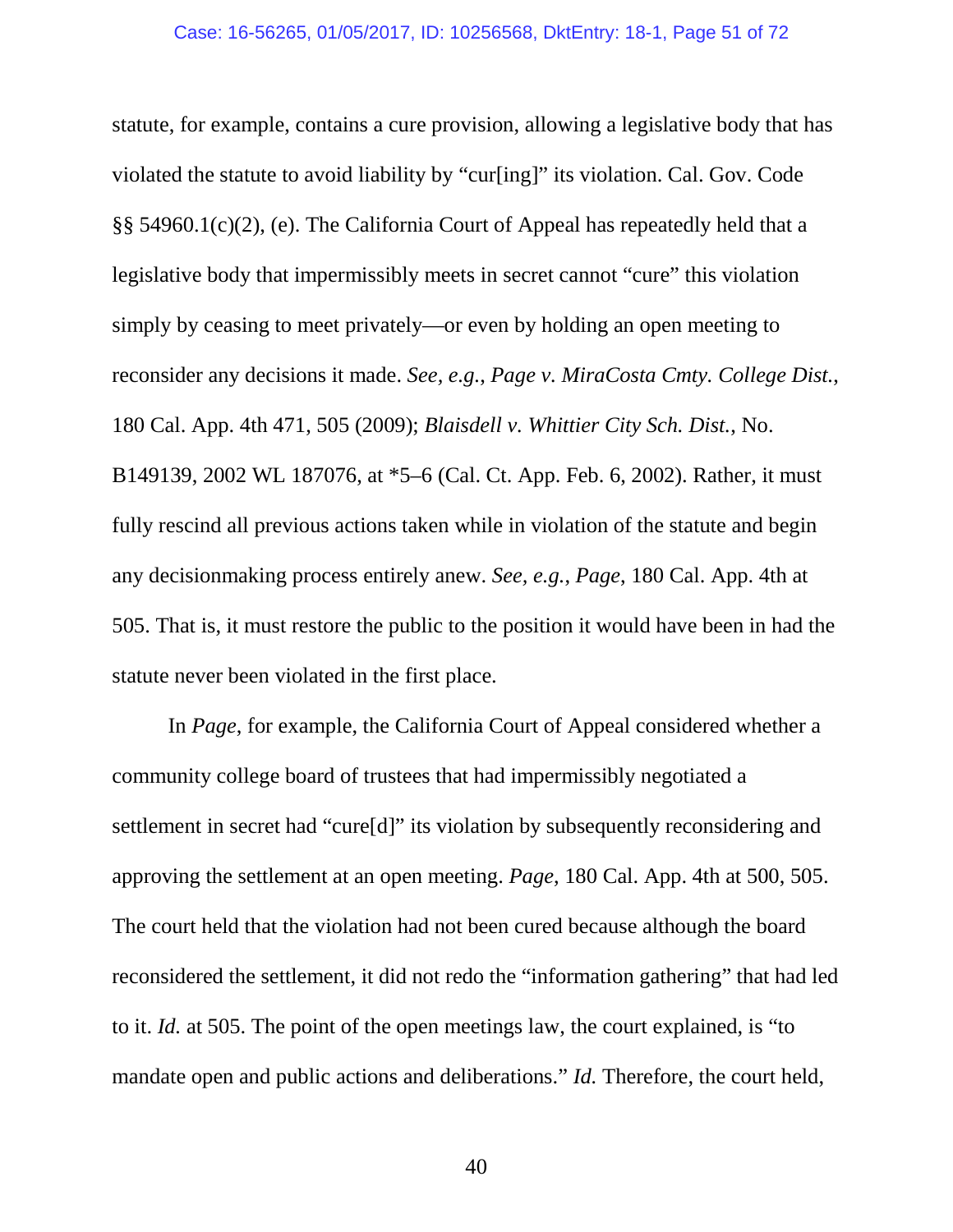statute, for example, contains a cure provision, allowing a legislative body that has violated the statute to avoid liability by "cur[ing]" its violation. Cal. Gov. Code §§ 54960.1(c)(2), (e). The California Court of Appeal has repeatedly held that a legislative body that impermissibly meets in secret cannot "cure" this violation simply by ceasing to meet privately—or even by holding an open meeting to reconsider any decisions it made. *See, e.g.*, *Page v. MiraCosta Cmty. College Dist.*, 180 Cal. App. 4th 471, 505 (2009); *Blaisdell v. Whittier City Sch. Dist.*, No. B149139, 2002 WL 187076, at *5–6 (Cal. Ct. App. Feb. 6, 2002). Rather, it must fully rescind all previous actions taken while in violation of the statute and begin any decisionmaking process entirely anew. *See, e.g.*, *Page*, 180 Cal. App. 4th at 505. That is, it must restore the public to the position it would have been in had the statute never been violated in the first place.

In *Page*, for example, the California Court of Appeal considered whether a community college board of trustees that had impermissibly negotiated a settlement in secret had "cure[d]" its violation by subsequently reconsidering and approving the settlement at an open meeting. *Page*, 180 Cal. App. 4th at 500, 505. The court held that the violation had not been cured because although the board reconsidered the settlement, it did not redo the "information gathering" that had led to it. *Id.* at 505. The point of the open meetings law, the court explained, is "to mandate open and public actions and deliberations." *Id.* Therefore, the court held,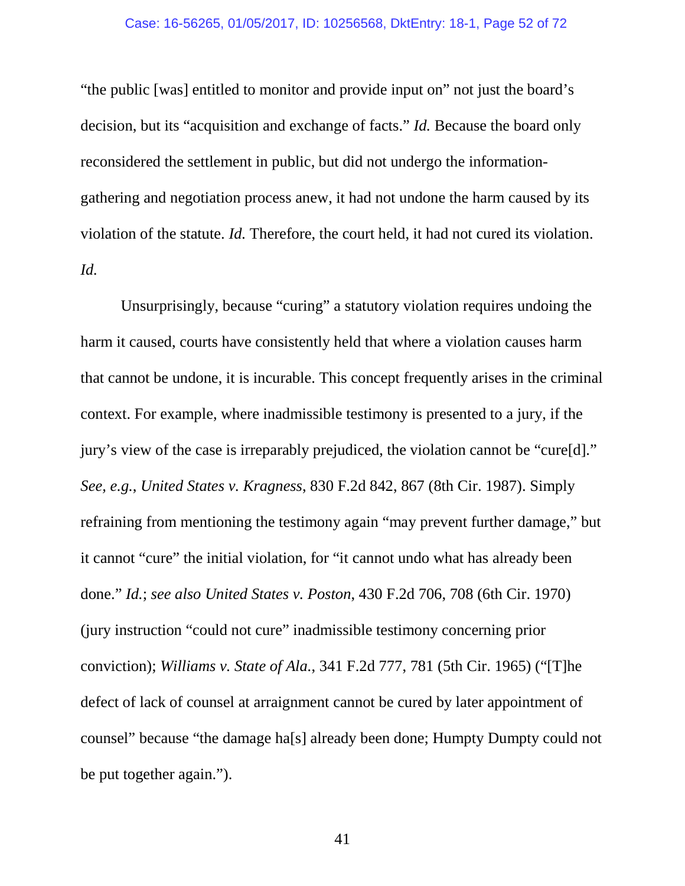"the public [was] entitled to monitor and provide input on" not just the board's decision, but its "acquisition and exchange of facts." *Id.* Because the board only reconsidered the settlement in public, but did not undergo the information-gathering and negotiation process anew, it had not undone the harm caused by its violation of the statute. *Id.* Therefore, the court held, it had not cured its violation. *Id.*

Unsurprisingly, because "curing" a statutory violation requires undoing the harm it caused, courts have consistently held that where a violation causes harm that cannot be undone, it is incurable. This concept frequently arises in the criminal context. For example, where inadmissible testimony is presented to a jury, if the jury's view of the case is irreparably prejudiced, the violation cannot be "cure[d]." *See, e.g.*, *United States v. Kragness*, 830 F.2d 842, 867 (8th Cir. 1987). Simply refraining from mentioning the testimony again "may prevent further damage," but it cannot "cure" the initial violation, for "it cannot undo what has already been done." *Id.*; *see also United States v. Poston*, 430 F.2d 706, 708 (6th Cir. 1970) (jury instruction "could not cure" inadmissible testimony concerning prior conviction); *Williams v. State of Ala.*, 341 F.2d 777, 781 (5th Cir. 1965) ("[T]he defect of lack of counsel at arraignment cannot be cured by later appointment of counsel" because "the damage ha[s] already been done; Humpty Dumpty could not be put together again.").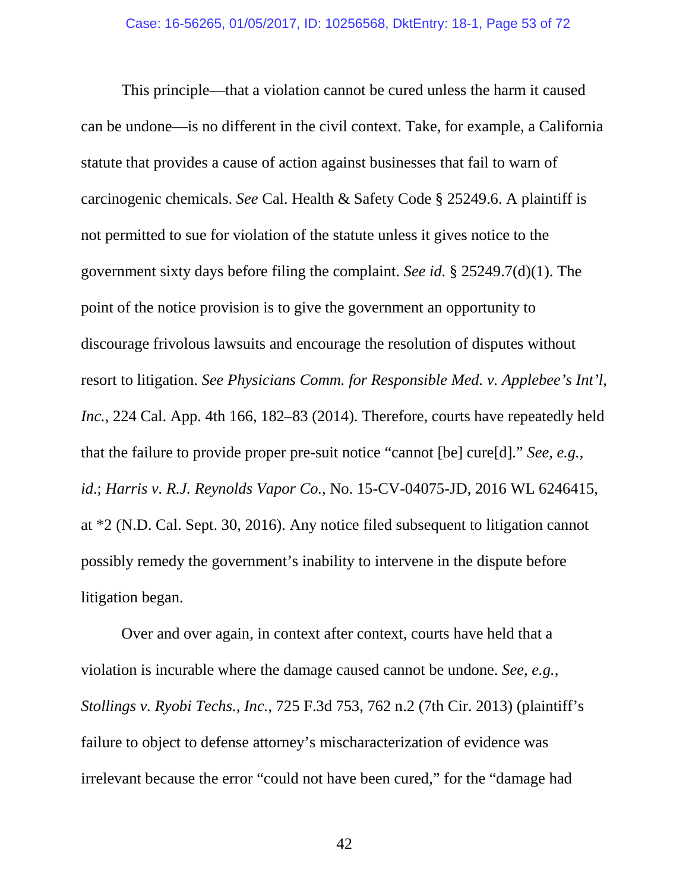This principle—that a violation cannot be cured unless the harm it caused can be undone—is no different in the civil context. Take, for example, a California statute that provides a cause of action against businesses that fail to warn of carcinogenic chemicals. *See* Cal. Health & Safety Code § 25249.6. A plaintiff is not permitted to sue for violation of the statute unless it gives notice to the government sixty days before filing the complaint. *See id.* § 25249.7(d)(1). The point of the notice provision is to give the government an opportunity to discourage frivolous lawsuits and encourage the resolution of disputes without resort to litigation. *See Physicians Comm. for Responsible Med. v. Applebee's Int'l, Inc.*, 224 Cal. App. 4th 166, 182–83 (2014). Therefore, courts have repeatedly held that the failure to provide proper pre-suit notice "cannot [be] cure[d]." *See, e.g.*, *id.*; *Harris v. R.J. Reynolds Vapor Co.*, No. 15-CV-04075-JD, 2016 WL 6246415, at *2 (N.D. Cal. Sept. 30, 2016). Any notice filed subsequent to litigation cannot possibly remedy the government's inability to intervene in the dispute before litigation began.

Over and over again, in context after context, courts have held that a violation is incurable where the damage caused cannot be undone. *See, e.g.*, *Stollings v. Ryobi Techs., Inc.*, 725 F.3d 753, 762 n.2 (7th Cir. 2013) (plaintiff's failure to object to defense attorney's mischaracterization of evidence was irrelevant because the error "could not have been cured," for the "damage had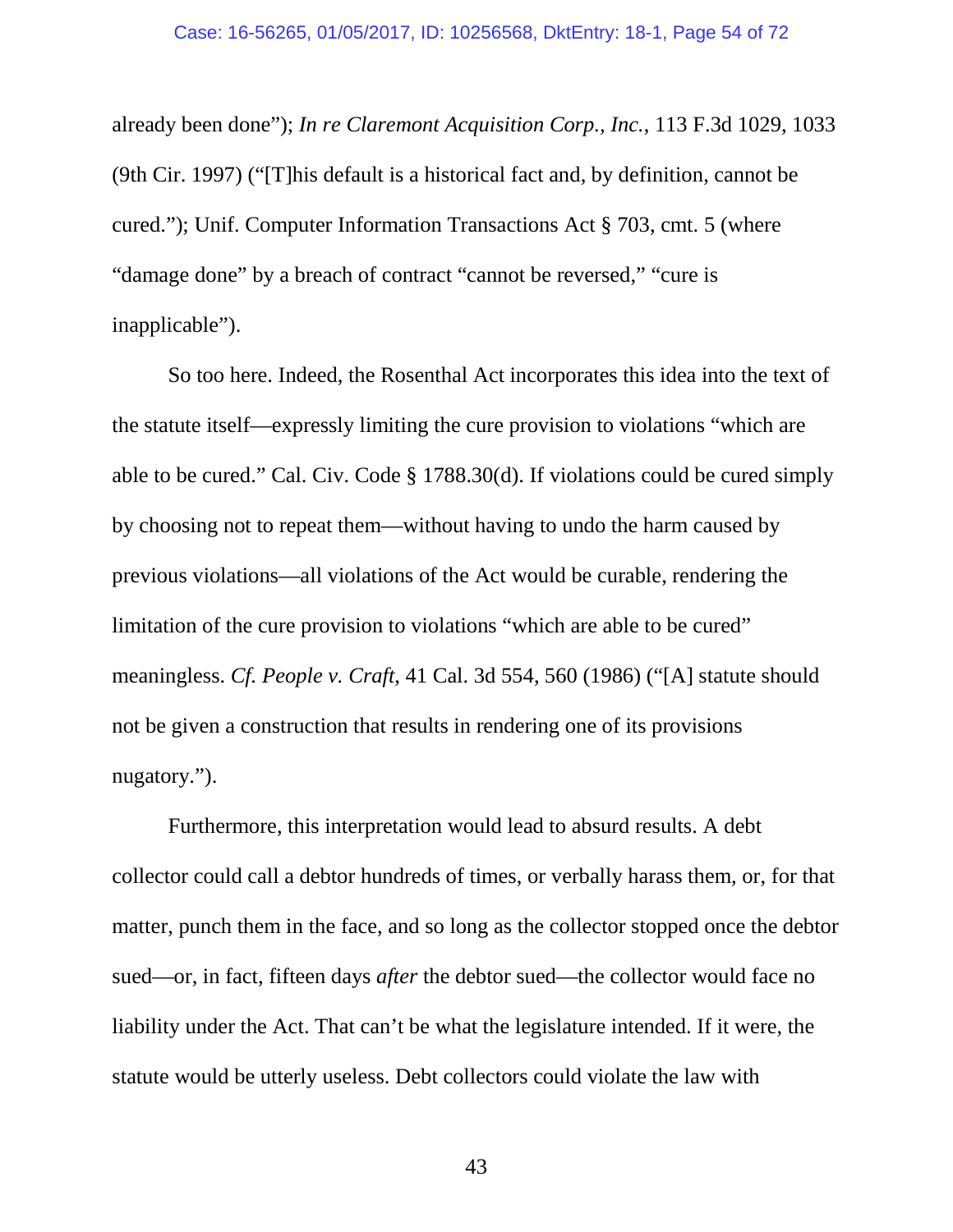already been done"); *In re Claremont Acquisition Corp., Inc.*, 113 F.3d 1029, 1033 (9th Cir. 1997) ("[T]his default is a historical fact and, by definition, cannot be cured."); Unif. Computer Information Transactions Act § 703, cmt. 5 (where "damage done" by a breach of contract "cannot be reversed," "cure is inapplicable").

So too here. Indeed, the Rosenthal Act incorporates this idea into the text of the statute itself—expressly limiting the cure provision to violations "which are able to be cured." Cal. Civ. Code § 1788.30(d). If violations could be cured simply by choosing not to repeat them—without having to undo the harm caused by previous violations—all violations of the Act would be curable, rendering the limitation of the cure provision to violations "which are able to be cured" meaningless. *Cf. People v. Craft*, 41 Cal. 3d 554, 560 (1986) ("[A] statute should not be given a construction that results in rendering one of its provisions nugatory.").

Furthermore, this interpretation would lead to absurd results. A debt collector could call a debtor hundreds of times, or verbally harass them, or, for that matter, punch them in the face, and so long as the collector stopped once the debtor sued—or, in fact, fifteen days *after* the debtor sued—the collector would face no liability under the Act. That can't be what the legislature intended. If it were, the statute would be utterly useless. Debt collectors could violate the law with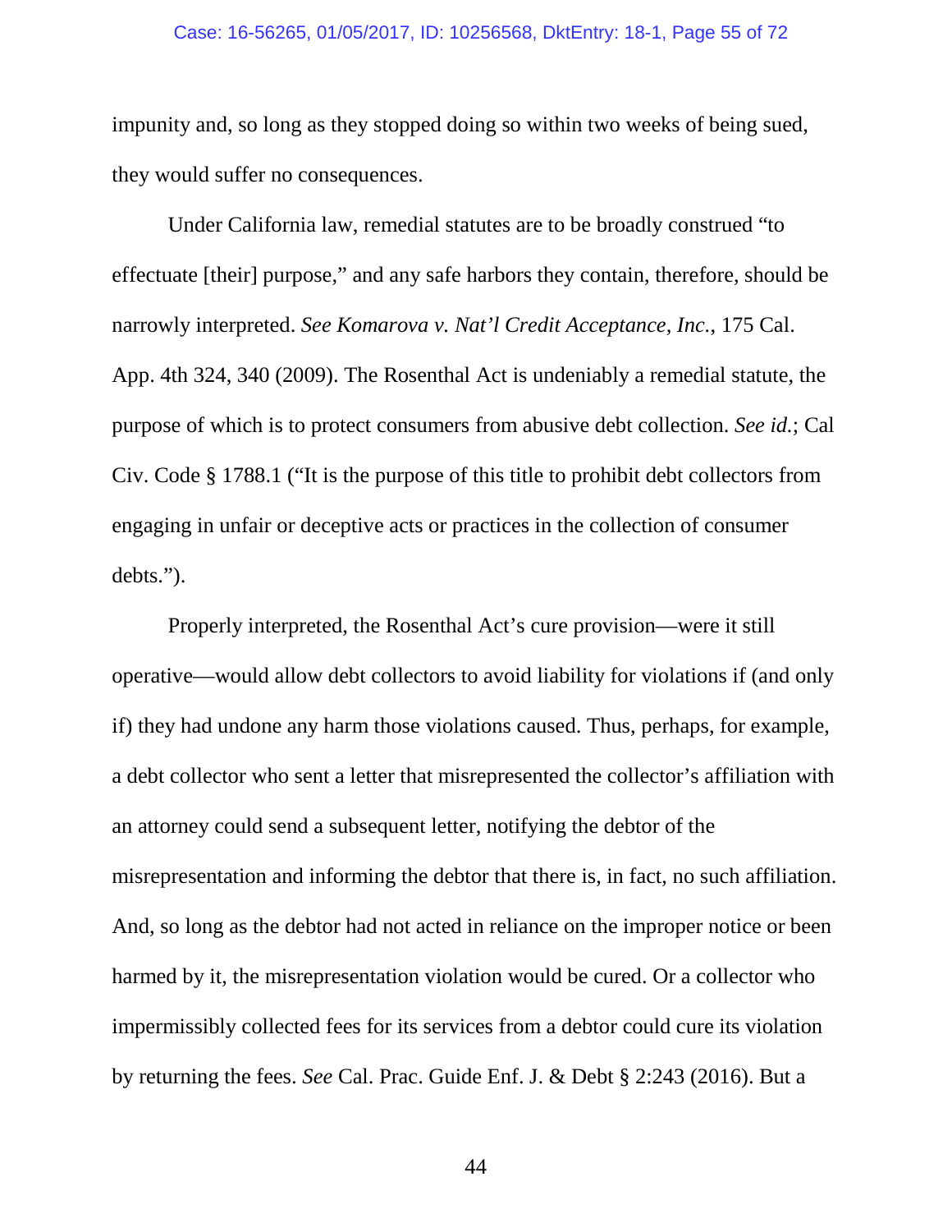impunity and, so long as they stopped doing so within two weeks of being sued, they would suffer no consequences.

Under California law, remedial statutes are to be broadly construed "to effectuate [their] purpose," and any safe harbors they contain, therefore, should be narrowly interpreted. *See Komarova v. Nat'l Credit Acceptance, Inc.*, 175 Cal. App. 4th 324, 340 (2009). The Rosenthal Act is undeniably a remedial statute, the purpose of which is to protect consumers from abusive debt collection. *See id.*; Cal Civ. Code § 1788.1 ("It is the purpose of this title to prohibit debt collectors from engaging in unfair or deceptive acts or practices in the collection of consumer debts.").

Properly interpreted, the Rosenthal Act's cure provision—were it still operative—would allow debt collectors to avoid liability for violations if (and only if) they had undone any harm those violations caused. Thus, perhaps, for example, a debt collector who sent a letter that misrepresented the collector's affiliation with an attorney could send a subsequent letter, notifying the debtor of the misrepresentation and informing the debtor that there is, in fact, no such affiliation. And, so long as the debtor had not acted in reliance on the improper notice or been harmed by it, the misrepresentation violation would be cured. Or a collector who impermissibly collected fees for its services from a debtor could cure its violation by returning the fees. *See* Cal. Prac. Guide Enf. J. & Debt § 2:243 (2016). But a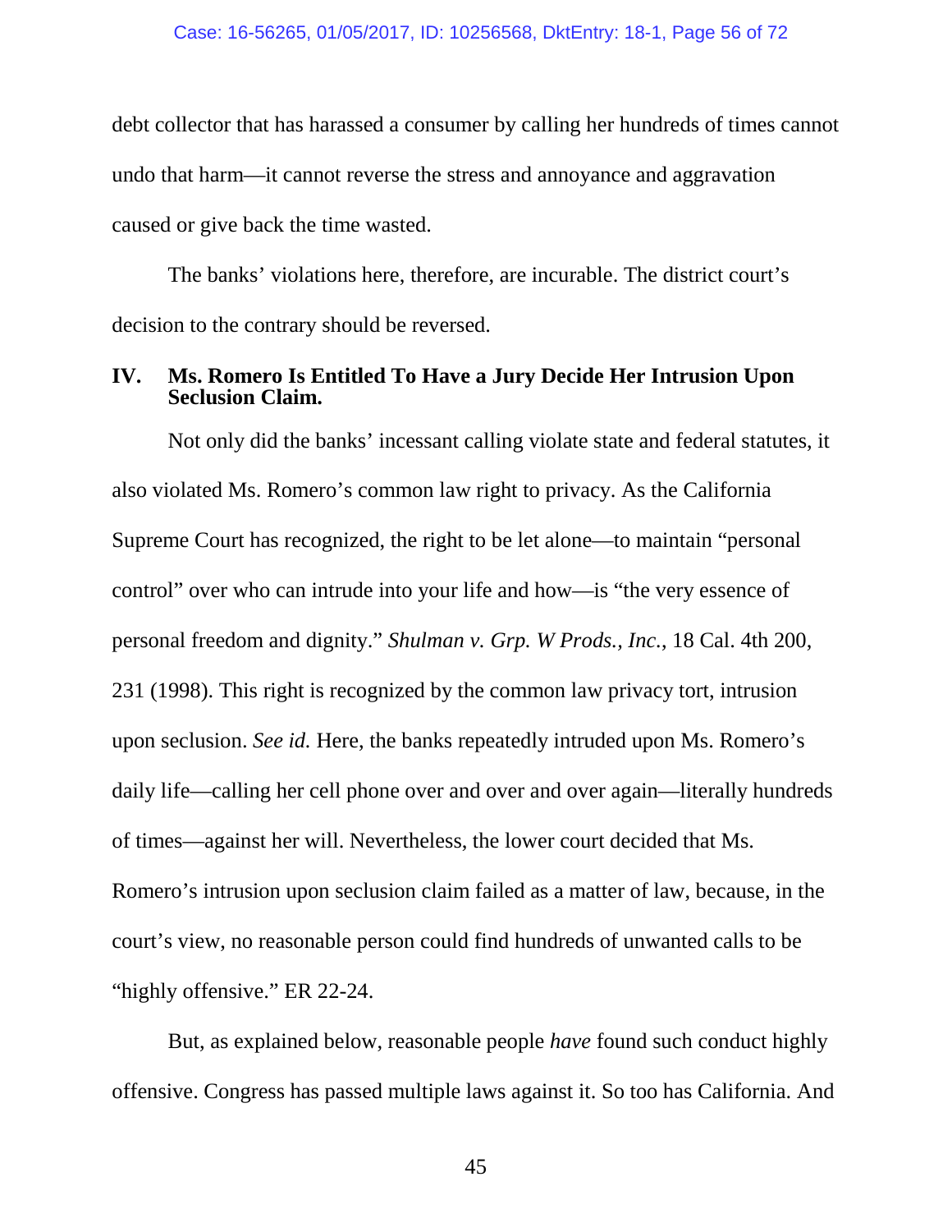debt collector that has harassed a consumer by calling her hundreds of times cannot undo that harm—it cannot reverse the stress and annoyance and aggravation caused or give back the time wasted.

The banks' violations here, therefore, are incurable. The district court's decision to the contrary should be reversed.

## IV. Ms. Romero Is Entitled To Have a Jury Decide Her Intrusion Upon Seclusion Claim.

Not only did the banks' incessant calling violate state and federal statutes, it also violated Ms. Romero's common law right to privacy. As the California Supreme Court has recognized, the right to be let alone—to maintain "personal control" over who can intrude into your life and how—is "the very essence of personal freedom and dignity." *Shulman v. Grp. W Prods., Inc.*, 18 Cal. 4th 200, 231 (1998). This right is recognized by the common law privacy tort, intrusion upon seclusion. *See id.* Here, the banks repeatedly intruded upon Ms. Romero's daily life—calling her cell phone over and over and over again—literally hundreds of times—against her will. Nevertheless, the lower court decided that Ms. Romero's intrusion upon seclusion claim failed as a matter of law, because, in the court's view, no reasonable person could find hundreds of unwanted calls to be "highly offensive." ER 22-24.

But, as explained below, reasonable people *have* found such conduct highly offensive. Congress has passed multiple laws against it. So too has California. And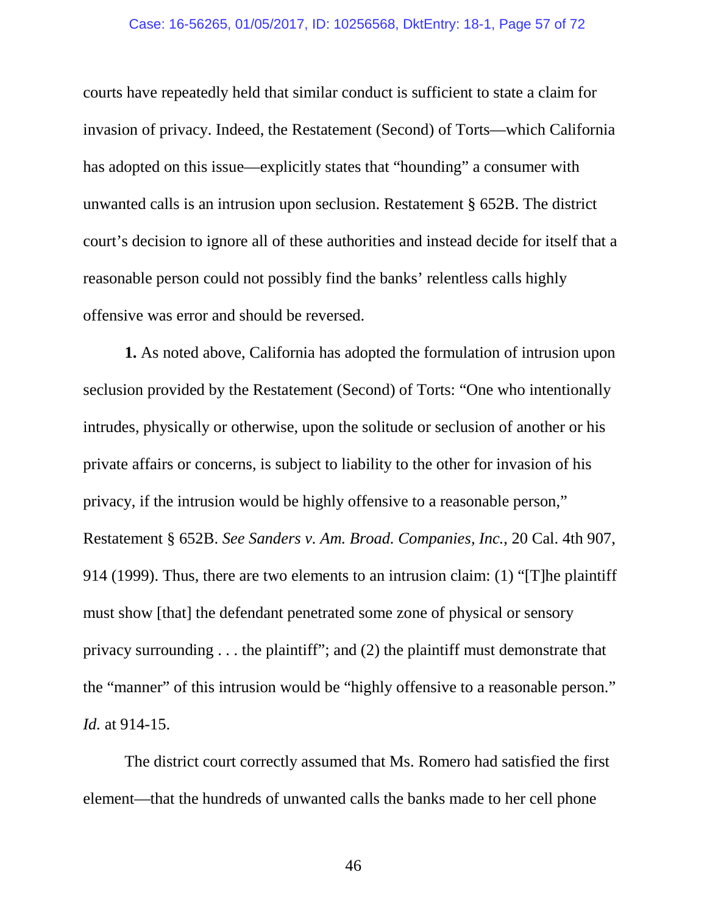courts have repeatedly held that similar conduct is sufficient to state a claim for invasion of privacy. Indeed, the Restatement (Second) of Torts—which California has adopted on this issue—explicitly states that "hounding" a consumer with unwanted calls is an intrusion upon seclusion. Restatement § 652B. The district court's decision to ignore all of these authorities and instead decide for itself that a reasonable person could not possibly find the banks' relentless calls highly offensive was error and should be reversed.

**1.** As noted above, California has adopted the formulation of intrusion upon seclusion provided by the Restatement (Second) of Torts: "One who intentionally intrudes, physically or otherwise, upon the solitude or seclusion of another or his private affairs or concerns, is subject to liability to the other for invasion of his privacy, if the intrusion would be highly offensive to a reasonable person," Restatement § 652B. *See Sanders v. Am. Broad. Companies, Inc.*, 20 Cal. 4th 907, 914 (1999). Thus, there are two elements to an intrusion claim: (1) "[T]he plaintiff must show [that] the defendant penetrated some zone of physical or sensory privacy surrounding . . . the plaintiff"; and (2) the plaintiff must demonstrate that the "manner" of this intrusion would be "highly offensive to a reasonable person." *Id.* at 914-15.

The district court correctly assumed that Ms. Romero had satisfied the first element—that the hundreds of unwanted calls the banks made to her cell phone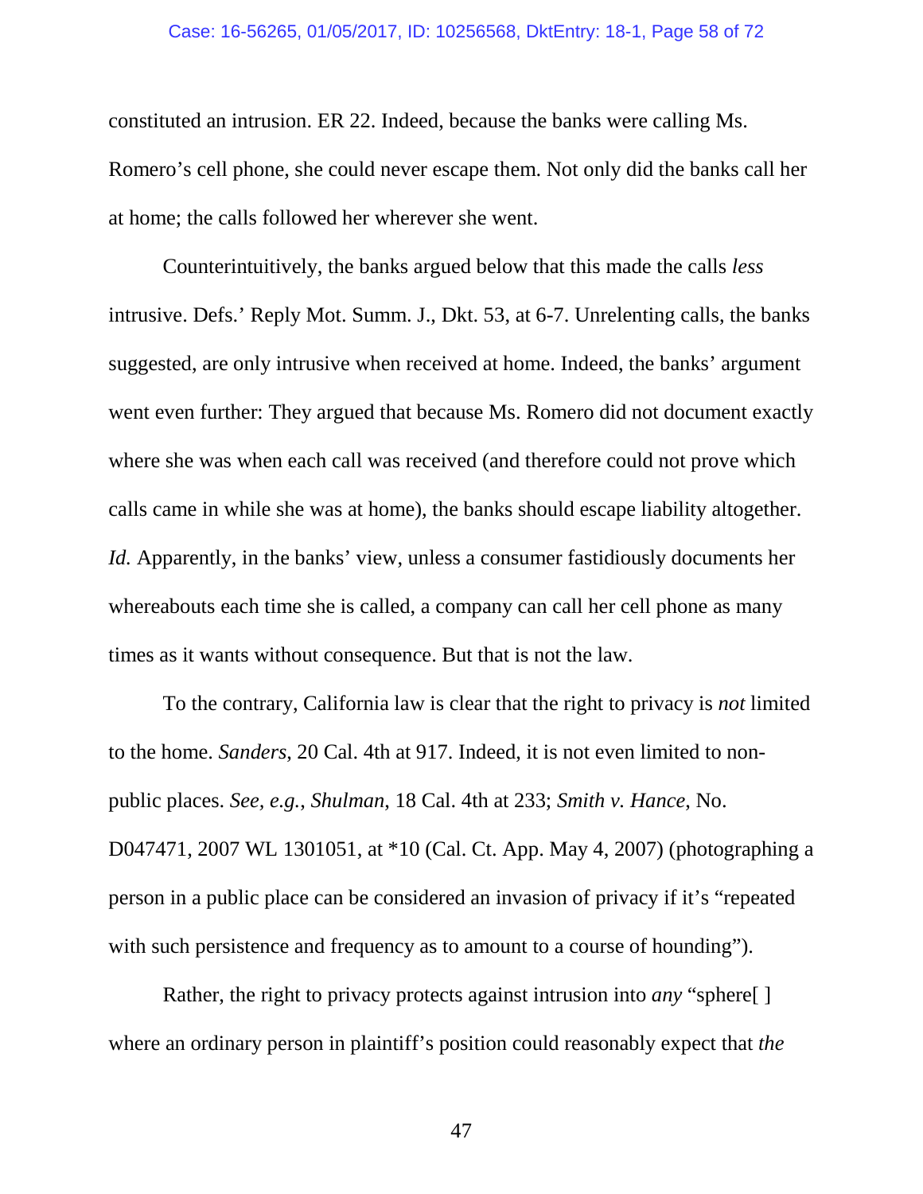constituted an intrusion. ER 22. Indeed, because the banks were calling Ms. Romero's cell phone, she could never escape them. Not only did the banks call her at home; the calls followed her wherever she went.

Counterintuitively, the banks argued below that this made the calls *less* intrusive. Defs.' Reply Mot. Summ. J., Dkt. 53, at 6-7. Unrelenting calls, the banks suggested, are only intrusive when received at home. Indeed, the banks' argument went even further: They argued that because Ms. Romero did not document exactly where she was when each call was received (and therefore could not prove which calls came in while she was at home), the banks should escape liability altogether. *Id.* Apparently, in the banks' view, unless a consumer fastidiously documents her whereabouts each time she is called, a company can call her cell phone as many times as it wants without consequence. But that is not the law.

To the contrary, California law is clear that the right to privacy is *not* limited to the home. *Sanders*, 20 Cal. 4th at 917. Indeed, it is not even limited to non-public places. *See, e.g.*, *Shulman*, 18 Cal. 4th at 233; *Smith v. Hance*, No. D047471, 2007 WL 1301051, at *10 (Cal. Ct. App. May 4, 2007) (photographing a person in a public place can be considered an invasion of privacy if it's "repeated with such persistence and frequency as to amount to a course of hounding").

Rather, the right to privacy protects against intrusion into *any* "sphere[ ] where an ordinary person in plaintiff's position could reasonably expect that *the*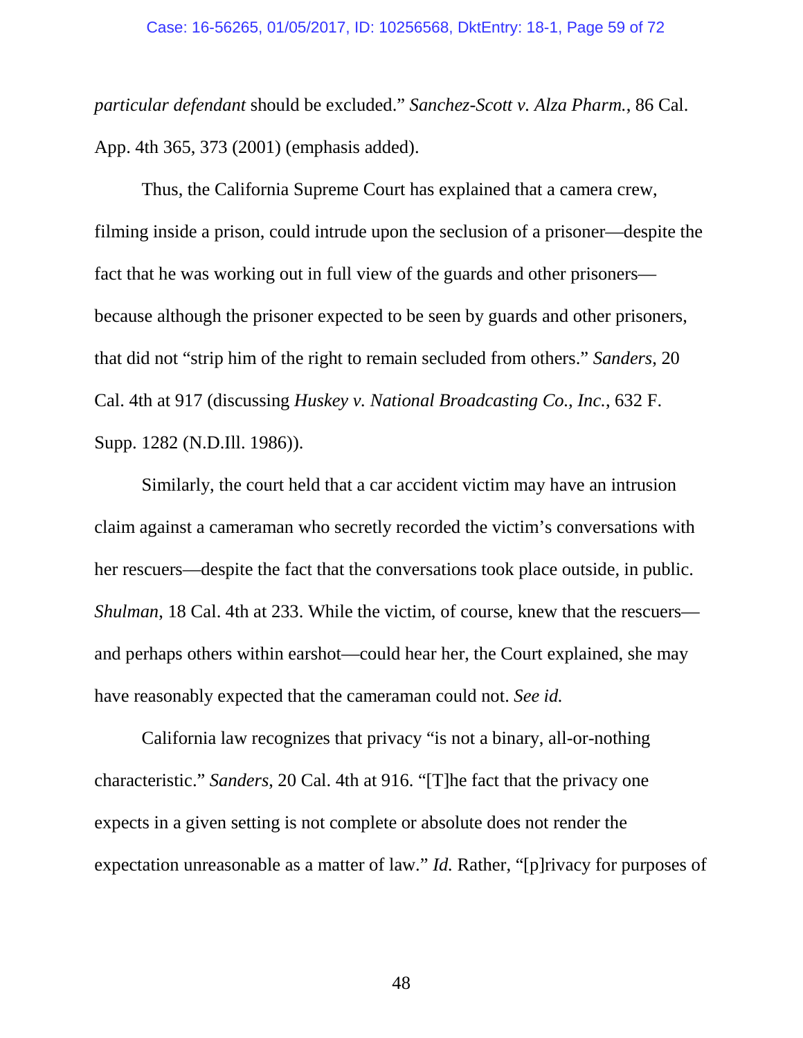*particular defendant* should be excluded." *Sanchez-Scott v. Alza Pharm.*, 86 Cal. App. 4th 365, 373 (2001) (emphasis added).

Thus, the California Supreme Court has explained that a camera crew, filming inside a prison, could intrude upon the seclusion of a prisoner—despite the fact that he was working out in full view of the guards and other prisoners—because although the prisoner expected to be seen by guards and other prisoners, that did not "strip him of the right to remain secluded from others." *Sanders*, 20 Cal. 4th at 917 (discussing *Huskey v. National Broadcasting Co., Inc.*, 632 F. Supp. 1282 (N.D.Ill. 1986)).

Similarly, the court held that a car accident victim may have an intrusion claim against a cameraman who secretly recorded the victim's conversations with her rescuers—despite the fact that the conversations took place outside, in public. *Shulman*, 18 Cal. 4th at 233. While the victim, of course, knew that the rescuers—and perhaps others within earshot—could hear her, the Court explained, she may have reasonably expected that the cameraman could not. *See id.*

California law recognizes that privacy "is not a binary, all-or-nothing characteristic." *Sanders*, 20 Cal. 4th at 916. "[T]he fact that the privacy one expects in a given setting is not complete or absolute does not render the expectation unreasonable as a matter of law." *Id.* Rather, "[p]rivacy for purposes of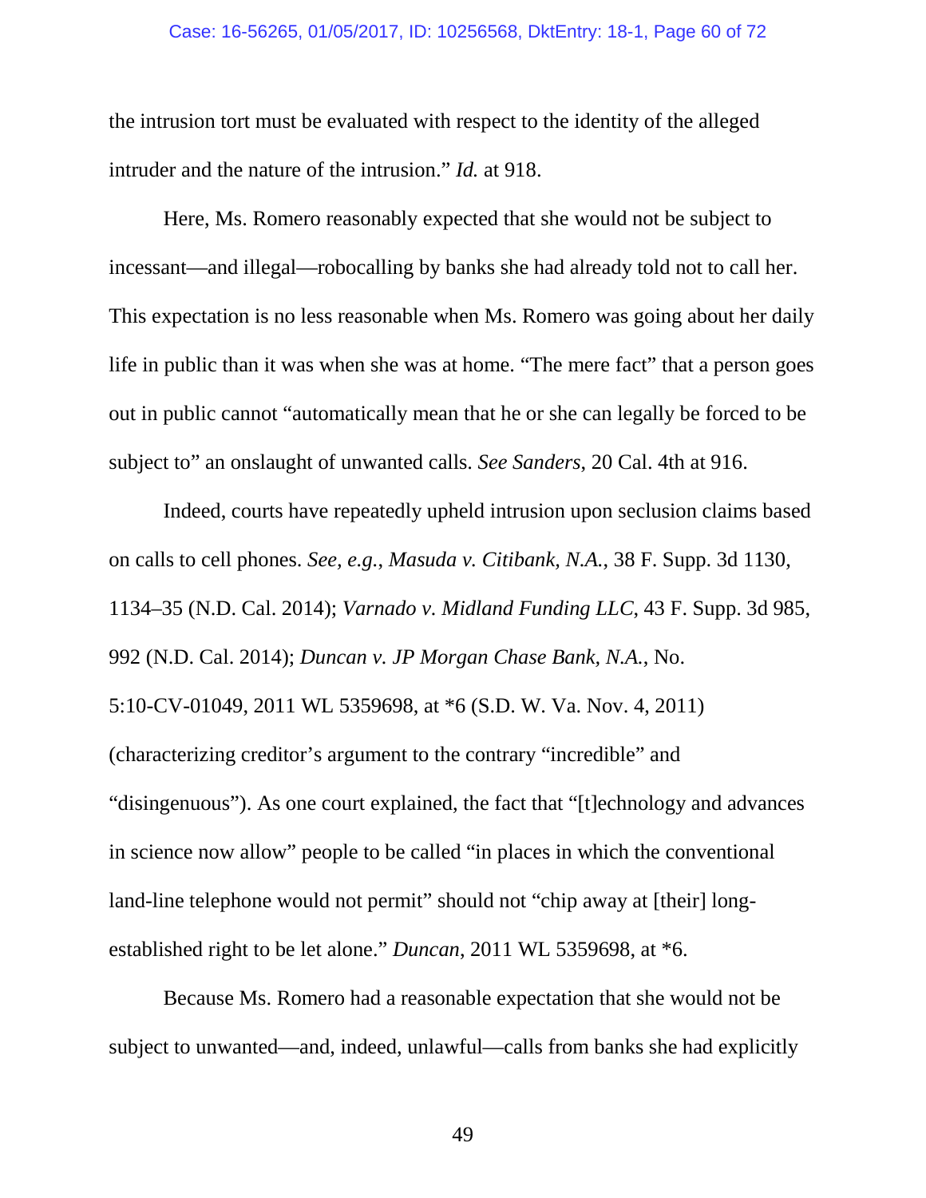the intrusion tort must be evaluated with respect to the identity of the alleged intruder and the nature of the intrusion." *Id.* at 918.

Here, Ms. Romero reasonably expected that she would not be subject to incessant—and illegal—robocalling by banks she had already told not to call her. This expectation is no less reasonable when Ms. Romero was going about her daily life in public than it was when she was at home. "The mere fact" that a person goes out in public cannot "automatically mean that he or she can legally be forced to be subject to" an onslaught of unwanted calls. *See Sanders*, 20 Cal. 4th at 916.

Indeed, courts have repeatedly upheld intrusion upon seclusion claims based on calls to cell phones. *See, e.g.*, *Masuda v. Citibank, N.A.*, 38 F. Supp. 3d 1130, 1134–35 (N.D. Cal. 2014); *Varnado v. Midland Funding LLC*, 43 F. Supp. 3d 985, 992 (N.D. Cal. 2014); *Duncan v. JP Morgan Chase Bank, N.A.*, No. 5:10-CV-01049, 2011 WL 5359698, at *6 (S.D. W. Va. Nov. 4, 2011) (characterizing creditor's argument to the contrary "incredible" and "disingenuous"). As one court explained, the fact that "[t]echnology and advances in science now allow" people to be called "in places in which the conventional land-line telephone would not permit" should not "chip away at [their] long-established right to be let alone." *Duncan*, 2011 WL 5359698, at *6.

Because Ms. Romero had a reasonable expectation that she would not be subject to unwanted—and, indeed, unlawful—calls from banks she had explicitly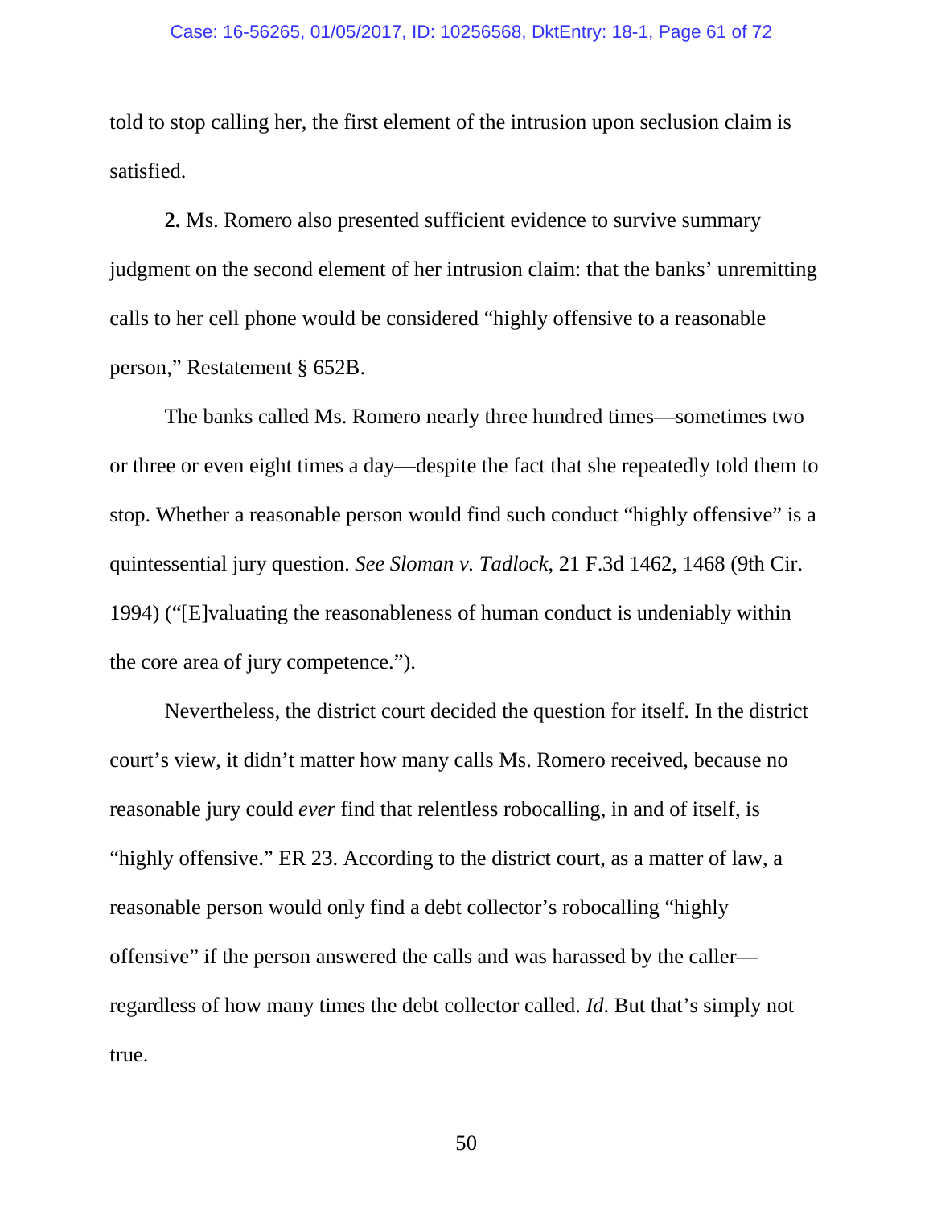told to stop calling her, the first element of the intrusion upon seclusion claim is satisfied.

**2.** Ms. Romero also presented sufficient evidence to survive summary judgment on the second element of her intrusion claim: that the banks' unremitting calls to her cell phone would be considered "highly offensive to a reasonable person," Restatement § 652B.

The banks called Ms. Romero nearly three hundred times—sometimes two or three or even eight times a day—despite the fact that she repeatedly told them to stop. Whether a reasonable person would find such conduct "highly offensive" is a quintessential jury question. *See Sloman v. Tadlock*, 21 F.3d 1462, 1468 (9th Cir. 1994) ("[E]valuating the reasonableness of human conduct is undeniably within the core area of jury competence.").

Nevertheless, the district court decided the question for itself. In the district court's view, it didn't matter how many calls Ms. Romero received, because no reasonable jury could *ever* find that relentless robocalling, in and of itself, is "highly offensive." ER 23. According to the district court, as a matter of law, a reasonable person would only find a debt collector's robocalling "highly offensive" if the person answered the calls and was harassed by the caller—regardless of how many times the debt collector called. *Id*. But that's simply not true.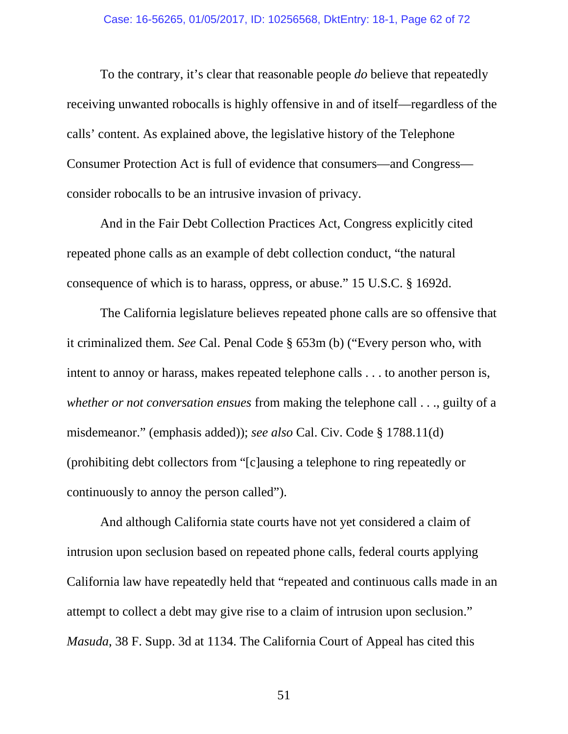To the contrary, it's clear that reasonable people *do* believe that repeatedly receiving unwanted robocalls is highly offensive in and of itself—regardless of the calls' content. As explained above, the legislative history of the Telephone Consumer Protection Act is full of evidence that consumers—and Congress—consider robocalls to be an intrusive invasion of privacy.

And in the Fair Debt Collection Practices Act, Congress explicitly cited repeated phone calls as an example of debt collection conduct, "the natural consequence of which is to harass, oppress, or abuse." 15 U.S.C. § 1692d.

The California legislature believes repeated phone calls are so offensive that it criminalized them. *See* Cal. Penal Code § 653m (b) ("Every person who, with intent to annoy or harass, makes repeated telephone calls . . . to another person is, *whether or not conversation ensues* from making the telephone call . . ., guilty of a misdemeanor." (emphasis added)); *see also* Cal. Civ. Code § 1788.11(d) (prohibiting debt collectors from "[c]ausing a telephone to ring repeatedly or continuously to annoy the person called").

And although California state courts have not yet considered a claim of intrusion upon seclusion based on repeated phone calls, federal courts applying California law have repeatedly held that "repeated and continuous calls made in an attempt to collect a debt may give rise to a claim of intrusion upon seclusion." *Masuda*, 38 F. Supp. 3d at 1134. The California Court of Appeal has cited this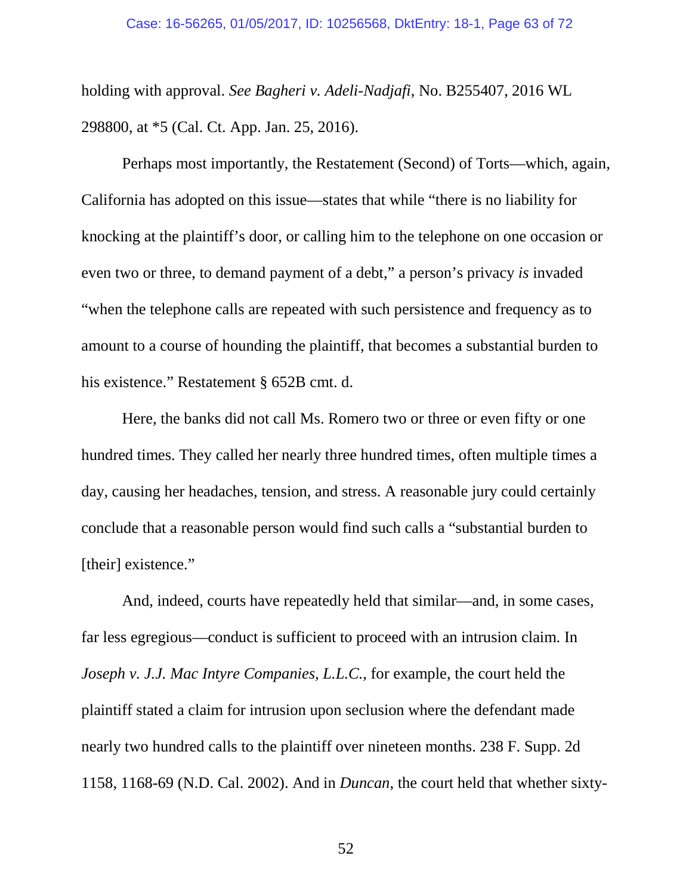holding with approval. *See Bagheri v. Adeli-Nadjafi*, No. B255407, 2016 WL 298800, at *5 (Cal. Ct. App. Jan. 25, 2016).

Perhaps most importantly, the Restatement (Second) of Torts—which, again, California has adopted on this issue—states that while "there is no liability for knocking at the plaintiff's door, or calling him to the telephone on one occasion or even two or three, to demand payment of a debt," a person's privacy *is* invaded "when the telephone calls are repeated with such persistence and frequency as to amount to a course of hounding the plaintiff, that becomes a substantial burden to his existence." Restatement § 652B cmt. d.

Here, the banks did not call Ms. Romero two or three or even fifty or one hundred times. They called her nearly three hundred times, often multiple times a day, causing her headaches, tension, and stress. A reasonable jury could certainly conclude that a reasonable person would find such calls a "substantial burden to [their] existence."

And, indeed, courts have repeatedly held that similar—and, in some cases, far less egregious—conduct is sufficient to proceed with an intrusion claim. In *Joseph v. J.J. Mac Intyre Companies, L.L.C.*, for example, the court held the plaintiff stated a claim for intrusion upon seclusion where the defendant made nearly two hundred calls to the plaintiff over nineteen months. 238 F. Supp. 2d 1158, 1168-69 (N.D. Cal. 2002). And in *Duncan*, the court held that whether sixty-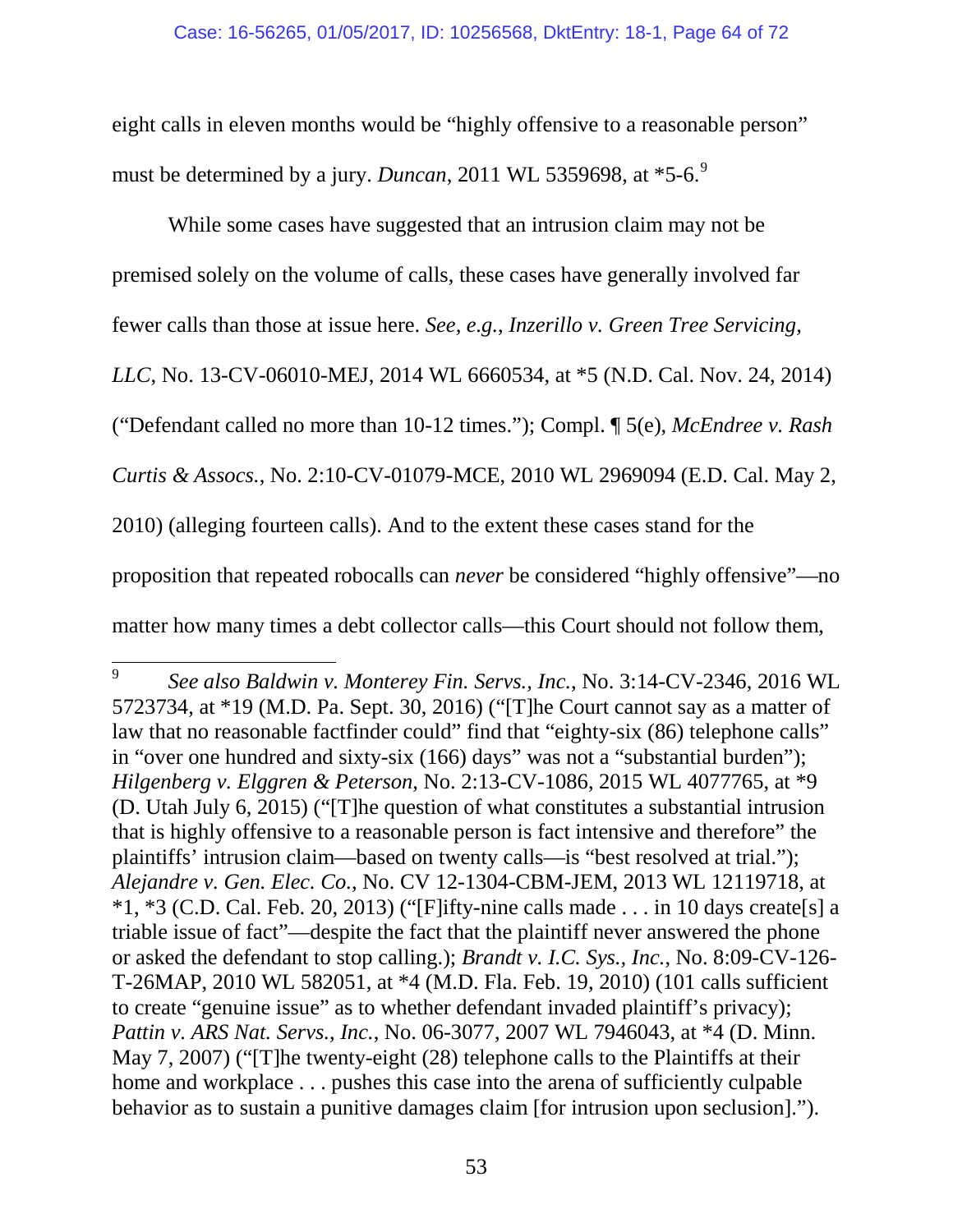eight calls in eleven months would be "highly offensive to a reasonable person" must be determined by a jury. *Duncan*, 2011 WL 5359698, at *5-6.[9]

While some cases have suggested that an intrusion claim may not be premised solely on the volume of calls, these cases have generally involved far fewer calls than those at issue here. *See, e.g.*, *Inzerillo v. Green Tree Servicing, LLC*, No. 13-CV-06010-MEJ, 2014 WL 6660534, at *5 (N.D. Cal. Nov. 24, 2014) ("Defendant called no more than 10-12 times."); Compl. ¶ 5(e), *McEndree v. Rash Curtis & Assocs.*, No. 2:10-CV-01079-MCE, 2010 WL 2969094 (E.D. Cal. May 2, 2010) (alleging fourteen calls). And to the extent these cases stand for the proposition that repeated robocalls can *never* be considered "highly offensive"—no matter how many times a debt collector calls—this Court should not follow them,

---

[9] *See also Baldwin v. Monterey Fin. Servs., Inc.*, No. 3:14-CV-2346, 2016 WL 5723734, at *19 (M.D. Pa. Sept. 30, 2016) ("[T]he Court cannot say as a matter of law that no reasonable factfinder could" find that "eighty-six (86) telephone calls" in "over one hundred and sixty-six (166) days" was not a "substantial burden"); *Hilgenberg v. Elggren & Peterson*, No. 2:13-CV-1086, 2015 WL 4077765, at *9 (D. Utah July 6, 2015) ("[T]he question of what constitutes a substantial intrusion that is highly offensive to a reasonable person is fact intensive and therefore" the plaintiffs' intrusion claim—based on twenty calls—is "best resolved at trial."); *Alejandre v. Gen. Elec. Co.*, No. CV 12-1304-CBM-JEM, 2013 WL 12119718, at *1, *3 (C.D. Cal. Feb. 20, 2013) ("[F]ifty-nine calls made . . . in 10 days create[s] a triable issue of fact"—despite the fact that the plaintiff never answered the phone or asked the defendant to stop calling.); *Brandt v. I.C. Sys., Inc.*, No. 8:09-CV-126-T-26MAP, 2010 WL 582051, at *4 (M.D. Fla. Feb. 19, 2010) (101 calls sufficient to create "genuine issue" as to whether defendant invaded plaintiff's privacy); *Pattin v. ARS Nat. Servs., Inc.*, No. 06-3077, 2007 WL 7946043, at *4 (D. Minn. May 7, 2007) ("[T]he twenty-eight (28) telephone calls to the Plaintiffs at their home and workplace . . . pushes this case into the arena of sufficiently culpable behavior as to sustain a punitive damages claim [for intrusion upon seclusion].").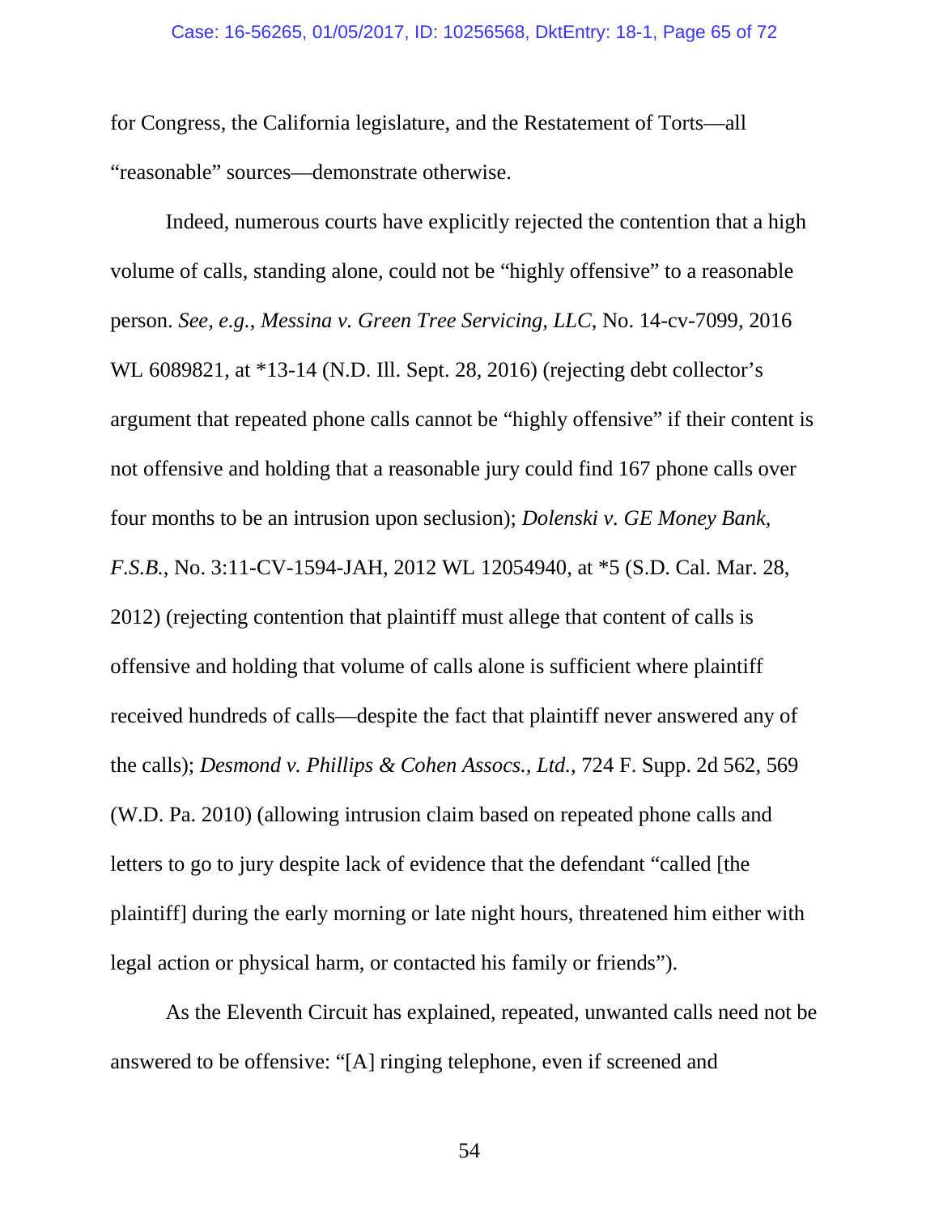for Congress, the California legislature, and the Restatement of Torts—all "reasonable" sources—demonstrate otherwise.

Indeed, numerous courts have explicitly rejected the contention that a high volume of calls, standing alone, could not be "highly offensive" to a reasonable person. *See, e.g.*, *Messina v. Green Tree Servicing, LLC*, No. 14-cv-7099, 2016 WL 6089821, at *13-14 (N.D. Ill. Sept. 28, 2016) (rejecting debt collector's argument that repeated phone calls cannot be "highly offensive" if their content is not offensive and holding that a reasonable jury could find 167 phone calls over four months to be an intrusion upon seclusion); *Dolenski v. GE Money Bank, F.S.B.*, No. 3:11-CV-1594-JAH, 2012 WL 12054940, at *5 (S.D. Cal. Mar. 28, 2012) (rejecting contention that plaintiff must allege that content of calls is offensive and holding that volume of calls alone is sufficient where plaintiff received hundreds of calls—despite the fact that plaintiff never answered any of the calls); *Desmond v. Phillips & Cohen Assocs., Ltd.*, 724 F. Supp. 2d 562, 569 (W.D. Pa. 2010) (allowing intrusion claim based on repeated phone calls and letters to go to jury despite lack of evidence that the defendant "called [the plaintiff] during the early morning or late night hours, threatened him either with legal action or physical harm, or contacted his family or friends").

As the Eleventh Circuit has explained, repeated, unwanted calls need not be answered to be offensive: "[A] ringing telephone, even if screened and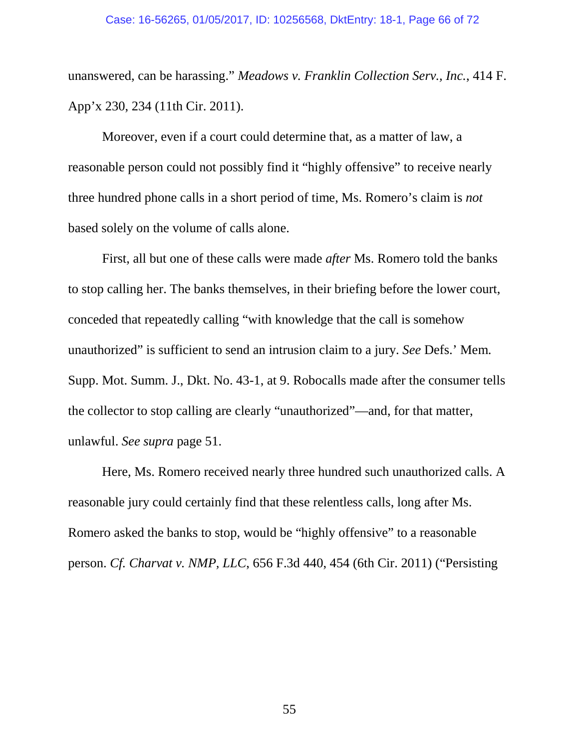unanswered, can be harassing." *Meadows v. Franklin Collection Serv., Inc.*, 414 F. App'x 230, 234 (11th Cir. 2011).

Moreover, even if a court could determine that, as a matter of law, a reasonable person could not possibly find it "highly offensive" to receive nearly three hundred phone calls in a short period of time, Ms. Romero's claim is *not* based solely on the volume of calls alone.

First, all but one of these calls were made *after* Ms. Romero told the banks to stop calling her. The banks themselves, in their briefing before the lower court, conceded that repeatedly calling "with knowledge that the call is somehow unauthorized" is sufficient to send an intrusion claim to a jury. *See* Defs.' Mem. Supp. Mot. Summ. J., Dkt. No. 43-1, at 9. Robocalls made after the consumer tells the collector to stop calling are clearly "unauthorized"—and, for that matter, unlawful. *See supra* page 51.

Here, Ms. Romero received nearly three hundred such unauthorized calls. A reasonable jury could certainly find that these relentless calls, long after Ms. Romero asked the banks to stop, would be "highly offensive" to a reasonable person. *Cf. Charvat v. NMP, LLC*, 656 F.3d 440, 454 (6th Cir. 2011) ("Persisting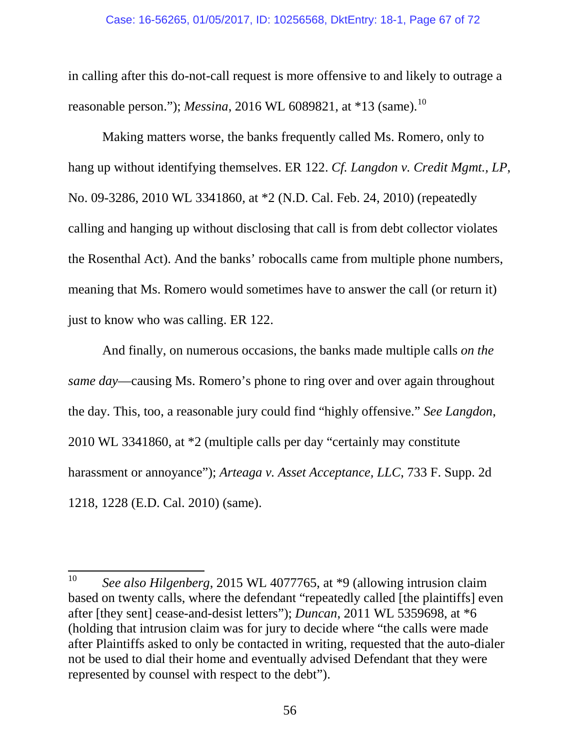in calling after this do-not-call request is more offensive to and likely to outrage a reasonable person."); *Messina*, 2016 WL 6089821, at *13 (same).[10]

Making matters worse, the banks frequently called Ms. Romero, only to hang up without identifying themselves. ER 122. *Cf. Langdon v. Credit Mgmt., LP*, No. 09-3286, 2010 WL 3341860, at *2 (N.D. Cal. Feb. 24, 2010) (repeatedly calling and hanging up without disclosing that call is from debt collector violates the Rosenthal Act). And the banks' robocalls came from multiple phone numbers, meaning that Ms. Romero would sometimes have to answer the call (or return it) just to know who was calling. ER 122.

And finally, on numerous occasions, the banks made multiple calls *on the same day*—causing Ms. Romero's phone to ring over and over again throughout the day. This, too, a reasonable jury could find "highly offensive." *See Langdon*, 2010 WL 3341860, at *2 (multiple calls per day "certainly may constitute harassment or annoyance"); *Arteaga v. Asset Acceptance, LLC*, 733 F. Supp. 2d 1218, 1228 (E.D. Cal. 2010) (same).

---

[10] *See also Hilgenberg*, 2015 WL 4077765, at *9 (allowing intrusion claim based on twenty calls, where the defendant "repeatedly called [the plaintiffs] even after [they sent] cease-and-desist letters"); *Duncan*, 2011 WL 5359698, at *6 (holding that intrusion claim was for jury to decide where "the calls were made after Plaintiffs asked to only be contacted in writing, requested that the auto-dialer not be used to dial their home and eventually advised Defendant that they were represented by counsel with respect to the debt").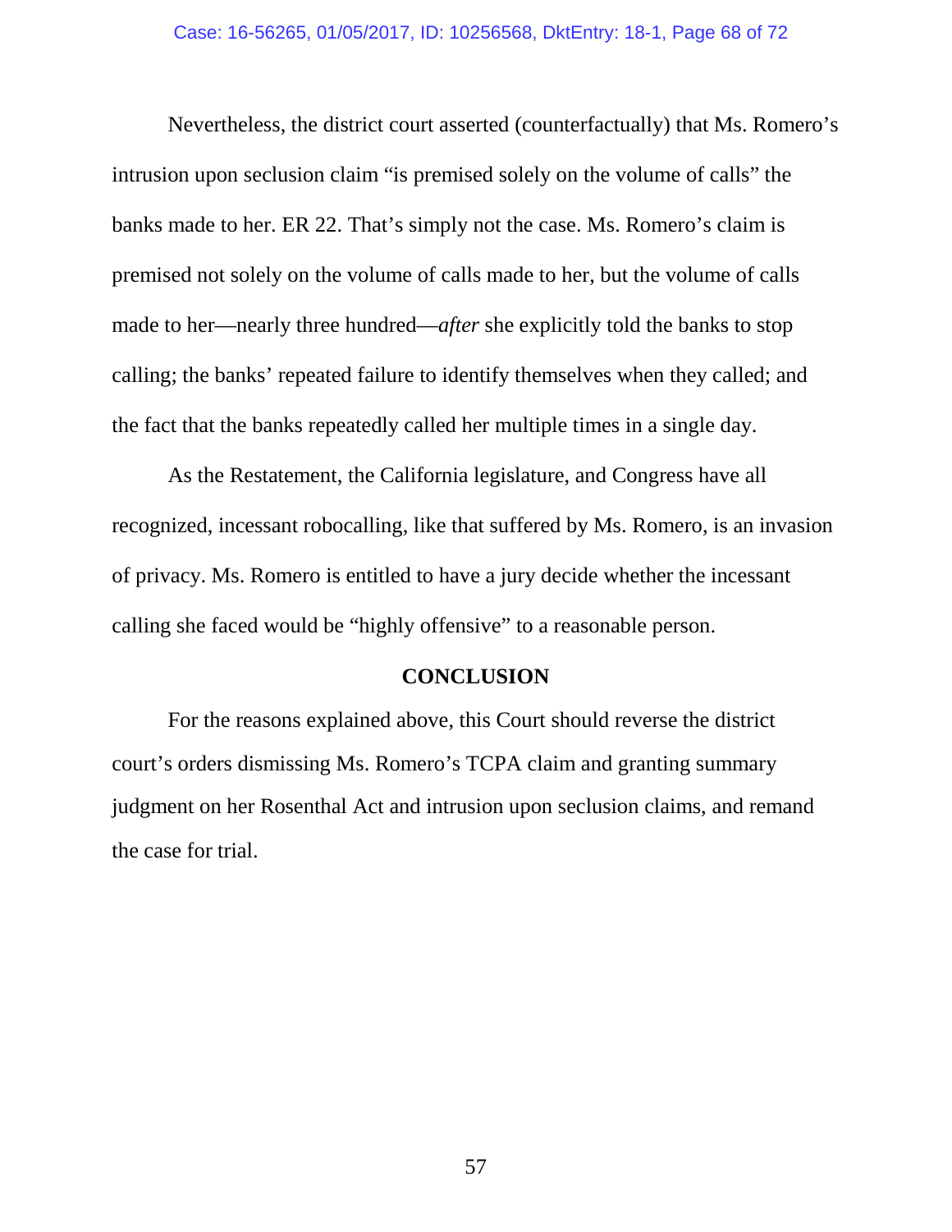Nevertheless, the district court asserted (counterfactually) that Ms. Romero's intrusion upon seclusion claim "is premised solely on the volume of calls" the banks made to her. ER 22. That's simply not the case. Ms. Romero's claim is premised not solely on the volume of calls made to her, but the volume of calls made to her—nearly three hundred—*after* she explicitly told the banks to stop calling; the banks' repeated failure to identify themselves when they called; and the fact that the banks repeatedly called her multiple times in a single day.

As the Restatement, the California legislature, and Congress have all recognized, incessant robocalling, like that suffered by Ms. Romero, is an invasion of privacy. Ms. Romero is entitled to have a jury decide whether the incessant calling she faced would be "highly offensive" to a reasonable person.

## CONCLUSION

For the reasons explained above, this Court should reverse the district court's orders dismissing Ms. Romero's TCPA claim and granting summary judgment on her Rosenthal Act and intrusion upon seclusion claims, and remand the case for trial.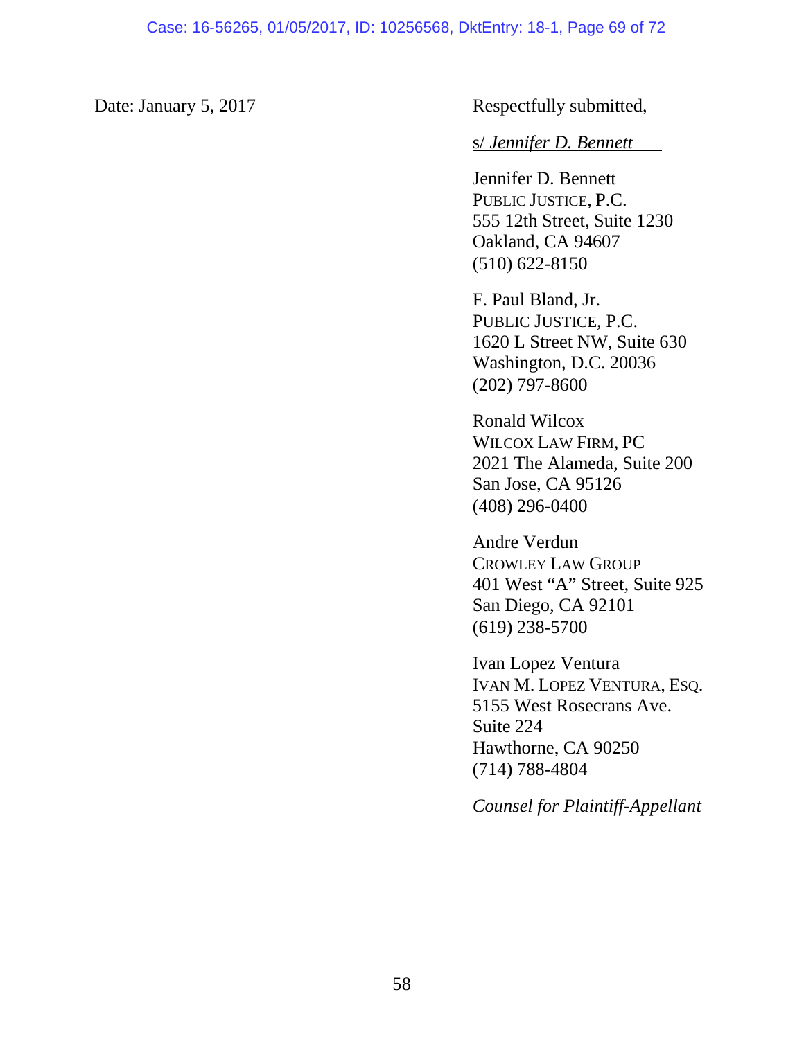Date: January 5, 2017

Respectfully submitted,

s/ *Jennifer D. Bennett*

Jennifer D. Bennett
PUBLIC JUSTICE, P.C.
555 12th Street, Suite 1230
Oakland, CA 94607
(510) 622-8150

F. Paul Bland, Jr.
PUBLIC JUSTICE, P.C.
1620 L Street NW, Suite 630
Washington, D.C. 20036
(202) 797-8600

Ronald Wilcox
WILCOX LAW FIRM, PC
2021 The Alameda, Suite 200
San Jose, CA 95126
(408) 296-0400

Andre Verdun
CROWLEY LAW GROUP
401 West "A" Street, Suite 925
San Diego, CA 92101
(619) 238-5700

Ivan Lopez Ventura
IVAN M. LOPEZ VENTURA, ESQ.
5155 West Rosecrans Ave.
Suite 224
Hawthorne, CA 90250
(714) 788-4804

*Counsel for Plaintiff-Appellant*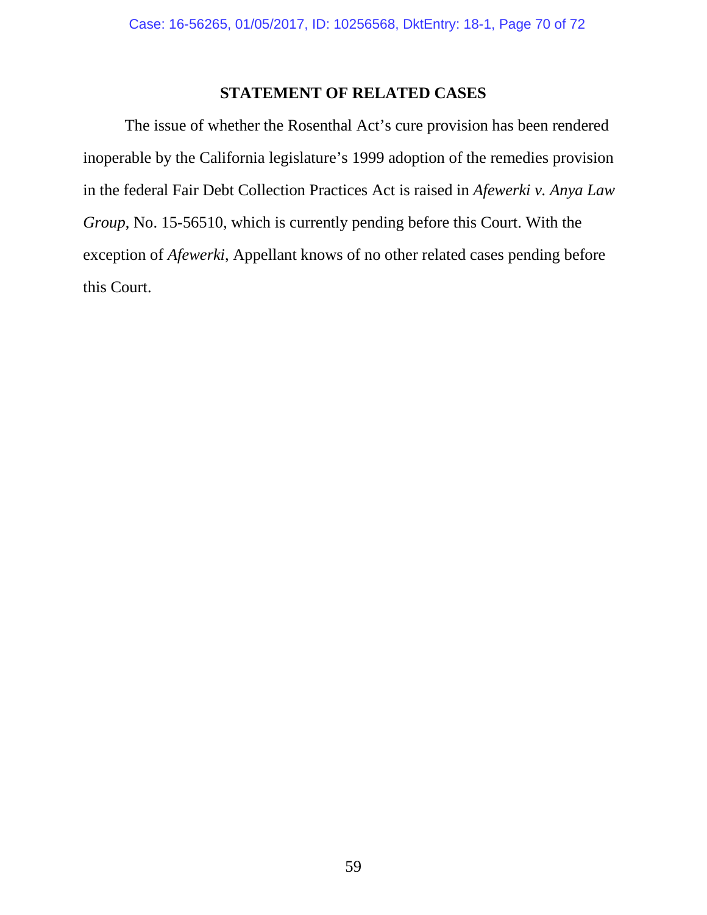## STATEMENT OF RELATED CASES

The issue of whether the Rosenthal Act's cure provision has been rendered inoperable by the California legislature's 1999 adoption of the remedies provision in the federal Fair Debt Collection Practices Act is raised in *Afewerki v. Anya Law Group*, No. 15-56510, which is currently pending before this Court. With the exception of *Afewerki*, Appellant knows of no other related cases pending before this Court.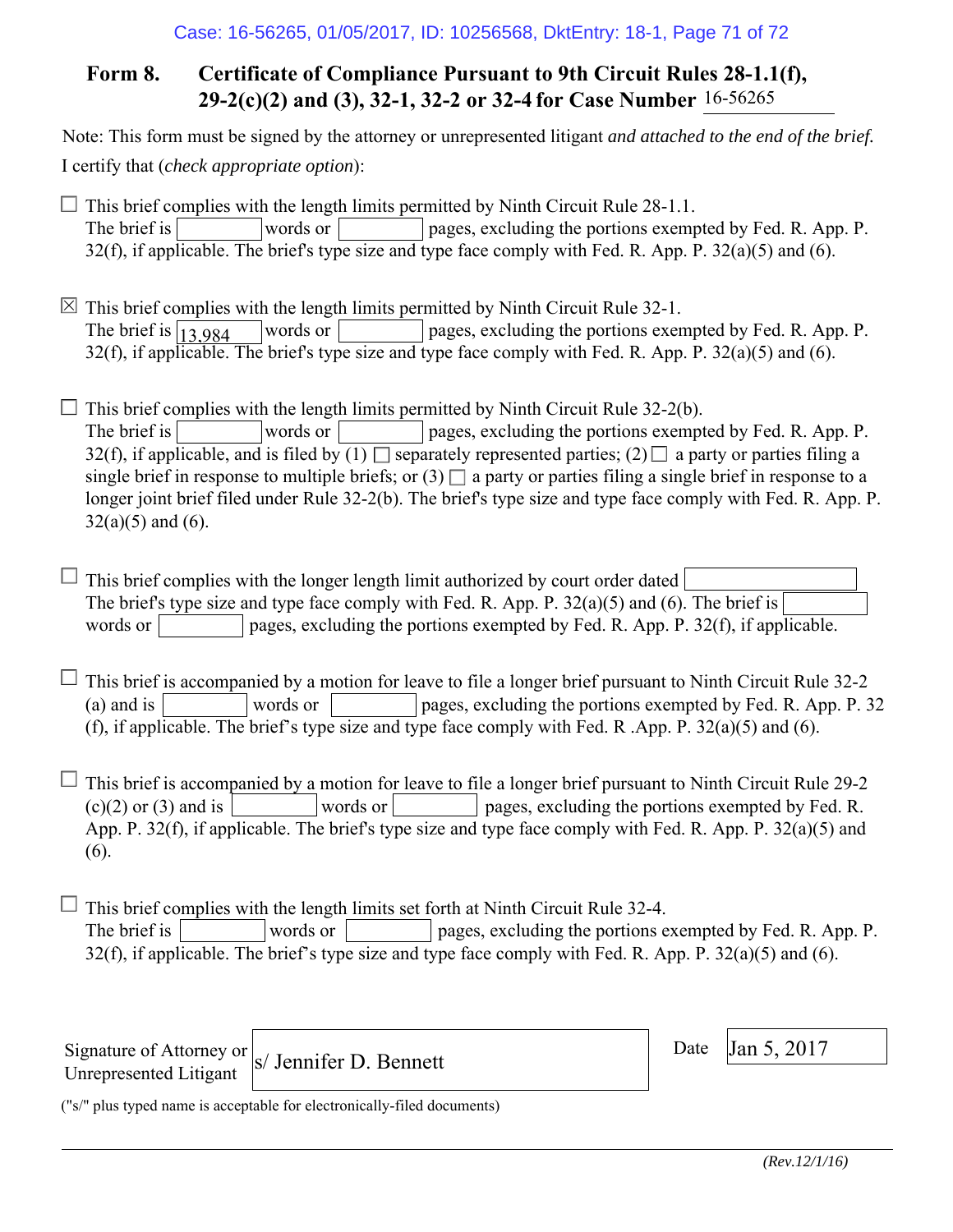## Form 8. Certificate of Compliance Pursuant to 9th Circuit Rules 28-1.1(f), 29-2(c)(2) and (3), 32-1, 32-2 or 32-4 for Case Number 16-56265

Note: This form must be signed by the attorney or unrepresented litigant *and attached to the end of the brief.*

I certify that (*check appropriate option*):

☐ This brief complies with the length limits permitted by Ninth Circuit Rule 28-1.1. The brief is ______ words or ______ pages, excluding the portions exempted by Fed. R. App. P. 32(f), if applicable. The brief's type size and type face comply with Fed. R. App. P. 32(a)(5) and (6).

☒ This brief complies with the length limits permitted by Ninth Circuit Rule 32-1. The brief is 13,984 words or ______ pages, excluding the portions exempted by Fed. R. App. P. 32(f), if applicable. The brief's type size and type face comply with Fed. R. App. P. 32(a)(5) and (6).

☐ This brief complies with the length limits permitted by Ninth Circuit Rule 32-2(b). The brief is ______ words or ______ pages, excluding the portions exempted by Fed. R. App. P. 32(f), if applicable, and is filed by (1) ☐ separately represented parties; (2) ☐ a party or parties filing a single brief in response to multiple briefs; or (3) ☐ a party or parties filing a single brief in response to a longer joint brief filed under Rule 32-2(b). The brief's type size and type face comply with Fed. R. App. P. 32(a)(5) and (6).

☐ This brief complies with the longer length limit authorized by court order dated ______. The brief's type size and type face comply with Fed. R. App. P. 32(a)(5) and (6). The brief is ______ words or ______ pages, excluding the portions exempted by Fed. R. App. P. 32(f), if applicable.

☐ This brief is accompanied by a motion for leave to file a longer brief pursuant to Ninth Circuit Rule 32-2 (a) and is ______ words or ______ pages, excluding the portions exempted by Fed. R. App. P. 32 (f), if applicable. The brief's type size and type face comply with Fed. R .App. P. 32(a)(5) and (6).

☐ This brief is accompanied by a motion for leave to file a longer brief pursuant to Ninth Circuit Rule 29-2 (c)(2) or (3) and is ______ words or ______ pages, excluding the portions exempted by Fed. R. App. P. 32(f), if applicable. The brief's type size and type face comply with Fed. R. App. P. 32(a)(5) and (6).

☐ This brief complies with the length limits set forth at Ninth Circuit Rule 32-4. The brief is ______ words or ______ pages, excluding the portions exempted by Fed. R. App. P. 32(f), if applicable. The brief's type size and type face comply with Fed. R. App. P. 32(a)(5) and (6).

Signature of Attorney or Unrepresented Litigant: s/ Jennifer D. Bennett

Date: Jan 5, 2017

("s/" plus typed name is acceptable for electronically-filed documents)

*(Rev.12/1/16)*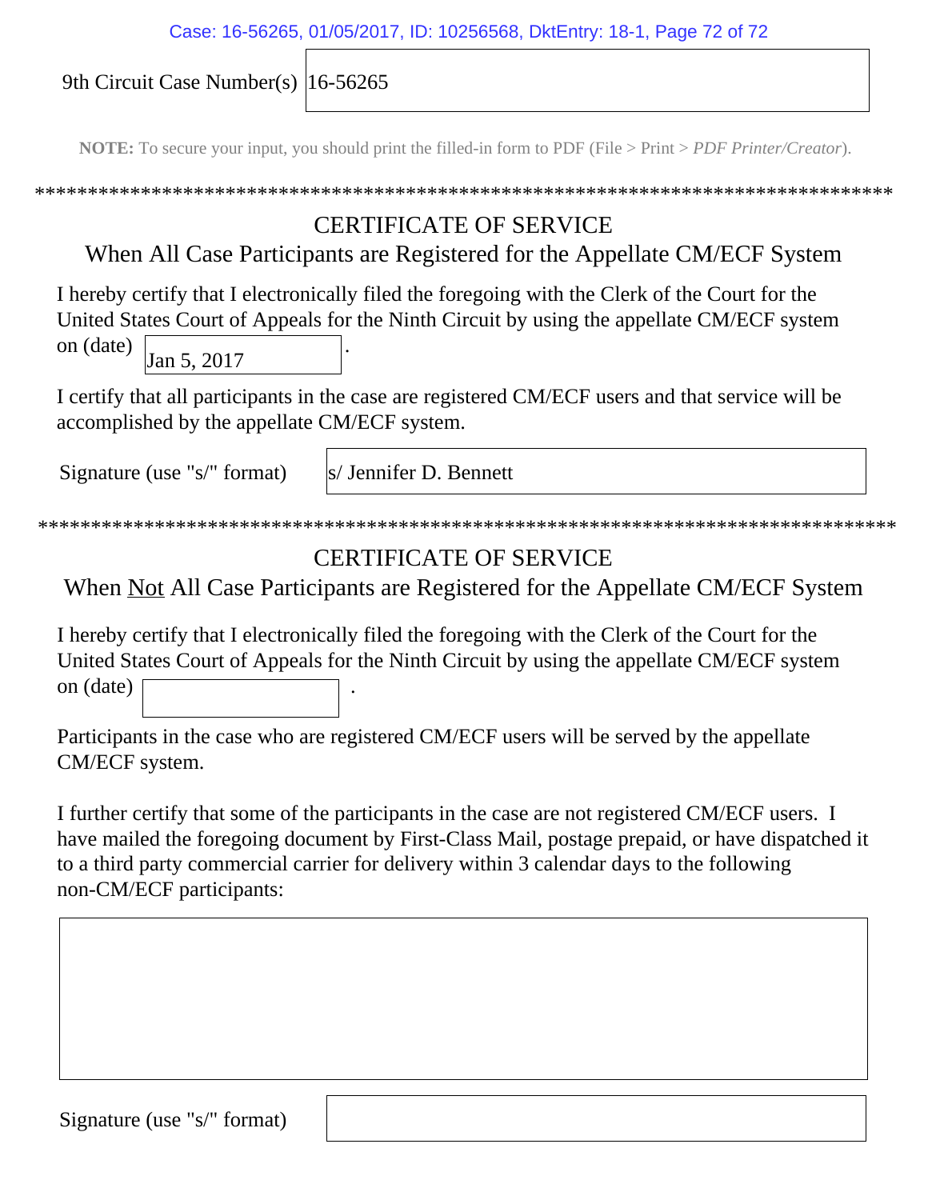9th Circuit Case Number(s) 16-56265

**NOTE:** To secure your input, you should print the filled-in form to PDF (File > Print > *PDF Printer/Creator*).

*********************************************************************************

## CERTIFICATE OF SERVICE
## When All Case Participants are Registered for the Appellate CM/ECF System

I hereby certify that I electronically filed the foregoing with the Clerk of the Court for the United States Court of Appeals for the Ninth Circuit by using the appellate CM/ECF system on (date) Jan 5, 2017.

I certify that all participants in the case are registered CM/ECF users and that service will be accomplished by the appellate CM/ECF system.

Signature (use "s/" format) s/ Jennifer D. Bennett

*********************************************************************************

## CERTIFICATE OF SERVICE
## When Not All Case Participants are Registered for the Appellate CM/ECF System

I hereby certify that I electronically filed the foregoing with the Clerk of the Court for the United States Court of Appeals for the Ninth Circuit by using the appellate CM/ECF system on (date) .

Participants in the case who are registered CM/ECF users will be served by the appellate CM/ECF system.

I further certify that some of the participants in the case are not registered CM/ECF users. I have mailed the foregoing document by First-Class Mail, postage prepaid, or have dispatched it to a third party commercial carrier for delivery within 3 calendar days to the following non-CM/ECF participants:

Signature (use "s/" format)